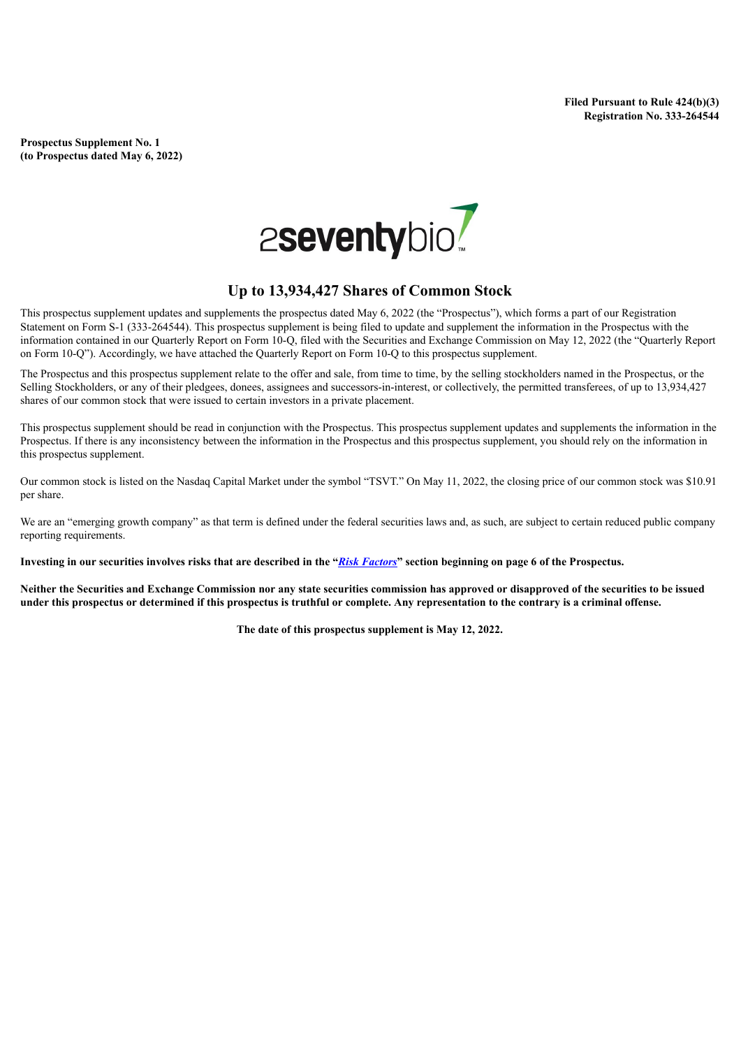**Filed Pursuant to Rule 424(b)(3)**
**Registration No. 333-264544**

**Prospectus Supplement No. 1**
**(to Prospectus dated May 6, 2022)**

2seventybio™

# Up to 13,934,427 Shares of Common Stock

This prospectus supplement updates and supplements the prospectus dated May 6, 2022 (the "Prospectus"), which forms a part of our Registration Statement on Form S-1 (333-264544). This prospectus supplement is being filed to update and supplement the information in the Prospectus with the information contained in our Quarterly Report on Form 10-Q, filed with the Securities and Exchange Commission on May 12, 2022 (the "Quarterly Report on Form 10-Q"). Accordingly, we have attached the Quarterly Report on Form 10-Q to this prospectus supplement.

The Prospectus and this prospectus supplement relate to the offer and sale, from time to time, by the selling stockholders named in the Prospectus, or the Selling Stockholders, or any of their pledgees, donees, assignees and successors-in-interest, or collectively, the permitted transferees, of up to 13,934,427 shares of our common stock that were issued to certain investors in a private placement.

This prospectus supplement should be read in conjunction with the Prospectus. This prospectus supplement updates and supplements the information in the Prospectus. If there is any inconsistency between the information in the Prospectus and this prospectus supplement, you should rely on the information in this prospectus supplement.

Our common stock is listed on the Nasdaq Capital Market under the symbol "TSVT." On May 11, 2022, the closing price of our common stock was $10.91 per share.

We are an "emerging growth company" as that term is defined under the federal securities laws and, as such, are subject to certain reduced public company reporting requirements.

**Investing in our securities involves risks that are described in the "*Risk Factors*" section beginning on page 6 of the Prospectus.**

**Neither the Securities and Exchange Commission nor any state securities commission has approved or disapproved of the securities to be issued under this prospectus or determined if this prospectus is truthful or complete. Any representation to the contrary is a criminal offense.**

**The date of this prospectus supplement is May 12, 2022.**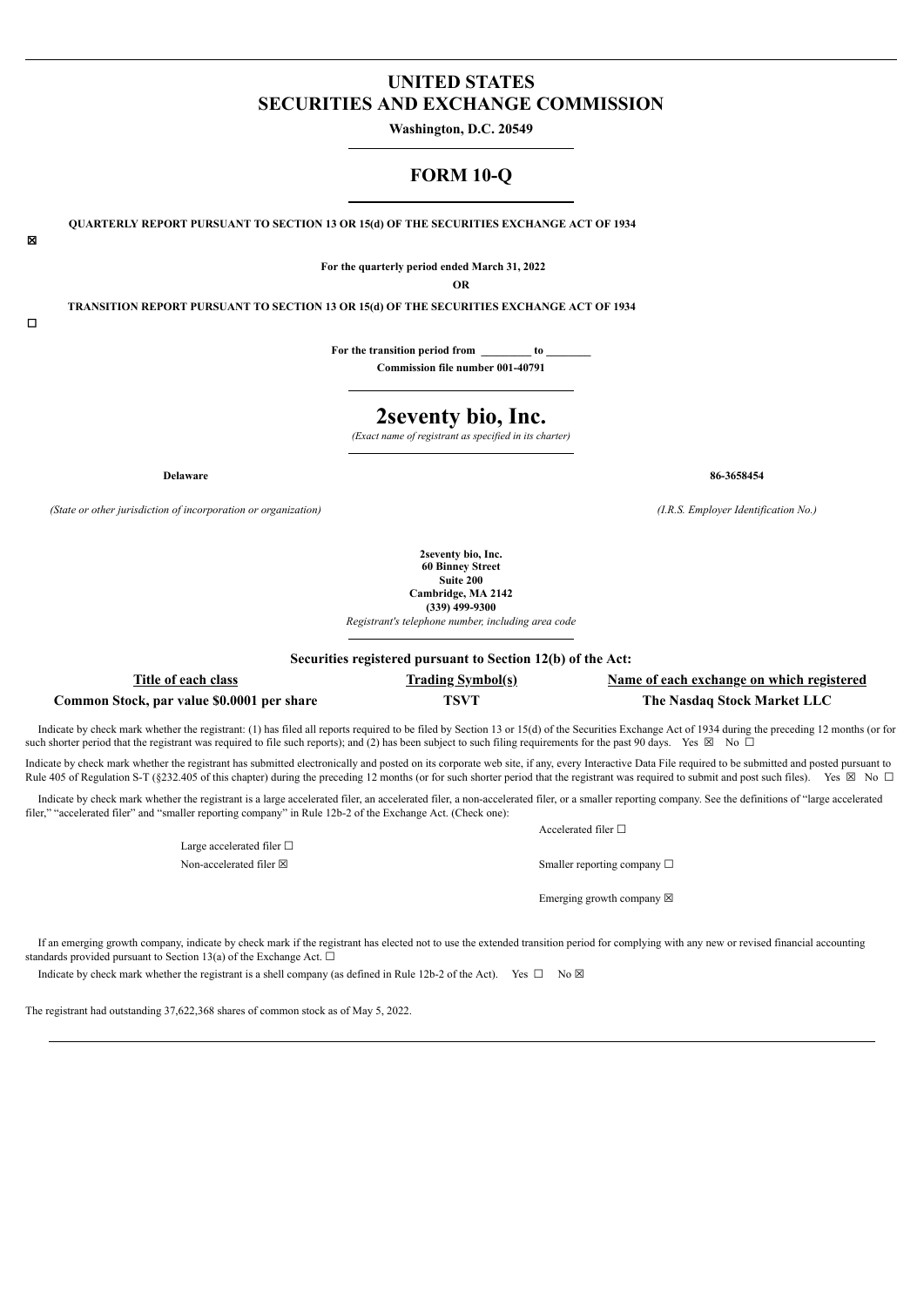# UNITED STATES
# SECURITIES AND EXCHANGE COMMISSION

**Washington, D.C. 20549**

## FORM 10-Q

☒ **QUARTERLY REPORT PURSUANT TO SECTION 13 OR 15(d) OF THE SECURITIES EXCHANGE ACT OF 1934**

**For the quarterly period ended March 31, 2022**

**OR**

☐ **TRANSITION REPORT PURSUANT TO SECTION 13 OR 15(d) OF THE SECURITIES EXCHANGE ACT OF 1934**

**For the transition period from _________ to ________**

**Commission file number 001-40791**

# 2seventy bio, Inc.

*(Exact name of registrant as specified in its charter)*

| **Delaware** | **86-3658454** |
|---|---|
| *(State or other jurisdiction of incorporation or organization)* | *(I.R.S. Employer Identification No.)* |

**2seventy bio, Inc.**
**60 Binney Street**
**Suite 200**
**Cambridge, MA 2142**
**(339) 499-9300**
*Registrant's telephone number, including area code*

**Securities registered pursuant to Section 12(b) of the Act:**

| Title of each class | Trading Symbol(s) | Name of each exchange on which registered |
|---|---|---|
| **Common Stock, par value $0.0001 per share** | **TSVT** | **The Nasdaq Stock Market LLC** |

Indicate by check mark whether the registrant: (1) has filed all reports required to be filed by Section 13 or 15(d) of the Securities Exchange Act of 1934 during the preceding 12 months (or for such shorter period that the registrant was required to file such reports); and (2) has been subject to such filing requirements for the past 90 days. Yes ☒ No ☐

Indicate by check mark whether the registrant has submitted electronically and posted on its corporate web site, if any, every Interactive Data File required to be submitted and posted pursuant to Rule 405 of Regulation S-T (§232.405 of this chapter) during the preceding 12 months (or for such shorter period that the registrant was required to submit and post such files). Yes ☒ No ☐

Indicate by check mark whether the registrant is a large accelerated filer, an accelerated filer, a non-accelerated filer, or a smaller reporting company. See the definitions of "large accelerated filer," "accelerated filer" and "smaller reporting company" in Rule 12b-2 of the Exchange Act. (Check one):

| | |
|---|---|
| | Accelerated filer ☐ |
| Large accelerated filer ☐ | |
| Non-accelerated filer ☒ | Smaller reporting company ☐ |
| | Emerging growth company ☒ |

If an emerging growth company, indicate by check mark if the registrant has elected not to use the extended transition period for complying with any new or revised financial accounting standards provided pursuant to Section 13(a) of the Exchange Act. ☐

Indicate by check mark whether the registrant is a shell company (as defined in Rule 12b-2 of the Act). Yes ☐ No ☒

The registrant had outstanding 37,622,368 shares of common stock as of May 5, 2022.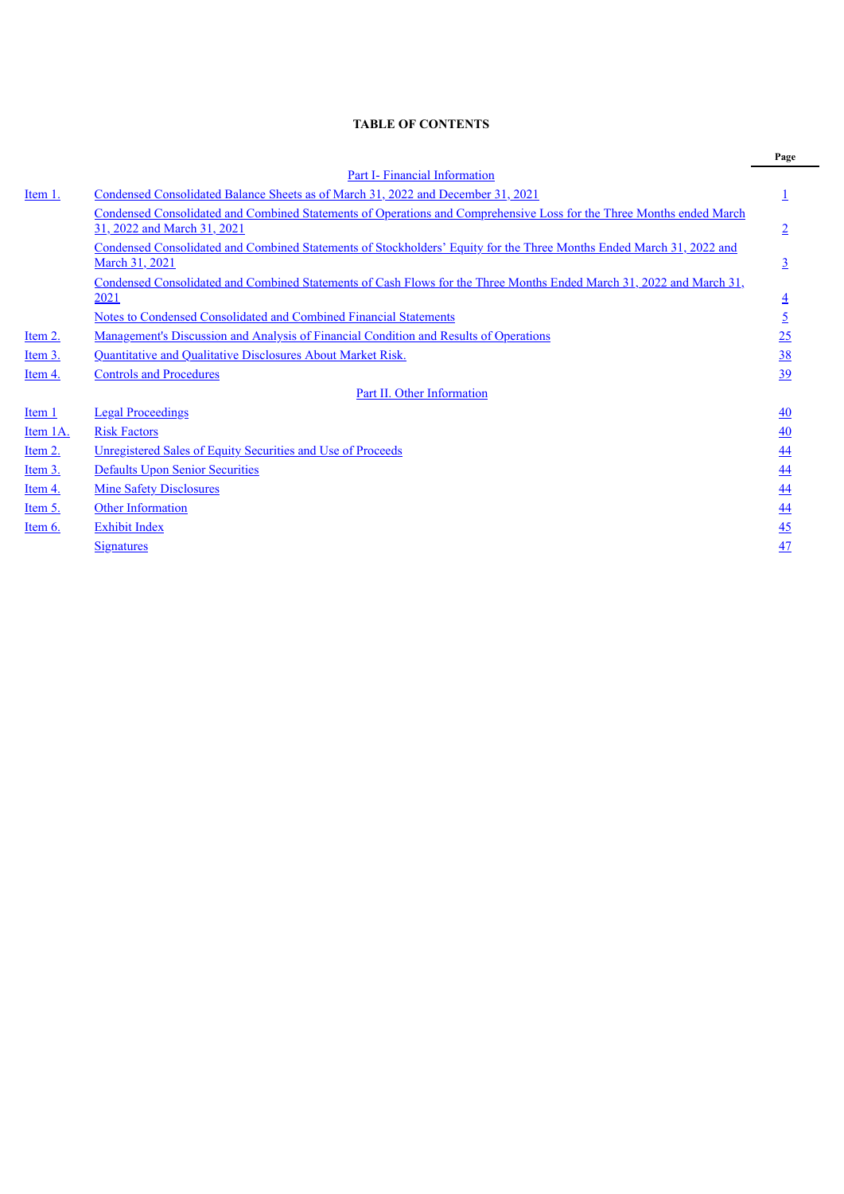**TABLE OF CONTENTS**

| | | Page |
|---|---|---|
| | Part I- Financial Information | |
| Item 1. | Condensed Consolidated Balance Sheets as of March 31, 2022 and December 31, 2021 | 1 |
| | Condensed Consolidated and Combined Statements of Operations and Comprehensive Loss for the Three Months ended March 31, 2022 and March 31, 2021 | 2 |
| | Condensed Consolidated and Combined Statements of Stockholders' Equity for the Three Months Ended March 31, 2022 and March 31, 2021 | 3 |
| | Condensed Consolidated and Combined Statements of Cash Flows for the Three Months Ended March 31, 2022 and March 31, 2021 | 4 |
| | Notes to Condensed Consolidated and Combined Financial Statements | 5 |
| Item 2. | Management's Discussion and Analysis of Financial Condition and Results of Operations | 25 |
| Item 3. | Quantitative and Qualitative Disclosures About Market Risk. | 38 |
| Item 4. | Controls and Procedures | 39 |
| | Part II. Other Information | |
| Item 1 | Legal Proceedings | 40 |
| Item 1A. | Risk Factors | 40 |
| Item 2. | Unregistered Sales of Equity Securities and Use of Proceeds | 44 |
| Item 3. | Defaults Upon Senior Securities | 44 |
| Item 4. | Mine Safety Disclosures | 44 |
| Item 5. | Other Information | 44 |
| Item 6. | Exhibit Index | 45 |
| | Signatures | 47 |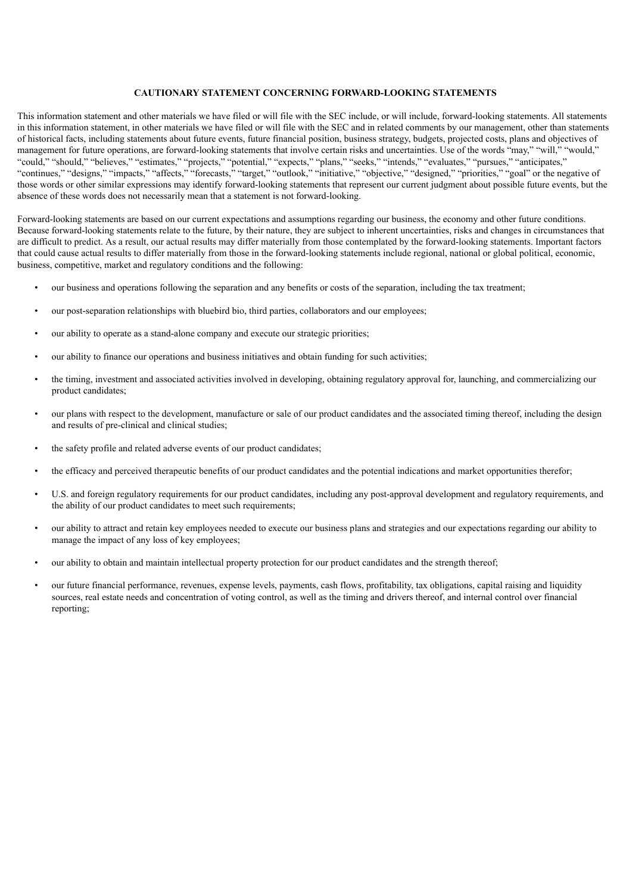## CAUTIONARY STATEMENT CONCERNING FORWARD-LOOKING STATEMENTS

This information statement and other materials we have filed or will file with the SEC include, or will include, forward-looking statements. All statements in this information statement, in other materials we have filed or will file with the SEC and in related comments by our management, other than statements of historical facts, including statements about future events, future financial position, business strategy, budgets, projected costs, plans and objectives of management for future operations, are forward-looking statements that involve certain risks and uncertainties. Use of the words "may," "will," "would," "could," "should," "believes," "estimates," "projects," "potential," "expects," "plans," "seeks," "intends," "evaluates," "pursues," "anticipates," "continues," "designs," "impacts," "affects," "forecasts," "target," "outlook," "initiative," "objective," "designed," "priorities," "goal" or the negative of those words or other similar expressions may identify forward-looking statements that represent our current judgment about possible future events, but the absence of these words does not necessarily mean that a statement is not forward-looking.

Forward-looking statements are based on our current expectations and assumptions regarding our business, the economy and other future conditions. Because forward-looking statements relate to the future, by their nature, they are subject to inherent uncertainties, risks and changes in circumstances that are difficult to predict. As a result, our actual results may differ materially from those contemplated by the forward-looking statements. Important factors that could cause actual results to differ materially from those in the forward-looking statements include regional, national or global political, economic, business, competitive, market and regulatory conditions and the following:

- our business and operations following the separation and any benefits or costs of the separation, including the tax treatment;
- our post-separation relationships with bluebird bio, third parties, collaborators and our employees;
- our ability to operate as a stand-alone company and execute our strategic priorities;
- our ability to finance our operations and business initiatives and obtain funding for such activities;
- the timing, investment and associated activities involved in developing, obtaining regulatory approval for, launching, and commercializing our product candidates;
- our plans with respect to the development, manufacture or sale of our product candidates and the associated timing thereof, including the design and results of pre-clinical and clinical studies;
- the safety profile and related adverse events of our product candidates;
- the efficacy and perceived therapeutic benefits of our product candidates and the potential indications and market opportunities therefor;
- U.S. and foreign regulatory requirements for our product candidates, including any post-approval development and regulatory requirements, and the ability of our product candidates to meet such requirements;
- our ability to attract and retain key employees needed to execute our business plans and strategies and our expectations regarding our ability to manage the impact of any loss of key employees;
- our ability to obtain and maintain intellectual property protection for our product candidates and the strength thereof;
- our future financial performance, revenues, expense levels, payments, cash flows, profitability, tax obligations, capital raising and liquidity sources, real estate needs and concentration of voting control, as well as the timing and drivers thereof, and internal control over financial reporting;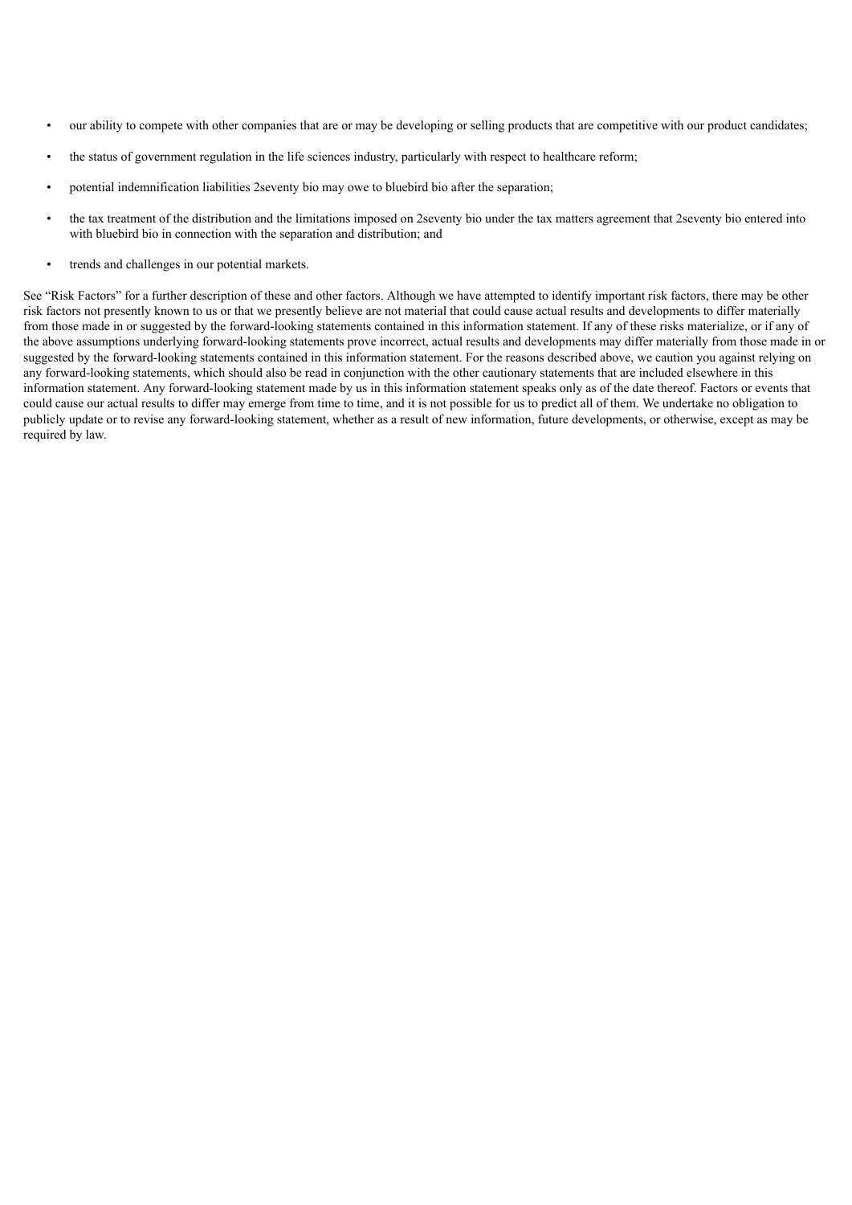- our ability to compete with other companies that are or may be developing or selling products that are competitive with our product candidates;
- the status of government regulation in the life sciences industry, particularly with respect to healthcare reform;
- potential indemnification liabilities 2seventy bio may owe to bluebird bio after the separation;
- the tax treatment of the distribution and the limitations imposed on 2seventy bio under the tax matters agreement that 2seventy bio entered into with bluebird bio in connection with the separation and distribution; and
- trends and challenges in our potential markets.

See "Risk Factors" for a further description of these and other factors. Although we have attempted to identify important risk factors, there may be other risk factors not presently known to us or that we presently believe are not material that could cause actual results and developments to differ materially from those made in or suggested by the forward-looking statements contained in this information statement. If any of these risks materialize, or if any of the above assumptions underlying forward-looking statements prove incorrect, actual results and developments may differ materially from those made in or suggested by the forward-looking statements contained in this information statement. For the reasons described above, we caution you against relying on any forward-looking statements, which should also be read in conjunction with the other cautionary statements that are included elsewhere in this information statement. Any forward-looking statement made by us in this information statement speaks only as of the date thereof. Factors or events that could cause our actual results to differ may emerge from time to time, and it is not possible for us to predict all of them. We undertake no obligation to publicly update or to revise any forward-looking statement, whether as a result of new information, future developments, or otherwise, except as may be required by law.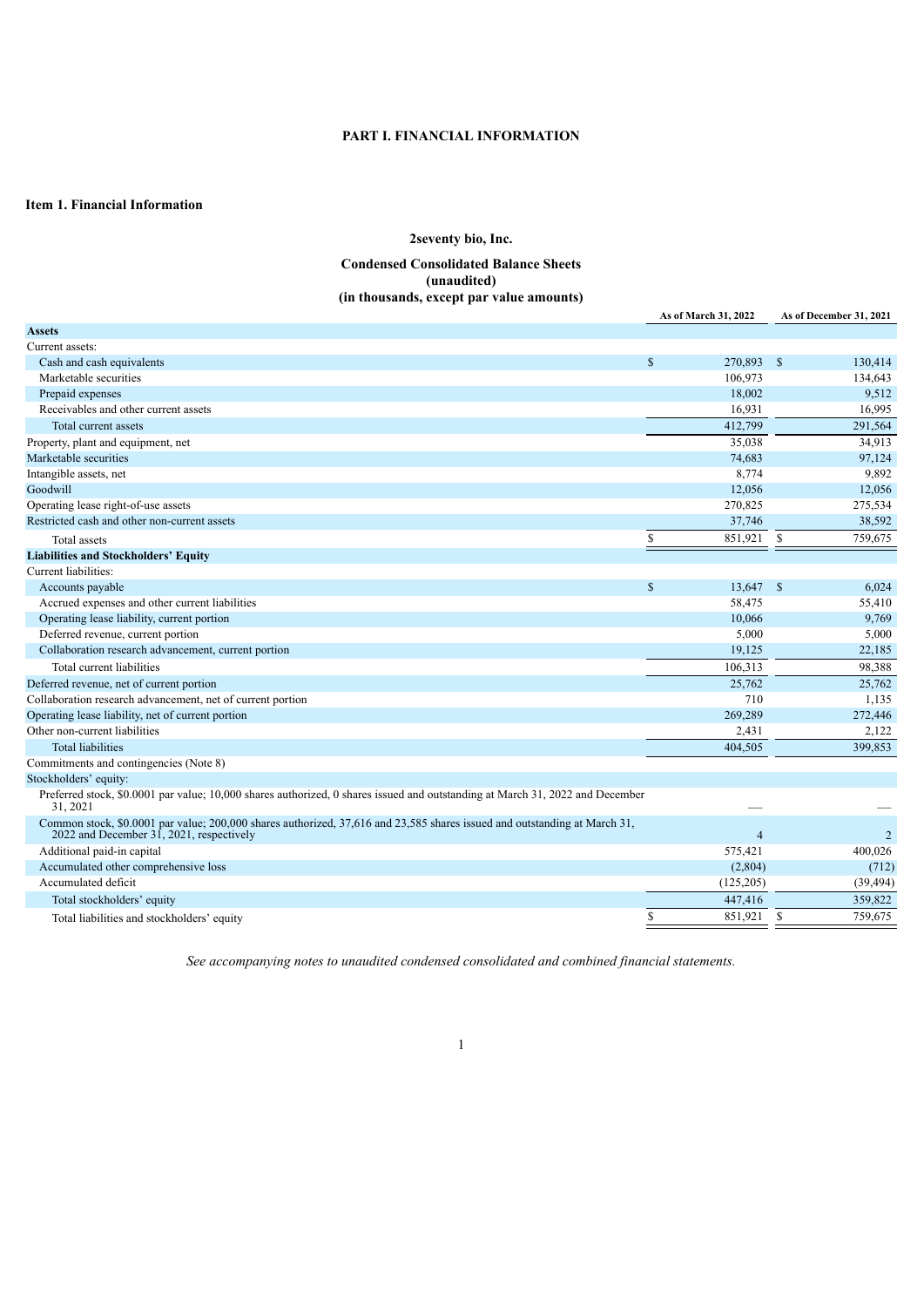# PART I. FINANCIAL INFORMATION

## Item 1. Financial Information

### 2seventy bio, Inc.

### Condensed Consolidated Balance Sheets
### (unaudited)
### (in thousands, except par value amounts)

| | As of March 31, 2022 | As of December 31, 2021 |
|---|---|---|
| **Assets** | | |
| Current assets: | | |
| Cash and cash equivalents | $ 270,893 | $ 130,414 |
| Marketable securities | 106,973 | 134,643 |
| Prepaid expenses | 18,002 | 9,512 |
| Receivables and other current assets | 16,931 | 16,995 |
| Total current assets | 412,799 | 291,564 |
| Property, plant and equipment, net | 35,038 | 34,913 |
| Marketable securities | 74,683 | 97,124 |
| Intangible assets, net | 8,774 | 9,892 |
| Goodwill | 12,056 | 12,056 |
| Operating lease right-of-use assets | 270,825 | 275,534 |
| Restricted cash and other non-current assets | 37,746 | 38,592 |
| Total assets | $ 851,921 | $ 759,675 |
| **Liabilities and Stockholders' Equity** | | |
| Current liabilities: | | |
| Accounts payable | $ 13,647 | $ 6,024 |
| Accrued expenses and other current liabilities | 58,475 | 55,410 |
| Operating lease liability, current portion | 10,066 | 9,769 |
| Deferred revenue, current portion | 5,000 | 5,000 |
| Collaboration research advancement, current portion | 19,125 | 22,185 |
| Total current liabilities | 106,313 | 98,388 |
| Deferred revenue, net of current portion | 25,762 | 25,762 |
| Collaboration research advancement, net of current portion | 710 | 1,135 |
| Operating lease liability, net of current portion | 269,289 | 272,446 |
| Other non-current liabilities | 2,431 | 2,122 |
| Total liabilities | 404,505 | 399,853 |
| Commitments and contingencies (Note 8) | | |
| Stockholders' equity: | | |
| Preferred stock, \$0.0001 par value; 10,000 shares authorized, 0 shares issued and outstanding at March 31, 2022 and December 31, 2021 | — | — |
| Common stock, \$0.0001 par value; 200,000 shares authorized, 37,616 and 23,585 shares issued and outstanding at March 31, 2022 and December 31, 2021, respectively | 4 | 2 |
| Additional paid-in capital | 575,421 | 400,026 |
| Accumulated other comprehensive loss | (2,804) | (712) |
| Accumulated deficit | (125,205) | (39,494) |
| Total stockholders' equity | 447,416 | 359,822 |
| Total liabilities and stockholders' equity | $ 851,921 | $ 759,675 |

*See accompanying notes to unaudited condensed consolidated and combined financial statements.*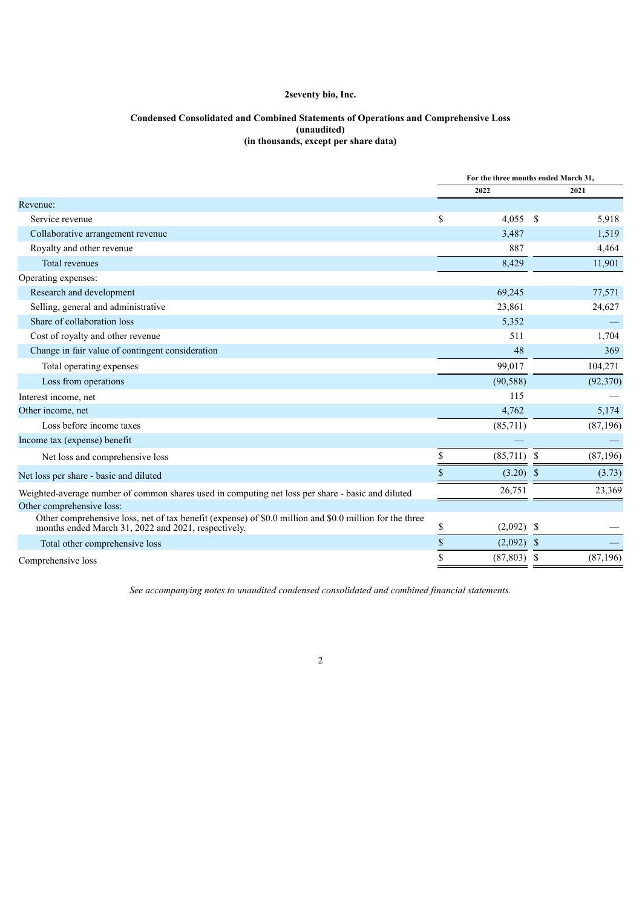**2seventy bio, Inc.**

**Condensed Consolidated and Combined Statements of Operations and Comprehensive Loss**
**(unaudited)**
**(in thousands, except per share data)**

| | For the three months ended March 31, | |
|---|---|---|
| | 2022 | 2021 |
| Revenue: | | |
| Service revenue | $ 4,055 | $ 5,918 |
| Collaborative arrangement revenue | 3,487 | 1,519 |
| Royalty and other revenue | 887 | 4,464 |
| Total revenues | 8,429 | 11,901 |
| Operating expenses: | | |
| Research and development | 69,245 | 77,571 |
| Selling, general and administrative | 23,861 | 24,627 |
| Share of collaboration loss | 5,352 | — |
| Cost of royalty and other revenue | 511 | 1,704 |
| Change in fair value of contingent consideration | 48 | 369 |
| Total operating expenses | 99,017 | 104,271 |
| Loss from operations | (90,588) | (92,370) |
| Interest income, net | 115 | — |
| Other income, net | 4,762 | 5,174 |
| Loss before income taxes | (85,711) | (87,196) |
| Income tax (expense) benefit | — | — |
| Net loss and comprehensive loss | $ (85,711) | $ (87,196) |
| Net loss per share - basic and diluted | $ (3.20) | $ (3.73) |
| Weighted-average number of common shares used in computing net loss per share - basic and diluted | 26,751 | 23,369 |
| Other comprehensive loss: | | |
| Other comprehensive loss, net of tax benefit (expense) of $0.0 million and $0.0 million for the three months ended March 31, 2022 and 2021, respectively. | $ (2,092) | $ — |
| Total other comprehensive loss | $ (2,092) | $ — |
| Comprehensive loss | $ (87,803) | $ (87,196) |

*See accompanying notes to unaudited condensed consolidated and combined financial statements.*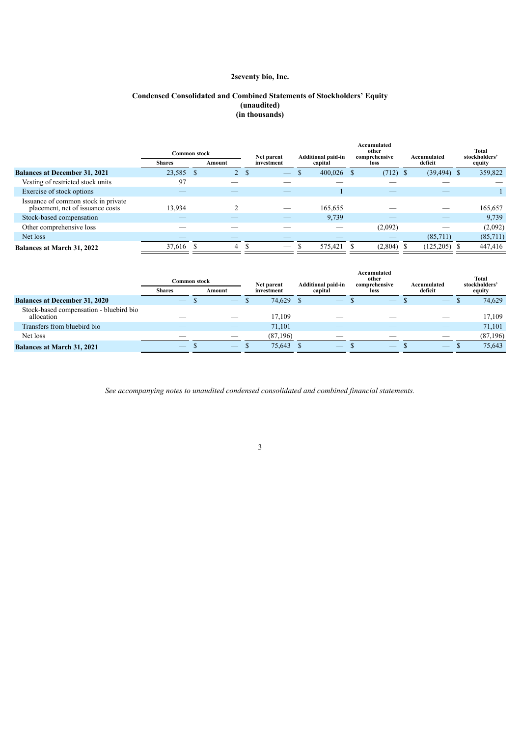**2seventy bio, Inc.**

**Condensed Consolidated and Combined Statements of Stockholders' Equity**
**(unaudited)**
**(in thousands)**

| | Common stock | | Net parent investment | Additional paid-in capital | Accumulated other comprehensive loss | Accumulated deficit | Total stockholders' equity |
|---|---|---|---|---|---|---|---|
| | Shares | Amount | | | | | |
| **Balances at December 31, 2021** | 23,585 | $ 2 | $ — | $ 400,026 | $ (712) | $ (39,494) | $ 359,822 |
| Vesting of restricted stock units | 97 | — | — | — | — | — | — |
| Exercise of stock options | — | — | — | 1 | — | — | 1 |
| Issuance of common stock in private placement, net of issuance costs | 13,934 | 2 | — | 165,655 | — | — | 165,657 |
| Stock-based compensation | — | — | — | 9,739 | — | — | 9,739 |
| Other comprehensive loss | — | — | — | — | (2,092) | — | (2,092) |
| Net loss | — | — | — | — | — | (85,711) | (85,711) |
| **Balances at March 31, 2022** | 37,616 | $ 4 | $ — | $ 575,421 | $ (2,804) | $ (125,205) | $ 447,416 |

| | Common stock | | Net parent investment | Additional paid-in capital | Accumulated other comprehensive loss | Accumulated deficit | Total stockholders' equity |
|---|---|---|---|---|---|---|---|
| | Shares | Amount | | | | | |
| **Balances at December 31, 2020** | — | $ — | $ 74,629 | $ — | $ — | $ — | $ 74,629 |
| Stock-based compensation - bluebird bio allocation | — | — | 17,109 | — | — | — | 17,109 |
| Transfers from bluebird bio | — | — | 71,101 | — | — | — | 71,101 |
| Net loss | — | — | (87,196) | — | — | — | (87,196) |
| **Balances at March 31, 2021** | — | $ — | $ 75,643 | $ — | $ — | $ — | $ 75,643 |

*See accompanying notes to unaudited condensed consolidated and combined financial statements.*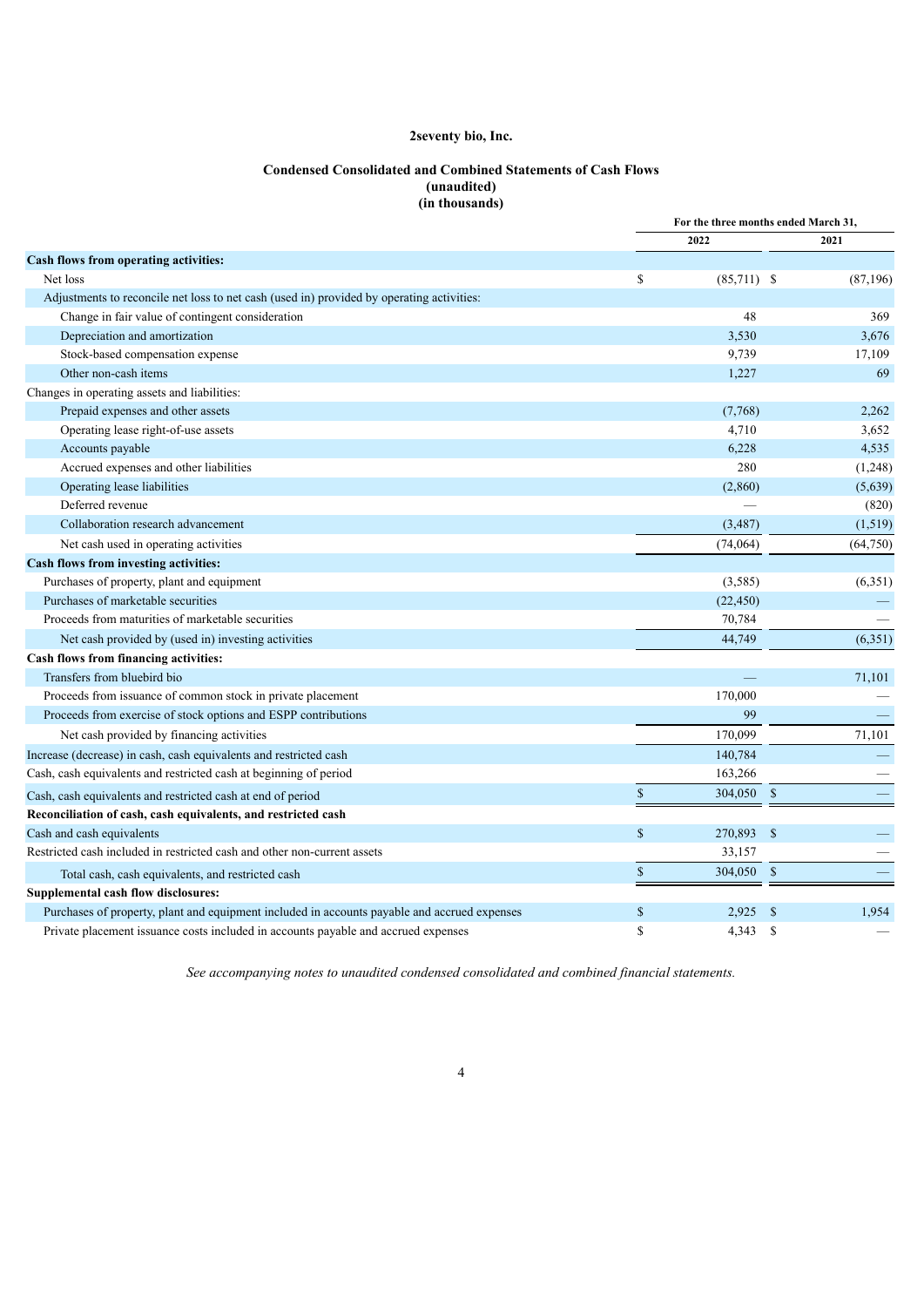**2seventy bio, Inc.**

**Condensed Consolidated and Combined Statements of Cash Flows**
**(unaudited)**
**(in thousands)**

| | For the three months ended March 31, | |
|---|---|---|
| | 2022 | 2021 |
| **Cash flows from operating activities:** | | |
| Net loss | $ (85,711) | $ (87,196) |
| Adjustments to reconcile net loss to net cash (used in) provided by operating activities: | | |
| Change in fair value of contingent consideration | 48 | 369 |
| Depreciation and amortization | 3,530 | 3,676 |
| Stock-based compensation expense | 9,739 | 17,109 |
| Other non-cash items | 1,227 | 69 |
| Changes in operating assets and liabilities: | | |
| Prepaid expenses and other assets | (7,768) | 2,262 |
| Operating lease right-of-use assets | 4,710 | 3,652 |
| Accounts payable | 6,228 | 4,535 |
| Accrued expenses and other liabilities | 280 | (1,248) |
| Operating lease liabilities | (2,860) | (5,639) |
| Deferred revenue | — | (820) |
| Collaboration research advancement | (3,487) | (1,519) |
| Net cash used in operating activities | (74,064) | (64,750) |
| **Cash flows from investing activities:** | | |
| Purchases of property, plant and equipment | (3,585) | (6,351) |
| Purchases of marketable securities | (22,450) | — |
| Proceeds from maturities of marketable securities | 70,784 | — |
| Net cash provided by (used in) investing activities | 44,749 | (6,351) |
| **Cash flows from financing activities:** | | |
| Transfers from bluebird bio | — | 71,101 |
| Proceeds from issuance of common stock in private placement | 170,000 | — |
| Proceeds from exercise of stock options and ESPP contributions | 99 | — |
| Net cash provided by financing activities | 170,099 | 71,101 |
| Increase (decrease) in cash, cash equivalents and restricted cash | 140,784 | — |
| Cash, cash equivalents and restricted cash at beginning of period | 163,266 | — |
| Cash, cash equivalents and restricted cash at end of period | $ 304,050 | $ — |
| **Reconciliation of cash, cash equivalents, and restricted cash** | | |
| Cash and cash equivalents | $ 270,893 | $ — |
| Restricted cash included in restricted cash and other non-current assets | 33,157 | — |
| Total cash, cash equivalents, and restricted cash | $ 304,050 | $ — |
| **Supplemental cash flow disclosures:** | | |
| Purchases of property, plant and equipment included in accounts payable and accrued expenses | $ 2,925 | $ 1,954 |
| Private placement issuance costs included in accounts payable and accrued expenses | $ 4,343 | $ — |

*See accompanying notes to unaudited condensed consolidated and combined financial statements.*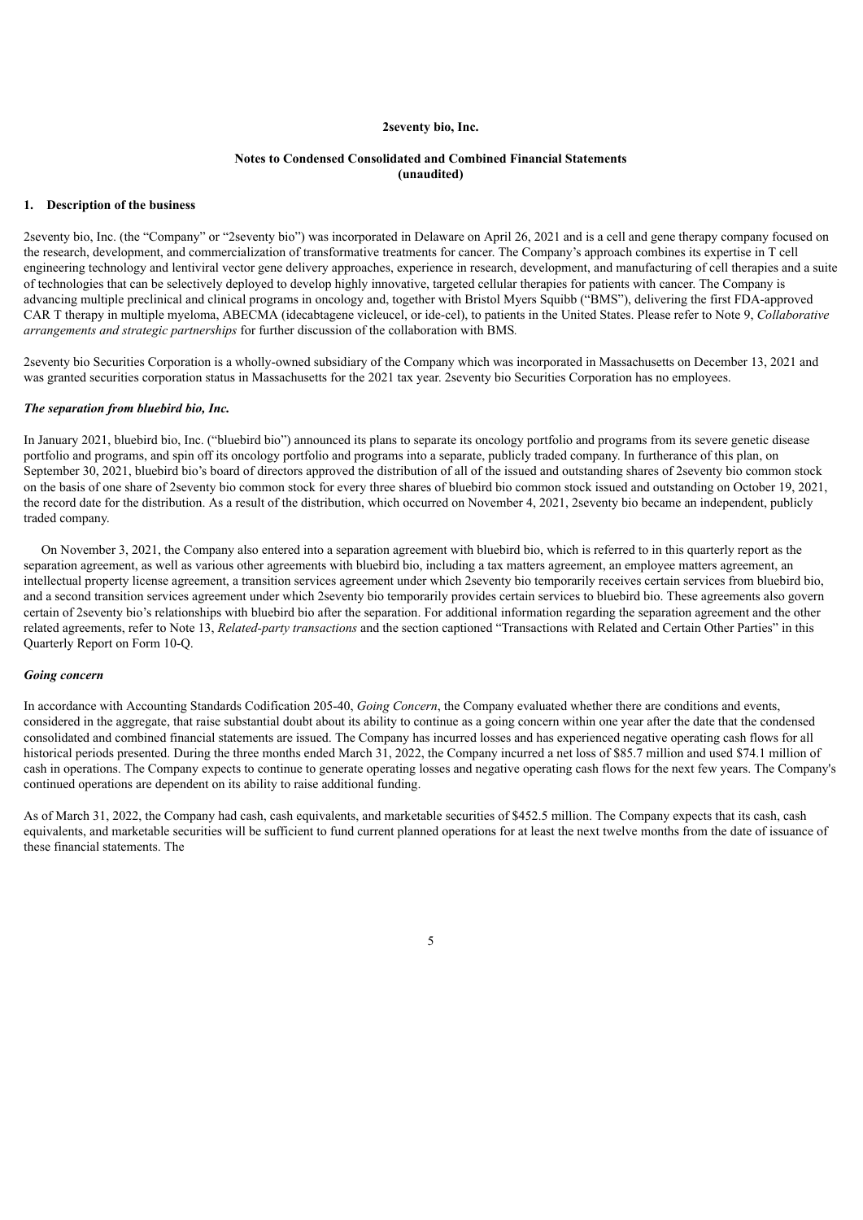**2seventy bio, Inc.**

**Notes to Condensed Consolidated and Combined Financial Statements**
**(unaudited)**

## 1. Description of the business

2seventy bio, Inc. (the "Company" or "2seventy bio") was incorporated in Delaware on April 26, 2021 and is a cell and gene therapy company focused on the research, development, and commercialization of transformative treatments for cancer. The Company's approach combines its expertise in T cell engineering technology and lentiviral vector gene delivery approaches, experience in research, development, and manufacturing of cell therapies and a suite of technologies that can be selectively deployed to develop highly innovative, targeted cellular therapies for patients with cancer. The Company is advancing multiple preclinical and clinical programs in oncology and, together with Bristol Myers Squibb ("BMS"), delivering the first FDA-approved CAR T therapy in multiple myeloma, ABECMA (idecabtagene vicleucel, or ide-cel), to patients in the United States. Please refer to Note 9, *Collaborative arrangements and strategic partnerships* for further discussion of the collaboration with BMS.

2seventy bio Securities Corporation is a wholly-owned subsidiary of the Company which was incorporated in Massachusetts on December 13, 2021 and was granted securities corporation status in Massachusetts for the 2021 tax year. 2seventy bio Securities Corporation has no employees.

### *The separation from bluebird bio, Inc.*

In January 2021, bluebird bio, Inc. ("bluebird bio") announced its plans to separate its oncology portfolio and programs from its severe genetic disease portfolio and programs, and spin off its oncology portfolio and programs into a separate, publicly traded company. In furtherance of this plan, on September 30, 2021, bluebird bio's board of directors approved the distribution of all of the issued and outstanding shares of 2seventy bio common stock on the basis of one share of 2seventy bio common stock for every three shares of bluebird bio common stock issued and outstanding on October 19, 2021, the record date for the distribution. As a result of the distribution, which occurred on November 4, 2021, 2seventy bio became an independent, publicly traded company.

On November 3, 2021, the Company also entered into a separation agreement with bluebird bio, which is referred to in this quarterly report as the separation agreement, as well as various other agreements with bluebird bio, including a tax matters agreement, an employee matters agreement, an intellectual property license agreement, a transition services agreement under which 2seventy bio temporarily receives certain services from bluebird bio, and a second transition services agreement under which 2seventy bio temporarily provides certain services to bluebird bio. These agreements also govern certain of 2seventy bio's relationships with bluebird bio after the separation. For additional information regarding the separation agreement and the other related agreements, refer to Note 13, *Related-party transactions* and the section captioned "Transactions with Related and Certain Other Parties" in this Quarterly Report on Form 10-Q.

### *Going concern*

In accordance with Accounting Standards Codification 205-40, *Going Concern*, the Company evaluated whether there are conditions and events, considered in the aggregate, that raise substantial doubt about its ability to continue as a going concern within one year after the date that the condensed consolidated and combined financial statements are issued. The Company has incurred losses and has experienced negative operating cash flows for all historical periods presented. During the three months ended March 31, 2022, the Company incurred a net loss of $85.7 million and used $74.1 million of cash in operations. The Company expects to continue to generate operating losses and negative operating cash flows for the next few years. The Company's continued operations are dependent on its ability to raise additional funding.

As of March 31, 2022, the Company had cash, cash equivalents, and marketable securities of $452.5 million. The Company expects that its cash, cash equivalents, and marketable securities will be sufficient to fund current planned operations for at least the next twelve months from the date of issuance of these financial statements. The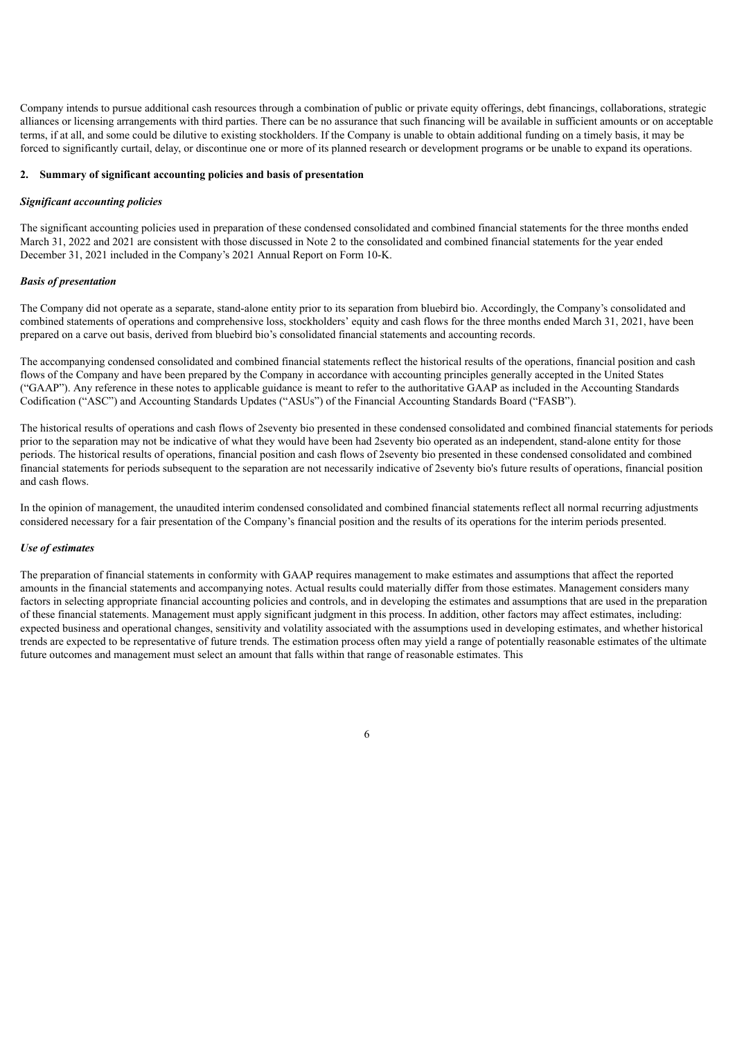Company intends to pursue additional cash resources through a combination of public or private equity offerings, debt financings, collaborations, strategic alliances or licensing arrangements with third parties. There can be no assurance that such financing will be available in sufficient amounts or on acceptable terms, if at all, and some could be dilutive to existing stockholders. If the Company is unable to obtain additional funding on a timely basis, it may be forced to significantly curtail, delay, or discontinue one or more of its planned research or development programs or be unable to expand its operations.

## 2. Summary of significant accounting policies and basis of presentation

### *Significant accounting policies*

The significant accounting policies used in preparation of these condensed consolidated and combined financial statements for the three months ended March 31, 2022 and 2021 are consistent with those discussed in Note 2 to the consolidated and combined financial statements for the year ended December 31, 2021 included in the Company's 2021 Annual Report on Form 10-K.

### *Basis of presentation*

The Company did not operate as a separate, stand-alone entity prior to its separation from bluebird bio. Accordingly, the Company's consolidated and combined statements of operations and comprehensive loss, stockholders' equity and cash flows for the three months ended March 31, 2021, have been prepared on a carve out basis, derived from bluebird bio's consolidated financial statements and accounting records.

The accompanying condensed consolidated and combined financial statements reflect the historical results of the operations, financial position and cash flows of the Company and have been prepared by the Company in accordance with accounting principles generally accepted in the United States ("GAAP"). Any reference in these notes to applicable guidance is meant to refer to the authoritative GAAP as included in the Accounting Standards Codification ("ASC") and Accounting Standards Updates ("ASUs") of the Financial Accounting Standards Board ("FASB").

The historical results of operations and cash flows of 2seventy bio presented in these condensed consolidated and combined financial statements for periods prior to the separation may not be indicative of what they would have been had 2seventy bio operated as an independent, stand-alone entity for those periods. The historical results of operations, financial position and cash flows of 2seventy bio presented in these condensed consolidated and combined financial statements for periods subsequent to the separation are not necessarily indicative of 2seventy bio's future results of operations, financial position and cash flows.

In the opinion of management, the unaudited interim condensed consolidated and combined financial statements reflect all normal recurring adjustments considered necessary for a fair presentation of the Company's financial position and the results of its operations for the interim periods presented.

### *Use of estimates*

The preparation of financial statements in conformity with GAAP requires management to make estimates and assumptions that affect the reported amounts in the financial statements and accompanying notes. Actual results could materially differ from those estimates. Management considers many factors in selecting appropriate financial accounting policies and controls, and in developing the estimates and assumptions that are used in the preparation of these financial statements. Management must apply significant judgment in this process. In addition, other factors may affect estimates, including: expected business and operational changes, sensitivity and volatility associated with the assumptions used in developing estimates, and whether historical trends are expected to be representative of future trends. The estimation process often may yield a range of potentially reasonable estimates of the ultimate future outcomes and management must select an amount that falls within that range of reasonable estimates. This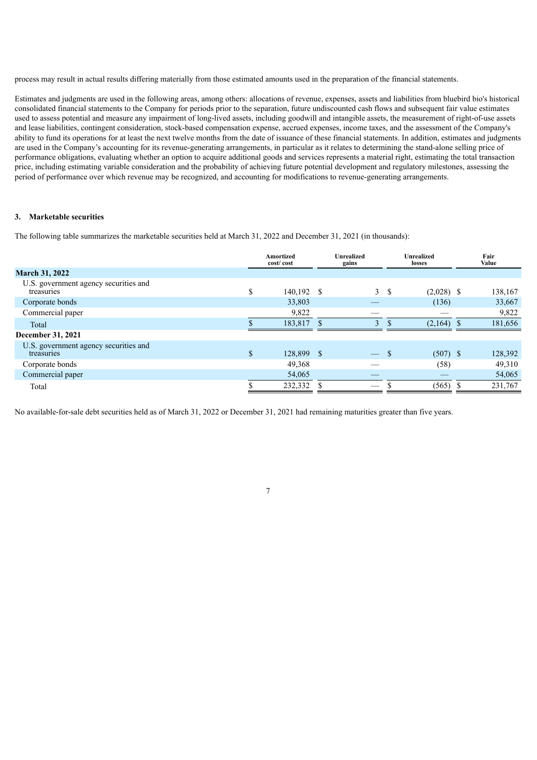process may result in actual results differing materially from those estimated amounts used in the preparation of the financial statements.

Estimates and judgments are used in the following areas, among others: allocations of revenue, expenses, assets and liabilities from bluebird bio's historical consolidated financial statements to the Company for periods prior to the separation, future undiscounted cash flows and subsequent fair value estimates used to assess potential and measure any impairment of long-lived assets, including goodwill and intangible assets, the measurement of right-of-use assets and lease liabilities, contingent consideration, stock-based compensation expense, accrued expenses, income taxes, and the assessment of the Company's ability to fund its operations for at least the next twelve months from the date of issuance of these financial statements. In addition, estimates and judgments are used in the Company's accounting for its revenue-generating arrangements, in particular as it relates to determining the stand-alone selling price of performance obligations, evaluating whether an option to acquire additional goods and services represents a material right, estimating the total transaction price, including estimating variable consideration and the probability of achieving future potential development and regulatory milestones, assessing the period of performance over which revenue may be recognized, and accounting for modifications to revenue-generating arrangements.

### 3. Marketable securities

The following table summarizes the marketable securities held at March 31, 2022 and December 31, 2021 (in thousands):

| | Amortized cost/ cost | Unrealized gains | Unrealized losses | Fair Value |
|---|---|---|---|---|
| **March 31, 2022** | | | | |
| U.S. government agency securities and treasuries | $ 140,192 | $ 3 | $ (2,028) | $ 138,167 |
| Corporate bonds | 33,803 | — | (136) | 33,667 |
| Commercial paper | 9,822 | — | — | 9,822 |
| Total | $ 183,817 | $ 3 | $ (2,164) | $ 181,656 |
| **December 31, 2021** | | | | |
| U.S. government agency securities and treasuries | $ 128,899 | $ — | $ (507) | $ 128,392 |
| Corporate bonds | 49,368 | — | (58) | 49,310 |
| Commercial paper | 54,065 | — | — | 54,065 |
| Total | $ 232,332 | $ — | $ (565) | $ 231,767 |

No available-for-sale debt securities held as of March 31, 2022 or December 31, 2021 had remaining maturities greater than five years.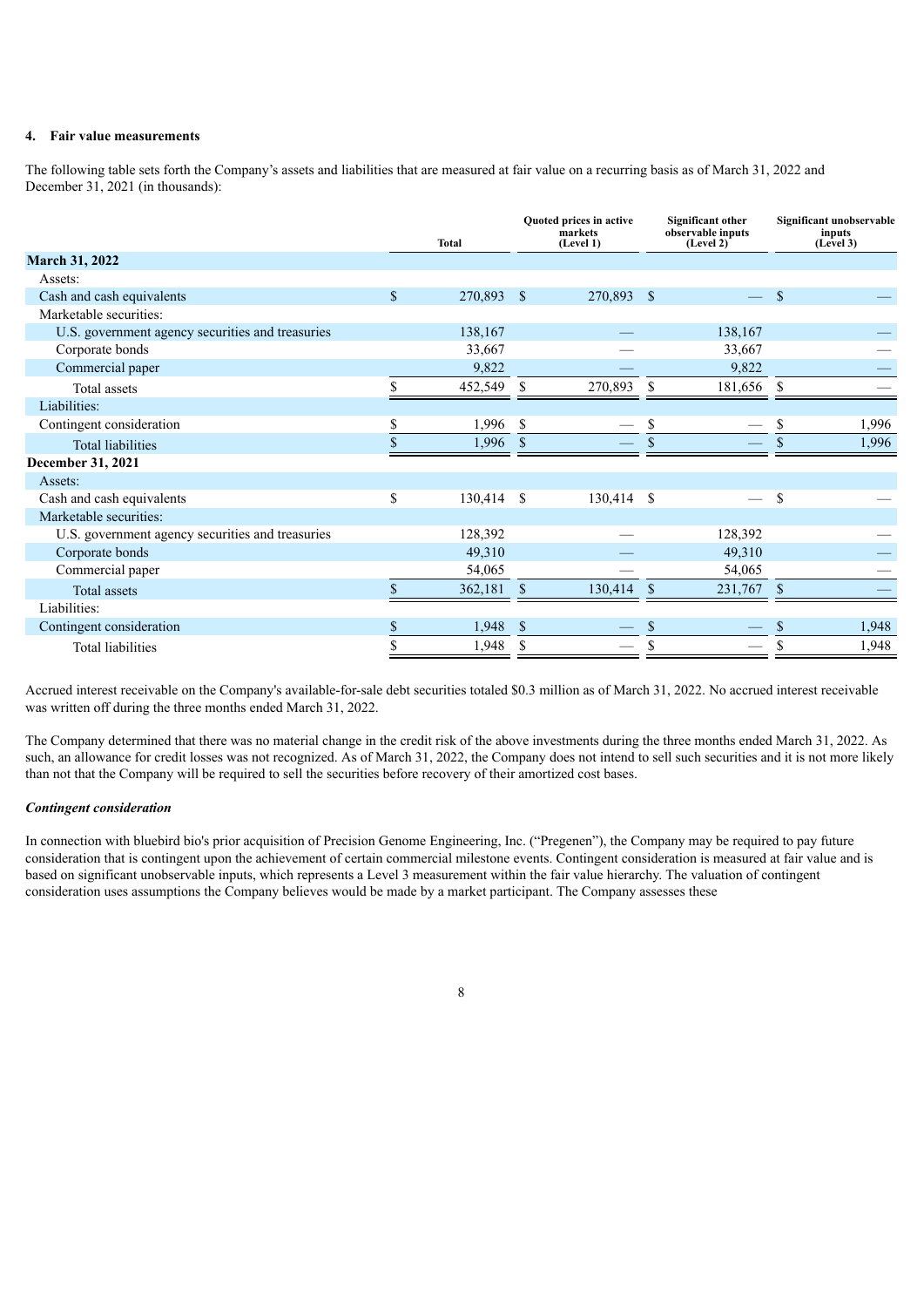## 4. Fair value measurements

The following table sets forth the Company's assets and liabilities that are measured at fair value on a recurring basis as of March 31, 2022 and December 31, 2021 (in thousands):

| | Total | Quoted prices in active markets (Level 1) | Significant other observable inputs (Level 2) | Significant unobservable inputs (Level 3) |
|---|---|---|---|---|
| **March 31, 2022** | | | | |
| Assets: | | | | |
| Cash and cash equivalents | $ 270,893 | $ 270,893 | $ — | $ — |
| Marketable securities: | | | | |
| U.S. government agency securities and treasuries | 138,167 | — | 138,167 | — |
| Corporate bonds | 33,667 | — | 33,667 | — |
| Commercial paper | 9,822 | — | 9,822 | — |
| Total assets | $ 452,549 | $ 270,893 | $ 181,656 | $ — |
| Liabilities: | | | | |
| Contingent consideration | $ 1,996 | $ — | $ — | $ 1,996 |
| Total liabilities | $ 1,996 | $ — | $ — | $ 1,996 |
| **December 31, 2021** | | | | |
| Assets: | | | | |
| Cash and cash equivalents | $ 130,414 | $ 130,414 | $ — | $ — |
| Marketable securities: | | | | |
| U.S. government agency securities and treasuries | 128,392 | — | 128,392 | — |
| Corporate bonds | 49,310 | — | 49,310 | — |
| Commercial paper | 54,065 | — | 54,065 | — |
| Total assets | $ 362,181 | $ 130,414 | $ 231,767 | $ — |
| Liabilities: | | | | |
| Contingent consideration | $ 1,948 | $ — | $ — | $ 1,948 |
| Total liabilities | $ 1,948 | $ — | $ — | $ 1,948 |

Accrued interest receivable on the Company's available-for-sale debt securities totaled $0.3 million as of March 31, 2022. No accrued interest receivable was written off during the three months ended March 31, 2022.

The Company determined that there was no material change in the credit risk of the above investments during the three months ended March 31, 2022. As such, an allowance for credit losses was not recognized. As of March 31, 2022, the Company does not intend to sell such securities and it is not more likely than not that the Company will be required to sell the securities before recovery of their amortized cost bases.

***Contingent consideration***

In connection with bluebird bio's prior acquisition of Precision Genome Engineering, Inc. ("Pregenen"), the Company may be required to pay future consideration that is contingent upon the achievement of certain commercial milestone events. Contingent consideration is measured at fair value and is based on significant unobservable inputs, which represents a Level 3 measurement within the fair value hierarchy. The valuation of contingent consideration uses assumptions the Company believes would be made by a market participant. The Company assesses these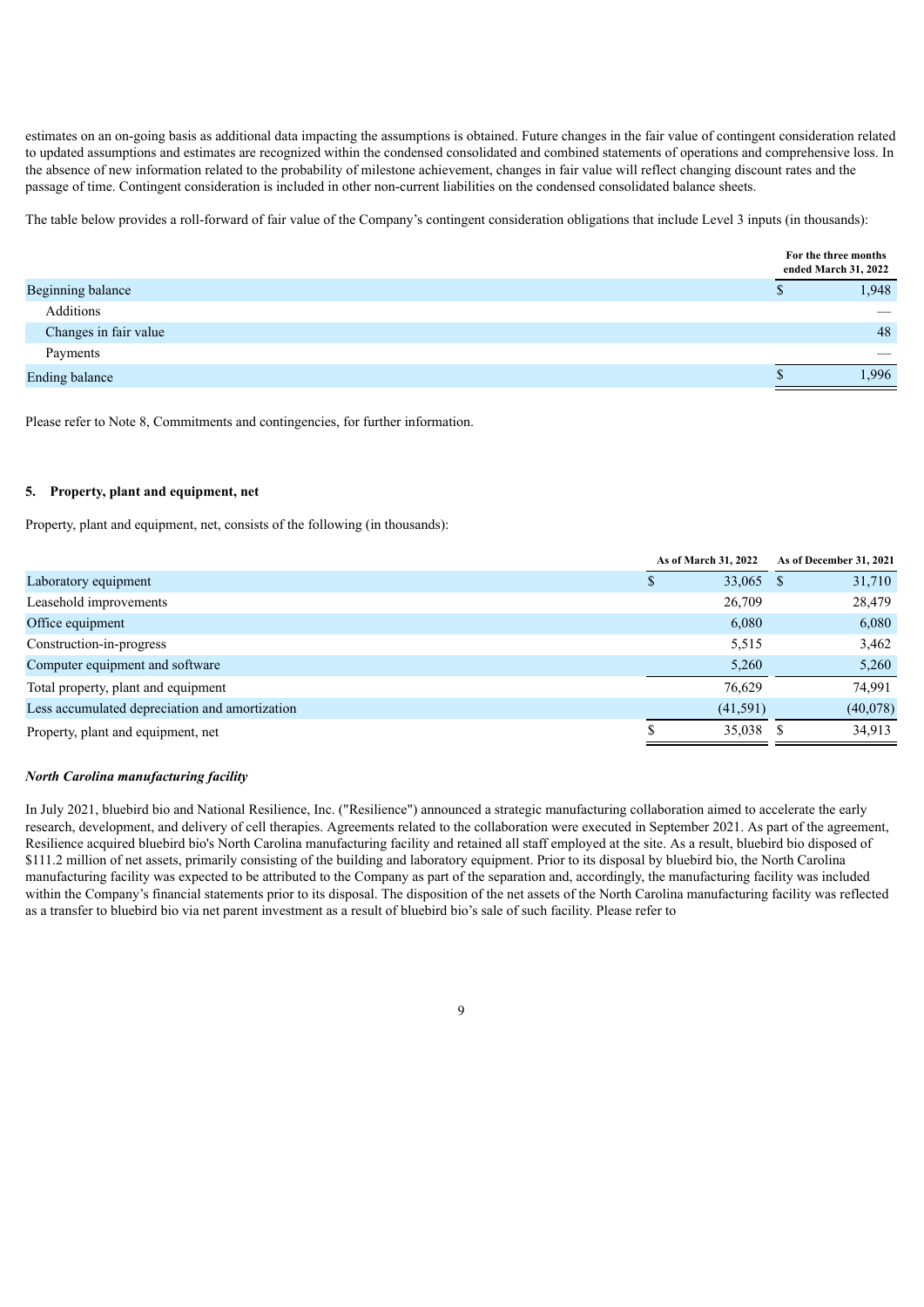estimates on an on-going basis as additional data impacting the assumptions is obtained. Future changes in the fair value of contingent consideration related to updated assumptions and estimates are recognized within the condensed consolidated and combined statements of operations and comprehensive loss. In the absence of new information related to the probability of milestone achievement, changes in fair value will reflect changing discount rates and the passage of time. Contingent consideration is included in other non-current liabilities on the condensed consolidated balance sheets.

The table below provides a roll-forward of fair value of the Company's contingent consideration obligations that include Level 3 inputs (in thousands):

| | For the three months ended March 31, 2022 |
|---|---|
| Beginning balance | $ 1,948 |
| Additions | — |
| Changes in fair value | 48 |
| Payments | — |
| Ending balance | $ 1,996 |

Please refer to Note 8, Commitments and contingencies, for further information.

## 5. Property, plant and equipment, net

Property, plant and equipment, net, consists of the following (in thousands):

| | As of March 31, 2022 | As of December 31, 2021 |
|---|---|---|
| Laboratory equipment | $ 33,065 | $ 31,710 |
| Leasehold improvements | 26,709 | 28,479 |
| Office equipment | 6,080 | 6,080 |
| Construction-in-progress | 5,515 | 3,462 |
| Computer equipment and software | 5,260 | 5,260 |
| Total property, plant and equipment | 76,629 | 74,991 |
| Less accumulated depreciation and amortization | (41,591) | (40,078) |
| Property, plant and equipment, net | $ 35,038 | $ 34,913 |

***North Carolina manufacturing facility***

In July 2021, bluebird bio and National Resilience, Inc. ("Resilience") announced a strategic manufacturing collaboration aimed to accelerate the early research, development, and delivery of cell therapies. Agreements related to the collaboration were executed in September 2021. As part of the agreement, Resilience acquired bluebird bio's North Carolina manufacturing facility and retained all staff employed at the site. As a result, bluebird bio disposed of $111.2 million of net assets, primarily consisting of the building and laboratory equipment. Prior to its disposal by bluebird bio, the North Carolina manufacturing facility was expected to be attributed to the Company as part of the separation and, accordingly, the manufacturing facility was included within the Company's financial statements prior to its disposal. The disposition of the net assets of the North Carolina manufacturing facility was reflected as a transfer to bluebird bio via net parent investment as a result of bluebird bio's sale of such facility. Please refer to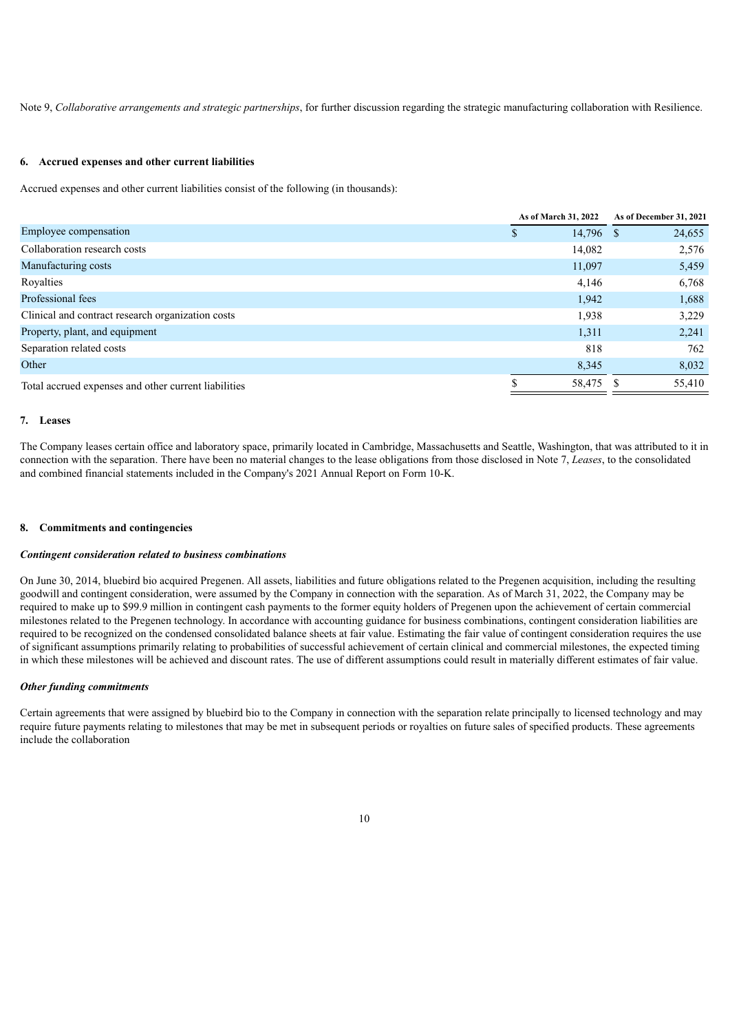Note 9, *Collaborative arrangements and strategic partnerships*, for further discussion regarding the strategic manufacturing collaboration with Resilience.

### 6. Accrued expenses and other current liabilities

Accrued expenses and other current liabilities consist of the following (in thousands):

| | As of March 31, 2022 | As of December 31, 2021 |
|---|---|---|
| Employee compensation | $ 14,796 | $ 24,655 |
| Collaboration research costs | 14,082 | 2,576 |
| Manufacturing costs | 11,097 | 5,459 |
| Royalties | 4,146 | 6,768 |
| Professional fees | 1,942 | 1,688 |
| Clinical and contract research organization costs | 1,938 | 3,229 |
| Property, plant, and equipment | 1,311 | 2,241 |
| Separation related costs | 818 | 762 |
| Other | 8,345 | 8,032 |
| Total accrued expenses and other current liabilities | $ 58,475 | $ 55,410 |

### 7. Leases

The Company leases certain office and laboratory space, primarily located in Cambridge, Massachusetts and Seattle, Washington, that was attributed to it in connection with the separation. There have been no material changes to the lease obligations from those disclosed in Note 7, *Leases*, to the consolidated and combined financial statements included in the Company's 2021 Annual Report on Form 10-K.

### 8. Commitments and contingencies

***Contingent consideration related to business combinations***

On June 30, 2014, bluebird bio acquired Pregenen. All assets, liabilities and future obligations related to the Pregenen acquisition, including the resulting goodwill and contingent consideration, were assumed by the Company in connection with the separation. As of March 31, 2022, the Company may be required to make up to $99.9 million in contingent cash payments to the former equity holders of Pregenen upon the achievement of certain commercial milestones related to the Pregenen technology. In accordance with accounting guidance for business combinations, contingent consideration liabilities are required to be recognized on the condensed consolidated balance sheets at fair value. Estimating the fair value of contingent consideration requires the use of significant assumptions primarily relating to probabilities of successful achievement of certain clinical and commercial milestones, the expected timing in which these milestones will be achieved and discount rates. The use of different assumptions could result in materially different estimates of fair value.

***Other funding commitments***

Certain agreements that were assigned by bluebird bio to the Company in connection with the separation relate principally to licensed technology and may require future payments relating to milestones that may be met in subsequent periods or royalties on future sales of specified products. These agreements include the collaboration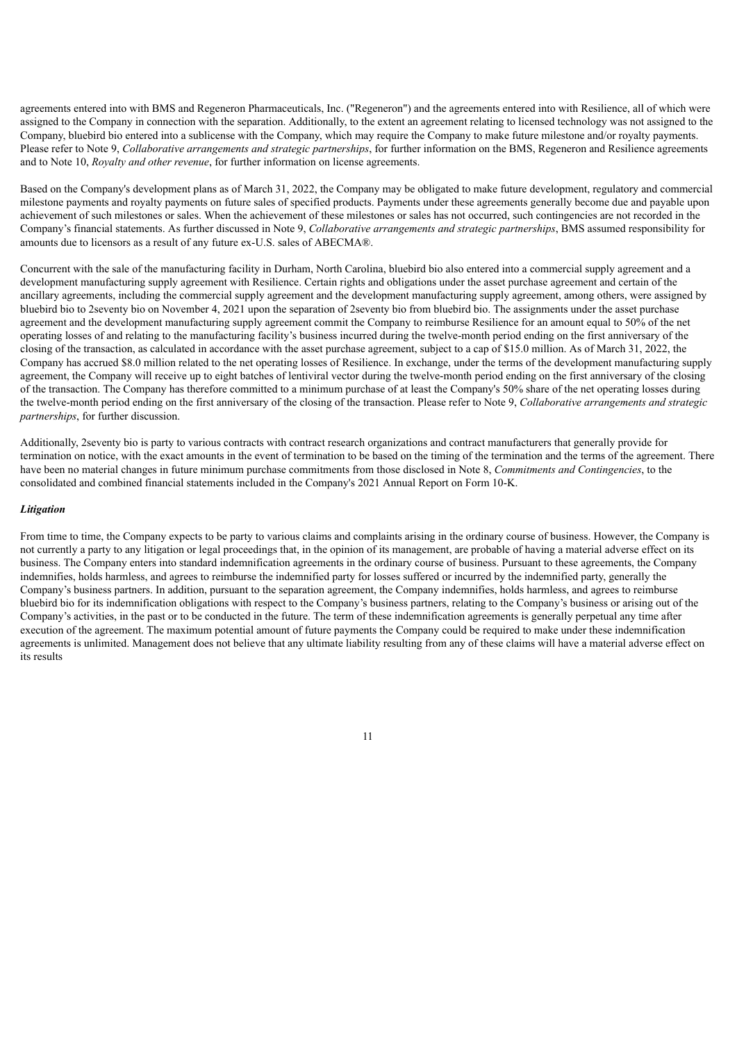agreements entered into with BMS and Regeneron Pharmaceuticals, Inc. ("Regeneron") and the agreements entered into with Resilience, all of which were assigned to the Company in connection with the separation. Additionally, to the extent an agreement relating to licensed technology was not assigned to the Company, bluebird bio entered into a sublicense with the Company, which may require the Company to make future milestone and/or royalty payments. Please refer to Note 9, *Collaborative arrangements and strategic partnerships*, for further information on the BMS, Regeneron and Resilience agreements and to Note 10, *Royalty and other revenue*, for further information on license agreements.

Based on the Company's development plans as of March 31, 2022, the Company may be obligated to make future development, regulatory and commercial milestone payments and royalty payments on future sales of specified products. Payments under these agreements generally become due and payable upon achievement of such milestones or sales. When the achievement of these milestones or sales has not occurred, such contingencies are not recorded in the Company's financial statements. As further discussed in Note 9, *Collaborative arrangements and strategic partnerships*, BMS assumed responsibility for amounts due to licensors as a result of any future ex-U.S. sales of ABECMA®.

Concurrent with the sale of the manufacturing facility in Durham, North Carolina, bluebird bio also entered into a commercial supply agreement and a development manufacturing supply agreement with Resilience. Certain rights and obligations under the asset purchase agreement and certain of the ancillary agreements, including the commercial supply agreement and the development manufacturing supply agreement, among others, were assigned by bluebird bio to 2seventy bio on November 4, 2021 upon the separation of 2seventy bio from bluebird bio. The assignments under the asset purchase agreement and the development manufacturing supply agreement commit the Company to reimburse Resilience for an amount equal to 50% of the net operating losses of and relating to the manufacturing facility's business incurred during the twelve-month period ending on the first anniversary of the closing of the transaction, as calculated in accordance with the asset purchase agreement, subject to a cap of $15.0 million. As of March 31, 2022, the Company has accrued $8.0 million related to the net operating losses of Resilience. In exchange, under the terms of the development manufacturing supply agreement, the Company will receive up to eight batches of lentiviral vector during the twelve-month period ending on the first anniversary of the closing of the transaction. The Company has therefore committed to a minimum purchase of at least the Company's 50% share of the net operating losses during the twelve-month period ending on the first anniversary of the closing of the transaction. Please refer to Note 9, *Collaborative arrangements and strategic partnerships*, for further discussion.

Additionally, 2seventy bio is party to various contracts with contract research organizations and contract manufacturers that generally provide for termination on notice, with the exact amounts in the event of termination to be based on the timing of the termination and the terms of the agreement. There have been no material changes in future minimum purchase commitments from those disclosed in Note 8, *Commitments and Contingencies*, to the consolidated and combined financial statements included in the Company's 2021 Annual Report on Form 10-K.

***Litigation***

From time to time, the Company expects to be party to various claims and complaints arising in the ordinary course of business. However, the Company is not currently a party to any litigation or legal proceedings that, in the opinion of its management, are probable of having a material adverse effect on its business. The Company enters into standard indemnification agreements in the ordinary course of business. Pursuant to these agreements, the Company indemnifies, holds harmless, and agrees to reimburse the indemnified party for losses suffered or incurred by the indemnified party, generally the Company's business partners. In addition, pursuant to the separation agreement, the Company indemnifies, holds harmless, and agrees to reimburse bluebird bio for its indemnification obligations with respect to the Company's business partners, relating to the Company's business or arising out of the Company's activities, in the past or to be conducted in the future. The term of these indemnification agreements is generally perpetual any time after execution of the agreement. The maximum potential amount of future payments the Company could be required to make under these indemnification agreements is unlimited. Management does not believe that any ultimate liability resulting from any of these claims will have a material adverse effect on its results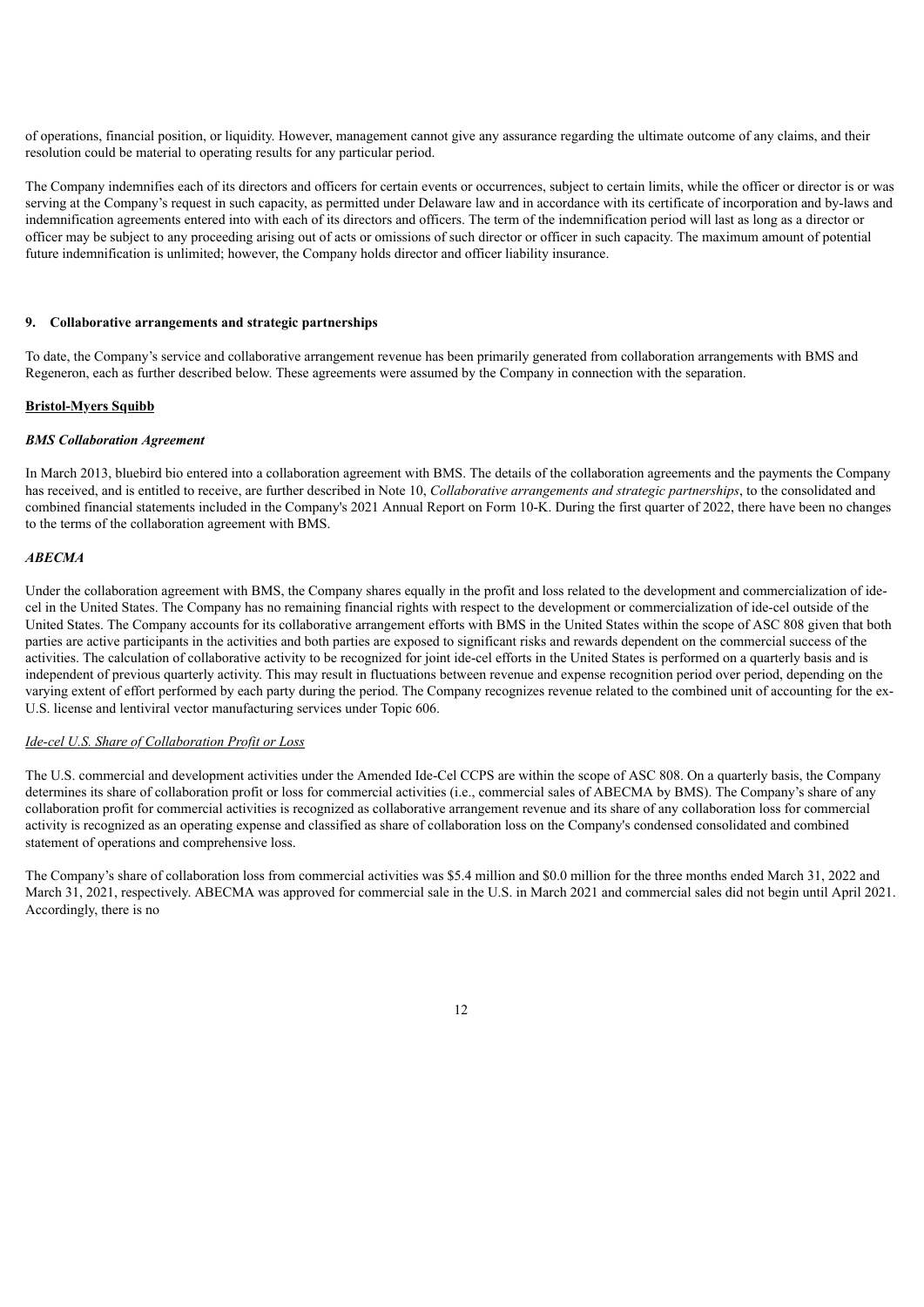of operations, financial position, or liquidity. However, management cannot give any assurance regarding the ultimate outcome of any claims, and their resolution could be material to operating results for any particular period.

The Company indemnifies each of its directors and officers for certain events or occurrences, subject to certain limits, while the officer or director is or was serving at the Company's request in such capacity, as permitted under Delaware law and in accordance with its certificate of incorporation and by-laws and indemnification agreements entered into with each of its directors and officers. The term of the indemnification period will last as long as a director or officer may be subject to any proceeding arising out of acts or omissions of such director or officer in such capacity. The maximum amount of potential future indemnification is unlimited; however, the Company holds director and officer liability insurance.

## 9. Collaborative arrangements and strategic partnerships

To date, the Company's service and collaborative arrangement revenue has been primarily generated from collaboration arrangements with BMS and Regeneron, each as further described below. These agreements were assumed by the Company in connection with the separation.

### Bristol-Myers Squibb

#### *BMS Collaboration Agreement*

In March 2013, bluebird bio entered into a collaboration agreement with BMS. The details of the collaboration agreements and the payments the Company has received, and is entitled to receive, are further described in Note 10, *Collaborative arrangements and strategic partnerships*, to the consolidated and combined financial statements included in the Company's 2021 Annual Report on Form 10-K. During the first quarter of 2022, there have been no changes to the terms of the collaboration agreement with BMS.

#### *ABECMA*

Under the collaboration agreement with BMS, the Company shares equally in the profit and loss related to the development and commercialization of ide-cel in the United States. The Company has no remaining financial rights with respect to the development or commercialization of ide-cel outside of the United States. The Company accounts for its collaborative arrangement efforts with BMS in the United States within the scope of ASC 808 given that both parties are active participants in the activities and both parties are exposed to significant risks and rewards dependent on the commercial success of the activities. The calculation of collaborative activity to be recognized for joint ide-cel efforts in the United States is performed on a quarterly basis and is independent of previous quarterly activity. This may result in fluctuations between revenue and expense recognition period over period, depending on the varying extent of effort performed by each party during the period. The Company recognizes revenue related to the combined unit of accounting for the ex-U.S. license and lentiviral vector manufacturing services under Topic 606.

#### Ide-cel U.S. Share of Collaboration Profit or Loss

The U.S. commercial and development activities under the Amended Ide-Cel CCPS are within the scope of ASC 808. On a quarterly basis, the Company determines its share of collaboration profit or loss for commercial activities (i.e., commercial sales of ABECMA by BMS). The Company's share of any collaboration profit for commercial activities is recognized as collaborative arrangement revenue and its share of any collaboration loss for commercial activity is recognized as an operating expense and classified as share of collaboration loss on the Company's condensed consolidated and combined statement of operations and comprehensive loss.

The Company's share of collaboration loss from commercial activities was $5.4 million and $0.0 million for the three months ended March 31, 2022 and March 31, 2021, respectively. ABECMA was approved for commercial sale in the U.S. in March 2021 and commercial sales did not begin until April 2021. Accordingly, there is no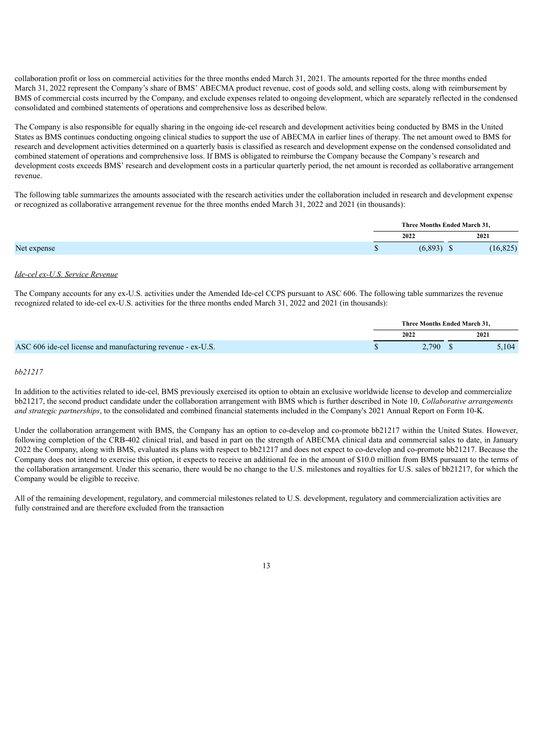collaboration profit or loss on commercial activities for the three months ended March 31, 2021. The amounts reported for the three months ended March 31, 2022 represent the Company's share of BMS' ABECMA product revenue, cost of goods sold, and selling costs, along with reimbursement by BMS of commercial costs incurred by the Company, and exclude expenses related to ongoing development, which are separately reflected in the condensed consolidated and combined statements of operations and comprehensive loss as described below.

The Company is also responsible for equally sharing in the ongoing ide-cel research and development activities being conducted by BMS in the United States as BMS continues conducting ongoing clinical studies to support the use of ABECMA in earlier lines of therapy. The net amount owed to BMS for research and development activities determined on a quarterly basis is classified as research and development expense on the condensed consolidated and combined statement of operations and comprehensive loss. If BMS is obligated to reimburse the Company because the Company's research and development costs exceeds BMS' research and development costs in a particular quarterly period, the net amount is recorded as collaborative arrangement revenue.

The following table summarizes the amounts associated with the research activities under the collaboration included in research and development expense or recognized as collaborative arrangement revenue for the three months ended March 31, 2022 and 2021 (in thousands):

| | Three Months Ended March 31, | |
|---|---|---|
| | 2022 | 2021 |
| Net expense | $ (6,893) | $ (16,825) |

*Ide-cel ex-U.S. Service Revenue*

The Company accounts for any ex-U.S. activities under the Amended Ide-cel CCPS pursuant to ASC 606. The following table summarizes the revenue recognized related to ide-cel ex-U.S. activities for the three months ended March 31, 2022 and 2021 (in thousands):

| | Three Months Ended March 31, | |
|---|---|---|
| | 2022 | 2021 |
| ASC 606 ide-cel license and manufacturing revenue - ex-U.S. | $ 2,790 | $ 5,104 |

*bb21217*

In addition to the activities related to ide-cel, BMS previously exercised its option to obtain an exclusive worldwide license to develop and commercialize bb21217, the second product candidate under the collaboration arrangement with BMS which is further described in Note 10, *Collaborative arrangements and strategic partnerships*, to the consolidated and combined financial statements included in the Company's 2021 Annual Report on Form 10-K.

Under the collaboration arrangement with BMS, the Company has an option to co-develop and co-promote bb21217 within the United States. However, following completion of the CRB-402 clinical trial, and based in part on the strength of ABECMA clinical data and commercial sales to date, in January 2022 the Company, along with BMS, evaluated its plans with respect to bb21217 and does not expect to co-develop and co-promote bb21217. Because the Company does not intend to exercise this option, it expects to receive an additional fee in the amount of $10.0 million from BMS pursuant to the terms of the collaboration arrangement. Under this scenario, there would be no change to the U.S. milestones and royalties for U.S. sales of bb21217, for which the Company would be eligible to receive.

All of the remaining development, regulatory, and commercial milestones related to U.S. development, regulatory and commercialization activities are fully constrained and are therefore excluded from the transaction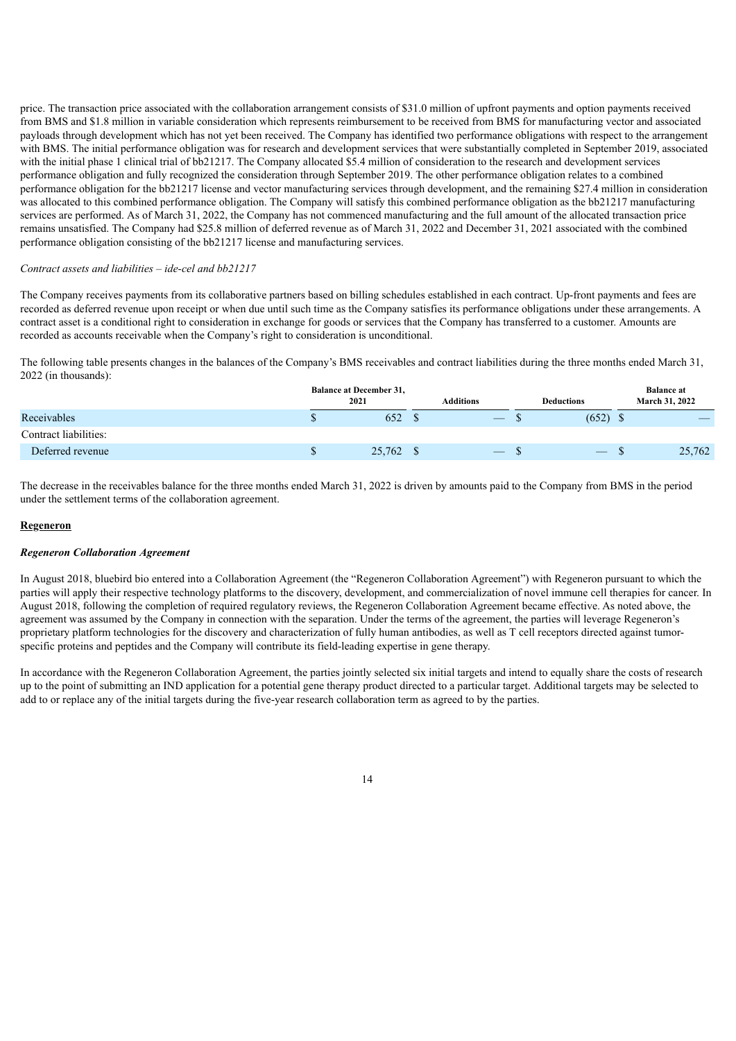price. The transaction price associated with the collaboration arrangement consists of $31.0 million of upfront payments and option payments received from BMS and $1.8 million in variable consideration which represents reimbursement to be received from BMS for manufacturing vector and associated payloads through development which has not yet been received. The Company has identified two performance obligations with respect to the arrangement with BMS. The initial performance obligation was for research and development services that were substantially completed in September 2019, associated with the initial phase 1 clinical trial of bb21217. The Company allocated $5.4 million of consideration to the research and development services performance obligation and fully recognized the consideration through September 2019. The other performance obligation relates to a combined performance obligation for the bb21217 license and vector manufacturing services through development, and the remaining $27.4 million in consideration was allocated to this combined performance obligation. The Company will satisfy this combined performance obligation as the bb21217 manufacturing services are performed. As of March 31, 2022, the Company has not commenced manufacturing and the full amount of the allocated transaction price remains unsatisfied. The Company had $25.8 million of deferred revenue as of March 31, 2022 and December 31, 2021 associated with the combined performance obligation consisting of the bb21217 license and manufacturing services.

*Contract assets and liabilities – ide-cel and bb21217*

The Company receives payments from its collaborative partners based on billing schedules established in each contract. Up-front payments and fees are recorded as deferred revenue upon receipt or when due until such time as the Company satisfies its performance obligations under these arrangements. A contract asset is a conditional right to consideration in exchange for goods or services that the Company has transferred to a customer. Amounts are recorded as accounts receivable when the Company's right to consideration is unconditional.

The following table presents changes in the balances of the Company's BMS receivables and contract liabilities during the three months ended March 31, 2022 (in thousands):

| | Balance at December 31, 2021 | Additions | Deductions | Balance at March 31, 2022 |
|---|---|---|---|---|
| Receivables | $ 652 | $ — | $ (652) | $ — |
| Contract liabilities: | | | | |
| Deferred revenue | $ 25,762 | $ — | $ — | $ 25,762 |

The decrease in the receivables balance for the three months ended March 31, 2022 is driven by amounts paid to the Company from BMS in the period under the settlement terms of the collaboration agreement.

**Regeneron**

***Regeneron Collaboration Agreement***

In August 2018, bluebird bio entered into a Collaboration Agreement (the "Regeneron Collaboration Agreement") with Regeneron pursuant to which the parties will apply their respective technology platforms to the discovery, development, and commercialization of novel immune cell therapies for cancer. In August 2018, following the completion of required regulatory reviews, the Regeneron Collaboration Agreement became effective. As noted above, the agreement was assumed by the Company in connection with the separation. Under the terms of the agreement, the parties will leverage Regeneron's proprietary platform technologies for the discovery and characterization of fully human antibodies, as well as T cell receptors directed against tumor-specific proteins and peptides and the Company will contribute its field-leading expertise in gene therapy.

In accordance with the Regeneron Collaboration Agreement, the parties jointly selected six initial targets and intend to equally share the costs of research up to the point of submitting an IND application for a potential gene therapy product directed to a particular target. Additional targets may be selected to add to or replace any of the initial targets during the five-year research collaboration term as agreed to by the parties.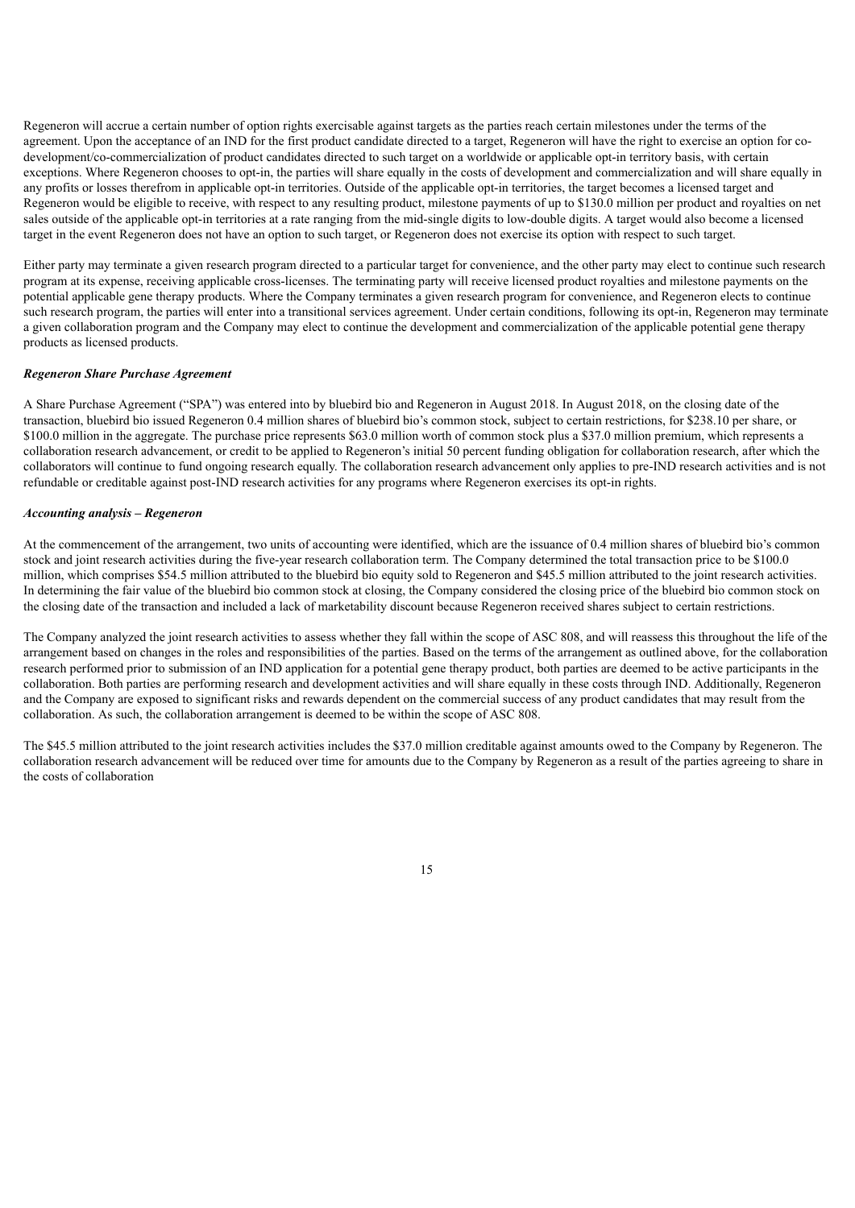Regeneron will accrue a certain number of option rights exercisable against targets as the parties reach certain milestones under the terms of the agreement. Upon the acceptance of an IND for the first product candidate directed to a target, Regeneron will have the right to exercise an option for co-development/co-commercialization of product candidates directed to such target on a worldwide or applicable opt-in territory basis, with certain exceptions. Where Regeneron chooses to opt-in, the parties will share equally in the costs of development and commercialization and will share equally in any profits or losses therefrom in applicable opt-in territories. Outside of the applicable opt-in territories, the target becomes a licensed target and Regeneron would be eligible to receive, with respect to any resulting product, milestone payments of up to $130.0 million per product and royalties on net sales outside of the applicable opt-in territories at a rate ranging from the mid-single digits to low-double digits. A target would also become a licensed target in the event Regeneron does not have an option to such target, or Regeneron does not exercise its option with respect to such target.

Either party may terminate a given research program directed to a particular target for convenience, and the other party may elect to continue such research program at its expense, receiving applicable cross-licenses. The terminating party will receive licensed product royalties and milestone payments on the potential applicable gene therapy products. Where the Company terminates a given research program for convenience, and Regeneron elects to continue such research program, the parties will enter into a transitional services agreement. Under certain conditions, following its opt-in, Regeneron may terminate a given collaboration program and the Company may elect to continue the development and commercialization of the applicable potential gene therapy products as licensed products.

***Regeneron Share Purchase Agreement***

A Share Purchase Agreement ("SPA") was entered into by bluebird bio and Regeneron in August 2018. In August 2018, on the closing date of the transaction, bluebird bio issued Regeneron 0.4 million shares of bluebird bio's common stock, subject to certain restrictions, for $238.10 per share, or $100.0 million in the aggregate. The purchase price represents $63.0 million worth of common stock plus a $37.0 million premium, which represents a collaboration research advancement, or credit to be applied to Regeneron's initial 50 percent funding obligation for collaboration research, after which the collaborators will continue to fund ongoing research equally. The collaboration research advancement only applies to pre-IND research activities and is not refundable or creditable against post-IND research activities for any programs where Regeneron exercises its opt-in rights.

***Accounting analysis – Regeneron***

At the commencement of the arrangement, two units of accounting were identified, which are the issuance of 0.4 million shares of bluebird bio's common stock and joint research activities during the five-year research collaboration term. The Company determined the total transaction price to be $100.0 million, which comprises $54.5 million attributed to the bluebird bio equity sold to Regeneron and $45.5 million attributed to the joint research activities. In determining the fair value of the bluebird bio common stock at closing, the Company considered the closing price of the bluebird bio common stock on the closing date of the transaction and included a lack of marketability discount because Regeneron received shares subject to certain restrictions.

The Company analyzed the joint research activities to assess whether they fall within the scope of ASC 808, and will reassess this throughout the life of the arrangement based on changes in the roles and responsibilities of the parties. Based on the terms of the arrangement as outlined above, for the collaboration research performed prior to submission of an IND application for a potential gene therapy product, both parties are deemed to be active participants in the collaboration. Both parties are performing research and development activities and will share equally in these costs through IND. Additionally, Regeneron and the Company are exposed to significant risks and rewards dependent on the commercial success of any product candidates that may result from the collaboration. As such, the collaboration arrangement is deemed to be within the scope of ASC 808.

The $45.5 million attributed to the joint research activities includes the $37.0 million creditable against amounts owed to the Company by Regeneron. The collaboration research advancement will be reduced over time for amounts due to the Company by Regeneron as a result of the parties agreeing to share in the costs of collaboration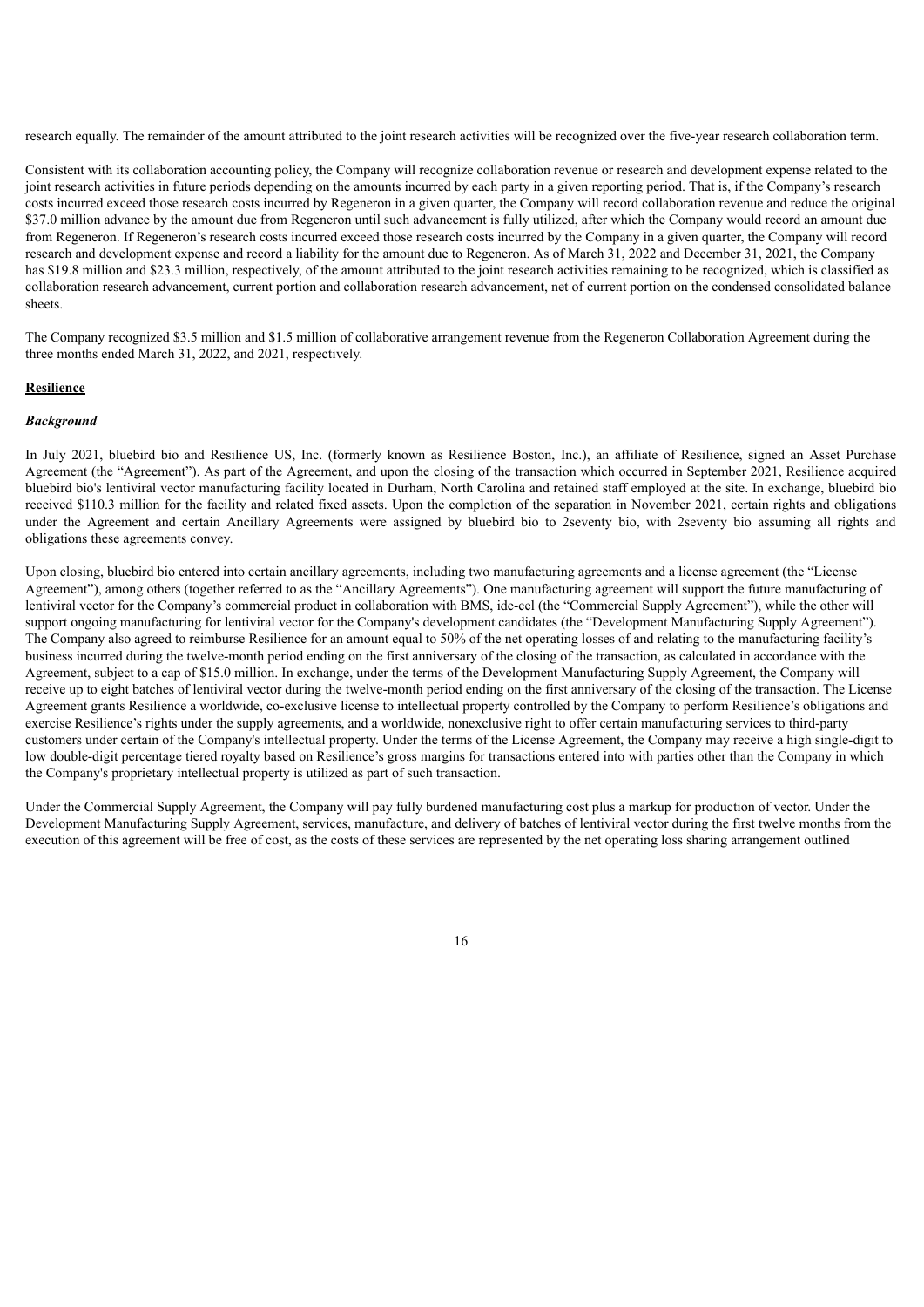research equally. The remainder of the amount attributed to the joint research activities will be recognized over the five-year research collaboration term.

Consistent with its collaboration accounting policy, the Company will recognize collaboration revenue or research and development expense related to the joint research activities in future periods depending on the amounts incurred by each party in a given reporting period. That is, if the Company's research costs incurred exceed those research costs incurred by Regeneron in a given quarter, the Company will record collaboration revenue and reduce the original $37.0 million advance by the amount due from Regeneron until such advancement is fully utilized, after which the Company would record an amount due from Regeneron. If Regeneron's research costs incurred exceed those research costs incurred by the Company in a given quarter, the Company will record research and development expense and record a liability for the amount due to Regeneron. As of March 31, 2022 and December 31, 2021, the Company has $19.8 million and $23.3 million, respectively, of the amount attributed to the joint research activities remaining to be recognized, which is classified as collaboration research advancement, current portion and collaboration research advancement, net of current portion on the condensed consolidated balance sheets.

The Company recognized $3.5 million and $1.5 million of collaborative arrangement revenue from the Regeneron Collaboration Agreement during the three months ended March 31, 2022, and 2021, respectively.

**Resilience**

***Background***

In July 2021, bluebird bio and Resilience US, Inc. (formerly known as Resilience Boston, Inc.), an affiliate of Resilience, signed an Asset Purchase Agreement (the "Agreement"). As part of the Agreement, and upon the closing of the transaction which occurred in September 2021, Resilience acquired bluebird bio's lentiviral vector manufacturing facility located in Durham, North Carolina and retained staff employed at the site. In exchange, bluebird bio received $110.3 million for the facility and related fixed assets. Upon the completion of the separation in November 2021, certain rights and obligations under the Agreement and certain Ancillary Agreements were assigned by bluebird bio to 2seventy bio, with 2seventy bio assuming all rights and obligations these agreements convey.

Upon closing, bluebird bio entered into certain ancillary agreements, including two manufacturing agreements and a license agreement (the "License Agreement"), among others (together referred to as the "Ancillary Agreements"). One manufacturing agreement will support the future manufacturing of lentiviral vector for the Company's commercial product in collaboration with BMS, ide-cel (the "Commercial Supply Agreement"), while the other will support ongoing manufacturing for lentiviral vector for the Company's development candidates (the "Development Manufacturing Supply Agreement"). The Company also agreed to reimburse Resilience for an amount equal to 50% of the net operating losses of and relating to the manufacturing facility's business incurred during the twelve-month period ending on the first anniversary of the closing of the transaction, as calculated in accordance with the Agreement, subject to a cap of $15.0 million. In exchange, under the terms of the Development Manufacturing Supply Agreement, the Company will receive up to eight batches of lentiviral vector during the twelve-month period ending on the first anniversary of the closing of the transaction. The License Agreement grants Resilience a worldwide, co-exclusive license to intellectual property controlled by the Company to perform Resilience's obligations and exercise Resilience's rights under the supply agreements, and a worldwide, nonexclusive right to offer certain manufacturing services to third-party customers under certain of the Company's intellectual property. Under the terms of the License Agreement, the Company may receive a high single-digit to low double-digit percentage tiered royalty based on Resilience's gross margins for transactions entered into with parties other than the Company in which the Company's proprietary intellectual property is utilized as part of such transaction.

Under the Commercial Supply Agreement, the Company will pay fully burdened manufacturing cost plus a markup for production of vector. Under the Development Manufacturing Supply Agreement, services, manufacture, and delivery of batches of lentiviral vector during the first twelve months from the execution of this agreement will be free of cost, as the costs of these services are represented by the net operating loss sharing arrangement outlined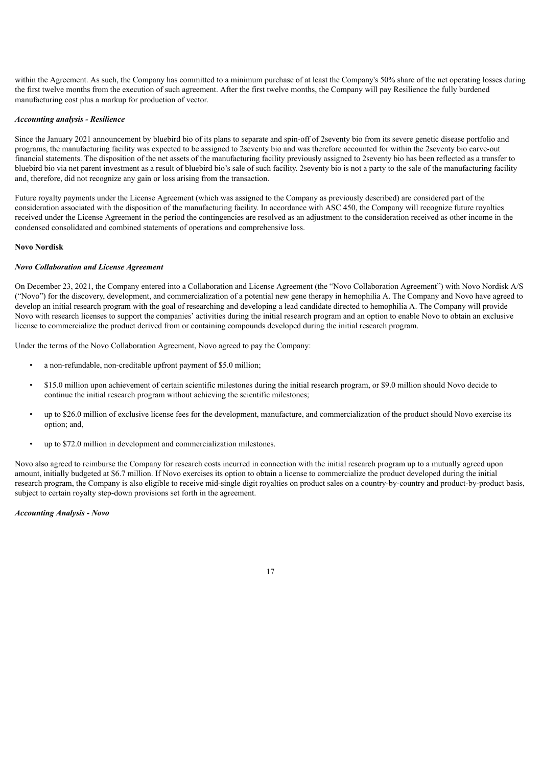within the Agreement. As such, the Company has committed to a minimum purchase of at least the Company's 50% share of the net operating losses during the first twelve months from the execution of such agreement. After the first twelve months, the Company will pay Resilience the fully burdened manufacturing cost plus a markup for production of vector.

***Accounting analysis - Resilience***

Since the January 2021 announcement by bluebird bio of its plans to separate and spin-off of 2seventy bio from its severe genetic disease portfolio and programs, the manufacturing facility was expected to be assigned to 2seventy bio and was therefore accounted for within the 2seventy bio carve-out financial statements. The disposition of the net assets of the manufacturing facility previously assigned to 2seventy bio has been reflected as a transfer to bluebird bio via net parent investment as a result of bluebird bio's sale of such facility. 2seventy bio is not a party to the sale of the manufacturing facility and, therefore, did not recognize any gain or loss arising from the transaction.

Future royalty payments under the License Agreement (which was assigned to the Company as previously described) are considered part of the consideration associated with the disposition of the manufacturing facility. In accordance with ASC 450, the Company will recognize future royalties received under the License Agreement in the period the contingencies are resolved as an adjustment to the consideration received as other income in the condensed consolidated and combined statements of operations and comprehensive loss.

**Novo Nordisk**

***Novo Collaboration and License Agreement***

On December 23, 2021, the Company entered into a Collaboration and License Agreement (the "Novo Collaboration Agreement") with Novo Nordisk A/S ("Novo") for the discovery, development, and commercialization of a potential new gene therapy in hemophilia A. The Company and Novo have agreed to develop an initial research program with the goal of researching and developing a lead candidate directed to hemophilia A. The Company will provide Novo with research licenses to support the companies' activities during the initial research program and an option to enable Novo to obtain an exclusive license to commercialize the product derived from or containing compounds developed during the initial research program.

Under the terms of the Novo Collaboration Agreement, Novo agreed to pay the Company:

- a non-refundable, non-creditable upfront payment of $5.0 million;
- $15.0 million upon achievement of certain scientific milestones during the initial research program, or $9.0 million should Novo decide to continue the initial research program without achieving the scientific milestones;
- up to $26.0 million of exclusive license fees for the development, manufacture, and commercialization of the product should Novo exercise its option; and,
- up to $72.0 million in development and commercialization milestones.

Novo also agreed to reimburse the Company for research costs incurred in connection with the initial research program up to a mutually agreed upon amount, initially budgeted at $6.7 million. If Novo exercises its option to obtain a license to commercialize the product developed during the initial research program, the Company is also eligible to receive mid-single digit royalties on product sales on a country-by-country and product-by-product basis, subject to certain royalty step-down provisions set forth in the agreement.

***Accounting Analysis - Novo***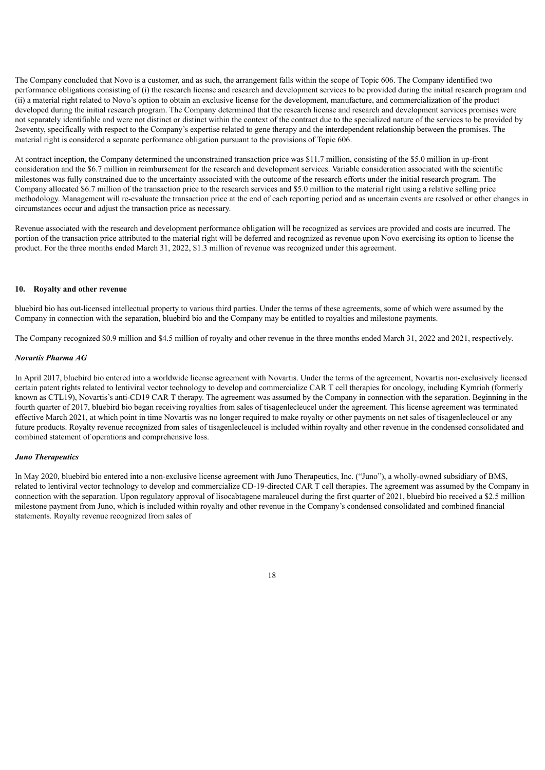The Company concluded that Novo is a customer, and as such, the arrangement falls within the scope of Topic 606. The Company identified two performance obligations consisting of (i) the research license and research and development services to be provided during the initial research program and (ii) a material right related to Novo's option to obtain an exclusive license for the development, manufacture, and commercialization of the product developed during the initial research program. The Company determined that the research license and research and development services promises were not separately identifiable and were not distinct or distinct within the context of the contract due to the specialized nature of the services to be provided by 2seventy, specifically with respect to the Company's expertise related to gene therapy and the interdependent relationship between the promises. The material right is considered a separate performance obligation pursuant to the provisions of Topic 606.

At contract inception, the Company determined the unconstrained transaction price was $11.7 million, consisting of the $5.0 million in up-front consideration and the $6.7 million in reimbursement for the research and development services. Variable consideration associated with the scientific milestones was fully constrained due to the uncertainty associated with the outcome of the research efforts under the initial research program. The Company allocated $6.7 million of the transaction price to the research services and $5.0 million to the material right using a relative selling price methodology. Management will re-evaluate the transaction price at the end of each reporting period and as uncertain events are resolved or other changes in circumstances occur and adjust the transaction price as necessary.

Revenue associated with the research and development performance obligation will be recognized as services are provided and costs are incurred. The portion of the transaction price attributed to the material right will be deferred and recognized as revenue upon Novo exercising its option to license the product. For the three months ended March 31, 2022, $1.3 million of revenue was recognized under this agreement.

#### 10. Royalty and other revenue

bluebird bio has out-licensed intellectual property to various third parties. Under the terms of these agreements, some of which were assumed by the Company in connection with the separation, bluebird bio and the Company may be entitled to royalties and milestone payments.

The Company recognized $0.9 million and $4.5 million of royalty and other revenue in the three months ended March 31, 2022 and 2021, respectively.

***Novartis Pharma AG***

In April 2017, bluebird bio entered into a worldwide license agreement with Novartis. Under the terms of the agreement, Novartis non-exclusively licensed certain patent rights related to lentiviral vector technology to develop and commercialize CAR T cell therapies for oncology, including Kymriah (formerly known as CTL19), Novartis's anti-CD19 CAR T therapy. The agreement was assumed by the Company in connection with the separation. Beginning in the fourth quarter of 2017, bluebird bio began receiving royalties from sales of tisagenlecleucel under the agreement. This license agreement was terminated effective March 2021, at which point in time Novartis was no longer required to make royalty or other payments on net sales of tisagenlecleucel or any future products. Royalty revenue recognized from sales of tisagenlecleucel is included within royalty and other revenue in the condensed consolidated and combined statement of operations and comprehensive loss.

***Juno Therapeutics***

In May 2020, bluebird bio entered into a non-exclusive license agreement with Juno Therapeutics, Inc. ("Juno"), a wholly-owned subsidiary of BMS, related to lentiviral vector technology to develop and commercialize CD-19-directed CAR T cell therapies. The agreement was assumed by the Company in connection with the separation. Upon regulatory approval of lisocabtagene maraleucel during the first quarter of 2021, bluebird bio received a $2.5 million milestone payment from Juno, which is included within royalty and other revenue in the Company's condensed consolidated and combined financial statements. Royalty revenue recognized from sales of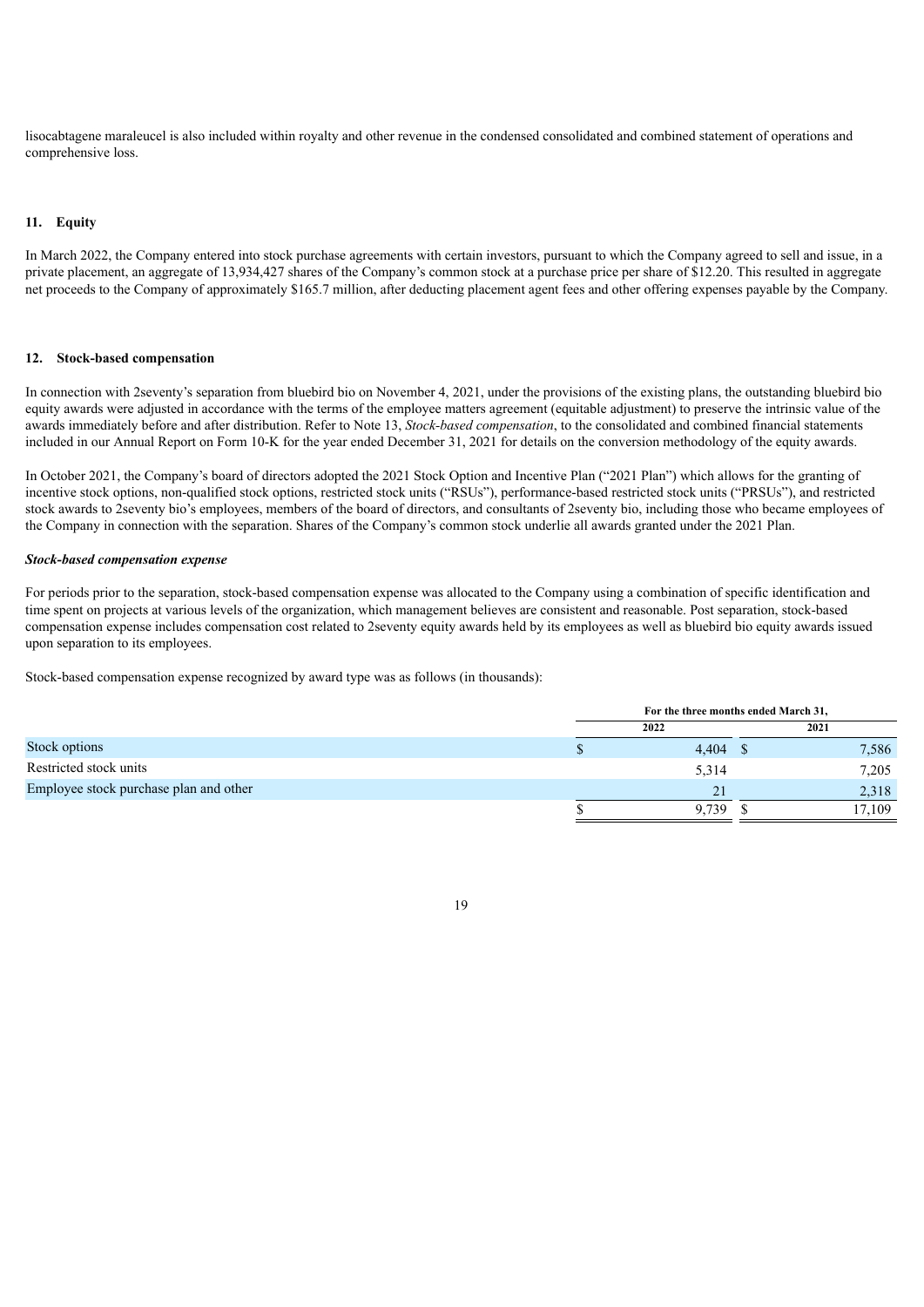lisocabtagene maraleucel is also included within royalty and other revenue in the condensed consolidated and combined statement of operations and comprehensive loss.

## 11. Equity

In March 2022, the Company entered into stock purchase agreements with certain investors, pursuant to which the Company agreed to sell and issue, in a private placement, an aggregate of 13,934,427 shares of the Company's common stock at a purchase price per share of $12.20. This resulted in aggregate net proceeds to the Company of approximately $165.7 million, after deducting placement agent fees and other offering expenses payable by the Company.

## 12. Stock-based compensation

In connection with 2seventy's separation from bluebird bio on November 4, 2021, under the provisions of the existing plans, the outstanding bluebird bio equity awards were adjusted in accordance with the terms of the employee matters agreement (equitable adjustment) to preserve the intrinsic value of the awards immediately before and after distribution. Refer to Note 13, *Stock-based compensation*, to the consolidated and combined financial statements included in our Annual Report on Form 10-K for the year ended December 31, 2021 for details on the conversion methodology of the equity awards.

In October 2021, the Company's board of directors adopted the 2021 Stock Option and Incentive Plan ("2021 Plan") which allows for the granting of incentive stock options, non-qualified stock options, restricted stock units ("RSUs"), performance-based restricted stock units ("PRSUs"), and restricted stock awards to 2seventy bio's employees, members of the board of directors, and consultants of 2seventy bio, including those who became employees of the Company in connection with the separation. Shares of the Company's common stock underlie all awards granted under the 2021 Plan.

***Stock-based compensation expense***

For periods prior to the separation, stock-based compensation expense was allocated to the Company using a combination of specific identification and time spent on projects at various levels of the organization, which management believes are consistent and reasonable. Post separation, stock-based compensation expense includes compensation cost related to 2seventy equity awards held by its employees as well as bluebird bio equity awards issued upon separation to its employees.

Stock-based compensation expense recognized by award type was as follows (in thousands):

| | For the three months ended March 31, | |
|---|---|---|
| | 2022 | 2021 |
| Stock options | $ 4,404 | $ 7,586 |
| Restricted stock units | 5,314 | 7,205 |
| Employee stock purchase plan and other | 21 | 2,318 |
| | $ 9,739 | $ 17,109 |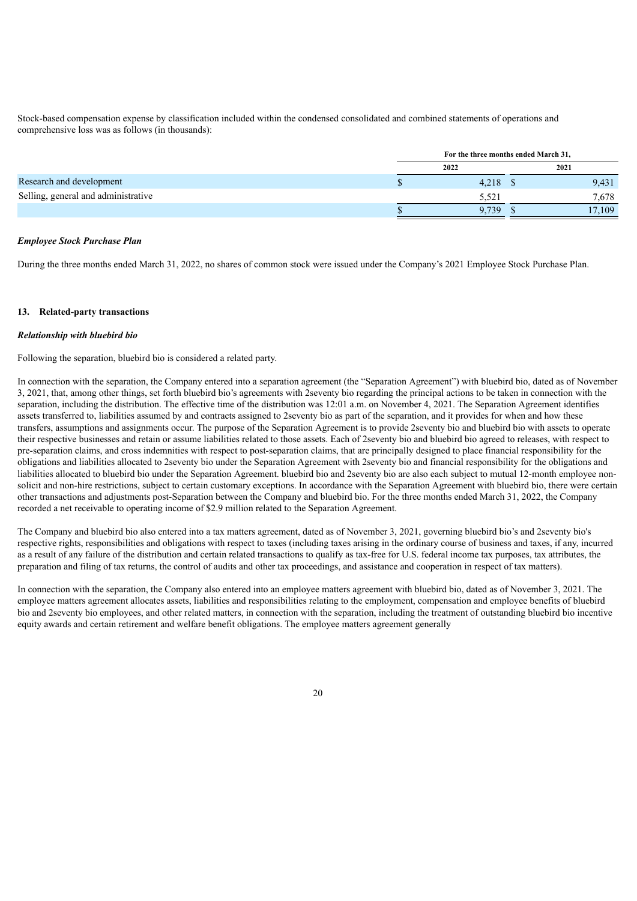Stock-based compensation expense by classification included within the condensed consolidated and combined statements of operations and comprehensive loss was as follows (in thousands):

| | For the three months ended March 31, | |
|---|---|---|
| | 2022 | 2021 |
| Research and development | $ 4,218 | $ 9,431 |
| Selling, general and administrative | 5,521 | 7,678 |
| | $ 9,739 | $ 17,109 |

***Employee Stock Purchase Plan***

During the three months ended March 31, 2022, no shares of common stock were issued under the Company's 2021 Employee Stock Purchase Plan.

## 13. Related-party transactions

***Relationship with bluebird bio***

Following the separation, bluebird bio is considered a related party.

In connection with the separation, the Company entered into a separation agreement (the "Separation Agreement") with bluebird bio, dated as of November 3, 2021, that, among other things, set forth bluebird bio's agreements with 2seventy bio regarding the principal actions to be taken in connection with the separation, including the distribution. The effective time of the distribution was 12:01 a.m. on November 4, 2021. The Separation Agreement identifies assets transferred to, liabilities assumed by and contracts assigned to 2seventy bio as part of the separation, and it provides for when and how these transfers, assumptions and assignments occur. The purpose of the Separation Agreement is to provide 2seventy bio and bluebird bio with assets to operate their respective businesses and retain or assume liabilities related to those assets. Each of 2seventy bio and bluebird bio agreed to releases, with respect to pre-separation claims, and cross indemnities with respect to post-separation claims, that are principally designed to place financial responsibility for the obligations and liabilities allocated to 2seventy bio under the Separation Agreement with 2seventy bio and financial responsibility for the obligations and liabilities allocated to bluebird bio under the Separation Agreement. bluebird bio and 2seventy bio are also each subject to mutual 12-month employee non-solicit and non-hire restrictions, subject to certain customary exceptions. In accordance with the Separation Agreement with bluebird bio, there were certain other transactions and adjustments post-Separation between the Company and bluebird bio. For the three months ended March 31, 2022, the Company recorded a net receivable to operating income of $2.9 million related to the Separation Agreement.

The Company and bluebird bio also entered into a tax matters agreement, dated as of November 3, 2021, governing bluebird bio's and 2seventy bio's respective rights, responsibilities and obligations with respect to taxes (including taxes arising in the ordinary course of business and taxes, if any, incurred as a result of any failure of the distribution and certain related transactions to qualify as tax-free for U.S. federal income tax purposes, tax attributes, the preparation and filing of tax returns, the control of audits and other tax proceedings, and assistance and cooperation in respect of tax matters).

In connection with the separation, the Company also entered into an employee matters agreement with bluebird bio, dated as of November 3, 2021. The employee matters agreement allocates assets, liabilities and responsibilities relating to the employment, compensation and employee benefits of bluebird bio and 2seventy bio employees, and other related matters, in connection with the separation, including the treatment of outstanding bluebird bio incentive equity awards and certain retirement and welfare benefit obligations. The employee matters agreement generally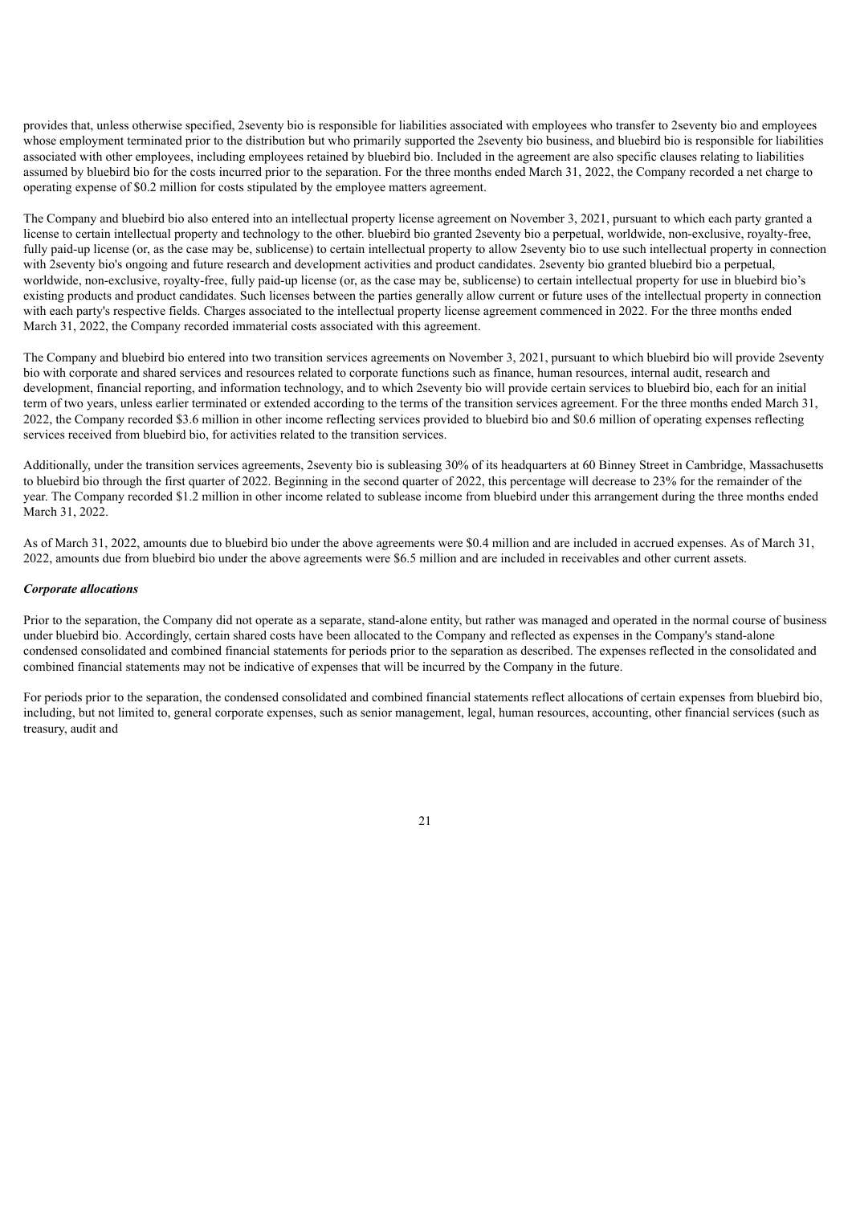provides that, unless otherwise specified, 2seventy bio is responsible for liabilities associated with employees who transfer to 2seventy bio and employees whose employment terminated prior to the distribution but who primarily supported the 2seventy bio business, and bluebird bio is responsible for liabilities associated with other employees, including employees retained by bluebird bio. Included in the agreement are also specific clauses relating to liabilities assumed by bluebird bio for the costs incurred prior to the separation. For the three months ended March 31, 2022, the Company recorded a net charge to operating expense of $0.2 million for costs stipulated by the employee matters agreement.

The Company and bluebird bio also entered into an intellectual property license agreement on November 3, 2021, pursuant to which each party granted a license to certain intellectual property and technology to the other. bluebird bio granted 2seventy bio a perpetual, worldwide, non-exclusive, royalty-free, fully paid-up license (or, as the case may be, sublicense) to certain intellectual property to allow 2seventy bio to use such intellectual property in connection with 2seventy bio's ongoing and future research and development activities and product candidates. 2seventy bio granted bluebird bio a perpetual, worldwide, non-exclusive, royalty-free, fully paid-up license (or, as the case may be, sublicense) to certain intellectual property for use in bluebird bio's existing products and product candidates. Such licenses between the parties generally allow current or future uses of the intellectual property in connection with each party's respective fields. Charges associated to the intellectual property license agreement commenced in 2022. For the three months ended March 31, 2022, the Company recorded immaterial costs associated with this agreement.

The Company and bluebird bio entered into two transition services agreements on November 3, 2021, pursuant to which bluebird bio will provide 2seventy bio with corporate and shared services and resources related to corporate functions such as finance, human resources, internal audit, research and development, financial reporting, and information technology, and to which 2seventy bio will provide certain services to bluebird bio, each for an initial term of two years, unless earlier terminated or extended according to the terms of the transition services agreement. For the three months ended March 31, 2022, the Company recorded $3.6 million in other income reflecting services provided to bluebird bio and $0.6 million of operating expenses reflecting services received from bluebird bio, for activities related to the transition services.

Additionally, under the transition services agreements, 2seventy bio is subleasing 30% of its headquarters at 60 Binney Street in Cambridge, Massachusetts to bluebird bio through the first quarter of 2022. Beginning in the second quarter of 2022, this percentage will decrease to 23% for the remainder of the year. The Company recorded $1.2 million in other income related to sublease income from bluebird under this arrangement during the three months ended March 31, 2022.

As of March 31, 2022, amounts due to bluebird bio under the above agreements were $0.4 million and are included in accrued expenses. As of March 31, 2022, amounts due from bluebird bio under the above agreements were $6.5 million and are included in receivables and other current assets.

***Corporate allocations***

Prior to the separation, the Company did not operate as a separate, stand-alone entity, but rather was managed and operated in the normal course of business under bluebird bio. Accordingly, certain shared costs have been allocated to the Company and reflected as expenses in the Company's stand-alone condensed consolidated and combined financial statements for periods prior to the separation as described. The expenses reflected in the consolidated and combined financial statements may not be indicative of expenses that will be incurred by the Company in the future.

For periods prior to the separation, the condensed consolidated and combined financial statements reflect allocations of certain expenses from bluebird bio, including, but not limited to, general corporate expenses, such as senior management, legal, human resources, accounting, other financial services (such as treasury, audit and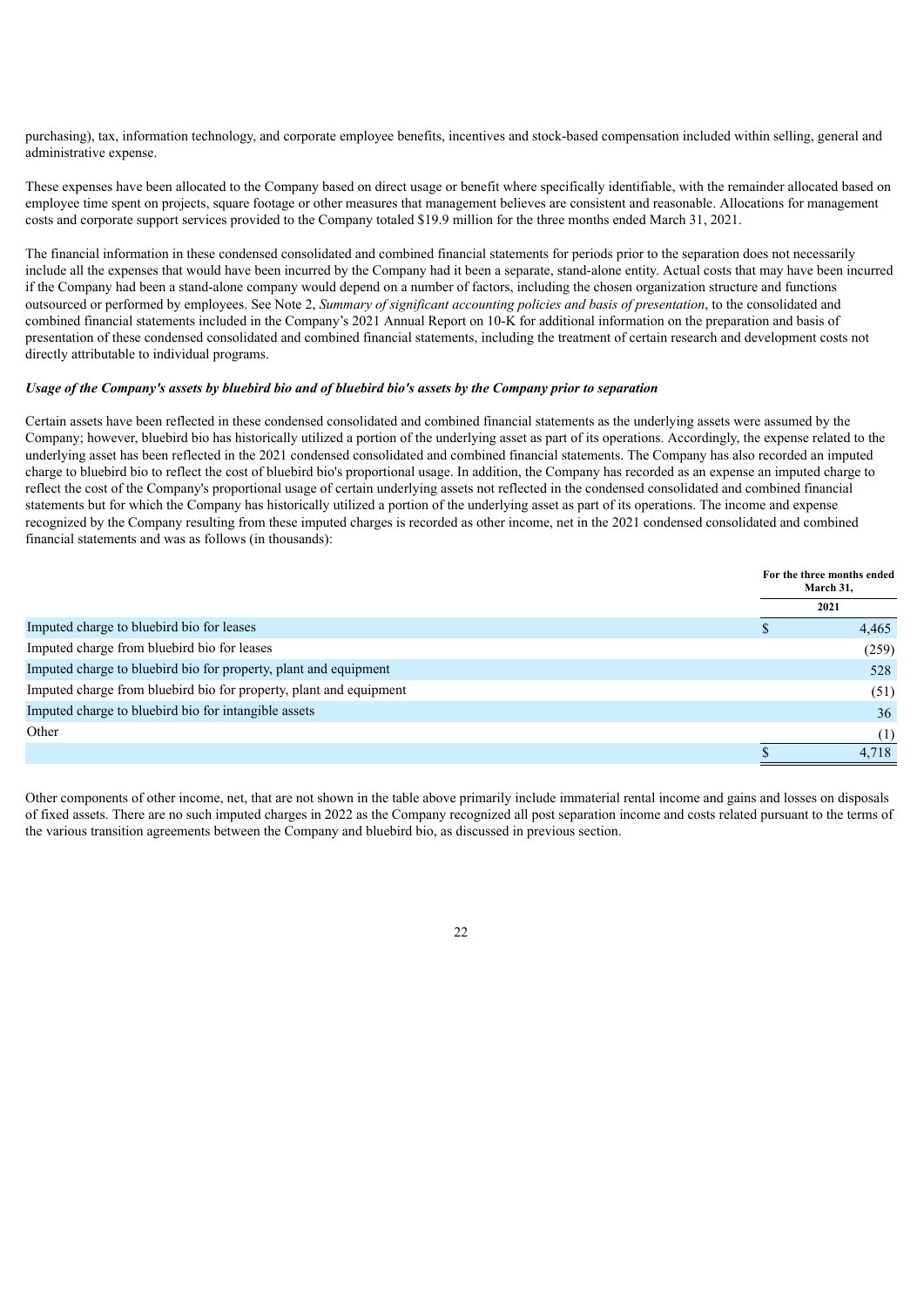purchasing), tax, information technology, and corporate employee benefits, incentives and stock-based compensation included within selling, general and administrative expense.

These expenses have been allocated to the Company based on direct usage or benefit where specifically identifiable, with the remainder allocated based on employee time spent on projects, square footage or other measures that management believes are consistent and reasonable. Allocations for management costs and corporate support services provided to the Company totaled $19.9 million for the three months ended March 31, 2021.

The financial information in these condensed consolidated and combined financial statements for periods prior to the separation does not necessarily include all the expenses that would have been incurred by the Company had it been a separate, stand-alone entity. Actual costs that may have been incurred if the Company had been a stand-alone company would depend on a number of factors, including the chosen organization structure and functions outsourced or performed by employees. See Note 2, *Summary of significant accounting policies and basis of presentation*, to the consolidated and combined financial statements included in the Company's 2021 Annual Report on 10-K for additional information on the preparation and basis of presentation of these condensed consolidated and combined financial statements, including the treatment of certain research and development costs not directly attributable to individual programs.

***Usage of the Company's assets by bluebird bio and of bluebird bio's assets by the Company prior to separation***

Certain assets have been reflected in these condensed consolidated and combined financial statements as the underlying assets were assumed by the Company; however, bluebird bio has historically utilized a portion of the underlying asset as part of its operations. Accordingly, the expense related to the underlying asset has been reflected in the 2021 condensed consolidated and combined financial statements. The Company has also recorded an imputed charge to bluebird bio to reflect the cost of bluebird bio's proportional usage. In addition, the Company has recorded as an expense an imputed charge to reflect the cost of the Company's proportional usage of certain underlying assets not reflected in the condensed consolidated and combined financial statements but for which the Company has historically utilized a portion of the underlying asset as part of its operations. The income and expense recognized by the Company resulting from these imputed charges is recorded as other income, net in the 2021 condensed consolidated and combined financial statements and was as follows (in thousands):

| | For the three months ended March 31, 2021 |
|---|---|
| Imputed charge to bluebird bio for leases | $ 4,465 |
| Imputed charge from bluebird bio for leases | (259) |
| Imputed charge to bluebird bio for property, plant and equipment | 528 |
| Imputed charge from bluebird bio for property, plant and equipment | (51) |
| Imputed charge to bluebird bio for intangible assets | 36 |
| Other | (1) |
| | $ 4,718 |

Other components of other income, net, that are not shown in the table above primarily include immaterial rental income and gains and losses on disposals of fixed assets. There are no such imputed charges in 2022 as the Company recognized all post separation income and costs related pursuant to the terms of the various transition agreements between the Company and bluebird bio, as discussed in previous section.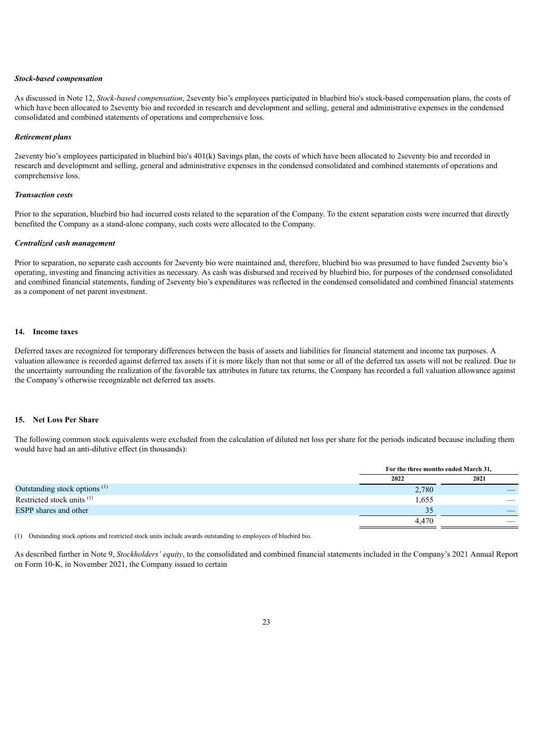***Stock-based compensation***

As discussed in Note 12, *Stock-based compensation*, 2seventy bio's employees participated in bluebird bio's stock-based compensation plans, the costs of which have been allocated to 2seventy bio and recorded in research and development and selling, general and administrative expenses in the condensed consolidated and combined statements of operations and comprehensive loss.

***Retirement plans***

2seventy bio's employees participated in bluebird bio's 401(k) Savings plan, the costs of which have been allocated to 2seventy bio and recorded in research and development and selling, general and administrative expenses in the condensed consolidated and combined statements of operations and comprehensive loss.

***Transaction costs***

Prior to the separation, bluebird bio had incurred costs related to the separation of the Company. To the extent separation costs were incurred that directly benefited the Company as a stand-alone company, such costs were allocated to the Company.

***Centralized cash management***

Prior to separation, no separate cash accounts for 2seventy bio were maintained and, therefore, bluebird bio was presumed to have funded 2seventy bio's operating, investing and financing activities as necessary. As cash was disbursed and received by bluebird bio, for purposes of the condensed consolidated and combined financial statements, funding of 2seventy bio's expenditures was reflected in the condensed consolidated and combined financial statements as a component of net parent investment.

## 14. Income taxes

Deferred taxes are recognized for temporary differences between the basis of assets and liabilities for financial statement and income tax purposes. A valuation allowance is recorded against deferred tax assets if it is more likely than not that some or all of the deferred tax assets will not be realized. Due to the uncertainty surrounding the realization of the favorable tax attributes in future tax returns, the Company has recorded a full valuation allowance against the Company's otherwise recognizable net deferred tax assets.

## 15. Net Loss Per Share

The following common stock equivalents were excluded from the calculation of diluted net loss per share for the periods indicated because including them would have had an anti-dilutive effect (in thousands):

| | For the three months ended March 31, | |
|---|---|---|
| | 2022 | 2021 |
| Outstanding stock options [1] | 2,780 | — |
| Restricted stock units [1] | 1,655 | — |
| ESPP shares and other | 35 | — |
| | 4,470 | — |

(1) Outstanding stock options and restricted stock units include awards outstanding to employees of bluebird bio.

As described further in Note 9, *Stockholders' equity*, to the consolidated and combined financial statements included in the Company's 2021 Annual Report on Form 10-K, in November 2021, the Company issued to certain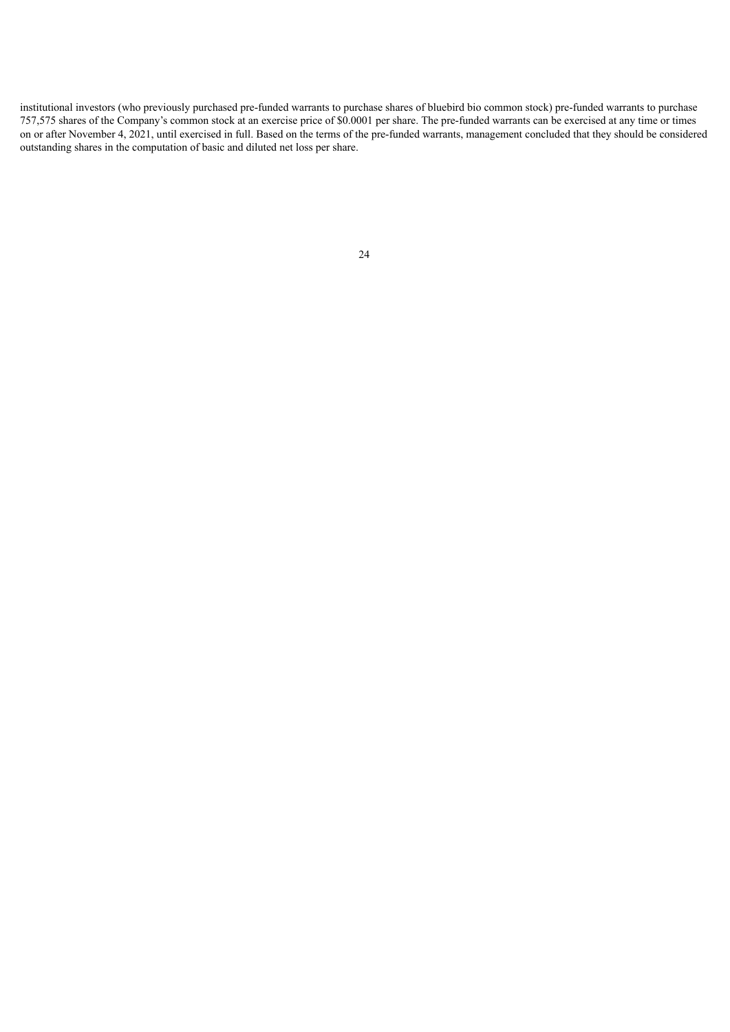institutional investors (who previously purchased pre-funded warrants to purchase shares of bluebird bio common stock) pre-funded warrants to purchase 757,575 shares of the Company's common stock at an exercise price of $0.0001 per share. The pre-funded warrants can be exercised at any time or times on or after November 4, 2021, until exercised in full. Based on the terms of the pre-funded warrants, management concluded that they should be considered outstanding shares in the computation of basic and diluted net loss per share.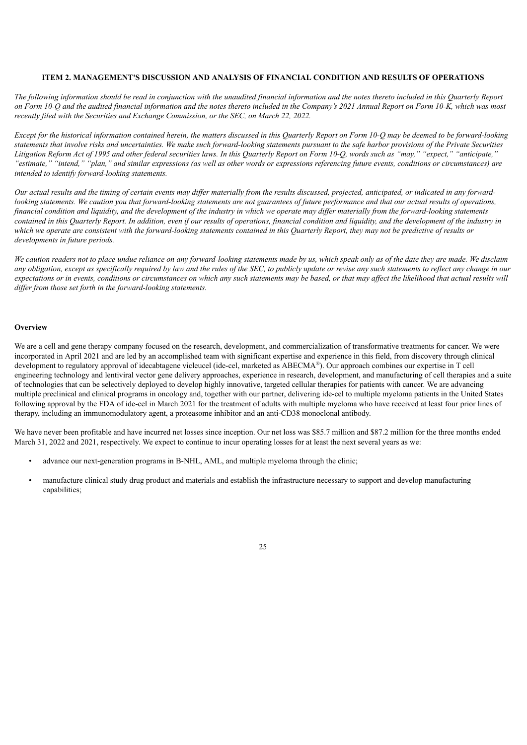## ITEM 2. MANAGEMENT'S DISCUSSION AND ANALYSIS OF FINANCIAL CONDITION AND RESULTS OF OPERATIONS

*The following information should be read in conjunction with the unaudited financial information and the notes thereto included in this Quarterly Report on Form 10-Q and the audited financial information and the notes thereto included in the Company's 2021 Annual Report on Form 10-K, which was most recently filed with the Securities and Exchange Commission, or the SEC, on March 22, 2022.*

*Except for the historical information contained herein, the matters discussed in this Quarterly Report on Form 10-Q may be deemed to be forward-looking statements that involve risks and uncertainties. We make such forward-looking statements pursuant to the safe harbor provisions of the Private Securities Litigation Reform Act of 1995 and other federal securities laws. In this Quarterly Report on Form 10-Q, words such as "may," "expect," "anticipate," "estimate," "intend," "plan," and similar expressions (as well as other words or expressions referencing future events, conditions or circumstances) are intended to identify forward-looking statements.*

*Our actual results and the timing of certain events may differ materially from the results discussed, projected, anticipated, or indicated in any forward-looking statements. We caution you that forward-looking statements are not guarantees of future performance and that our actual results of operations, financial condition and liquidity, and the development of the industry in which we operate may differ materially from the forward-looking statements contained in this Quarterly Report. In addition, even if our results of operations, financial condition and liquidity, and the development of the industry in which we operate are consistent with the forward-looking statements contained in this Quarterly Report, they may not be predictive of results or developments in future periods.*

*We caution readers not to place undue reliance on any forward-looking statements made by us, which speak only as of the date they are made. We disclaim any obligation, except as specifically required by law and the rules of the SEC, to publicly update or revise any such statements to reflect any change in our expectations or in events, conditions or circumstances on which any such statements may be based, or that may affect the likelihood that actual results will differ from those set forth in the forward-looking statements.*

### Overview

We are a cell and gene therapy company focused on the research, development, and commercialization of transformative treatments for cancer. We were incorporated in April 2021 and are led by an accomplished team with significant expertise and experience in this field, from discovery through clinical development to regulatory approval of idecabtagene vicleucel (ide-cel, marketed as ABECMA®). Our approach combines our expertise in T cell engineering technology and lentiviral vector gene delivery approaches, experience in research, development, and manufacturing of cell therapies and a suite of technologies that can be selectively deployed to develop highly innovative, targeted cellular therapies for patients with cancer. We are advancing multiple preclinical and clinical programs in oncology and, together with our partner, delivering ide-cel to multiple myeloma patients in the United States following approval by the FDA of ide-cel in March 2021 for the treatment of adults with multiple myeloma who have received at least four prior lines of therapy, including an immunomodulatory agent, a proteasome inhibitor and an anti-CD38 monoclonal antibody.

We have never been profitable and have incurred net losses since inception. Our net loss was $85.7 million and $87.2 million for the three months ended March 31, 2022 and 2021, respectively. We expect to continue to incur operating losses for at least the next several years as we:

- advance our next-generation programs in B-NHL, AML, and multiple myeloma through the clinic;
- manufacture clinical study drug product and materials and establish the infrastructure necessary to support and develop manufacturing capabilities;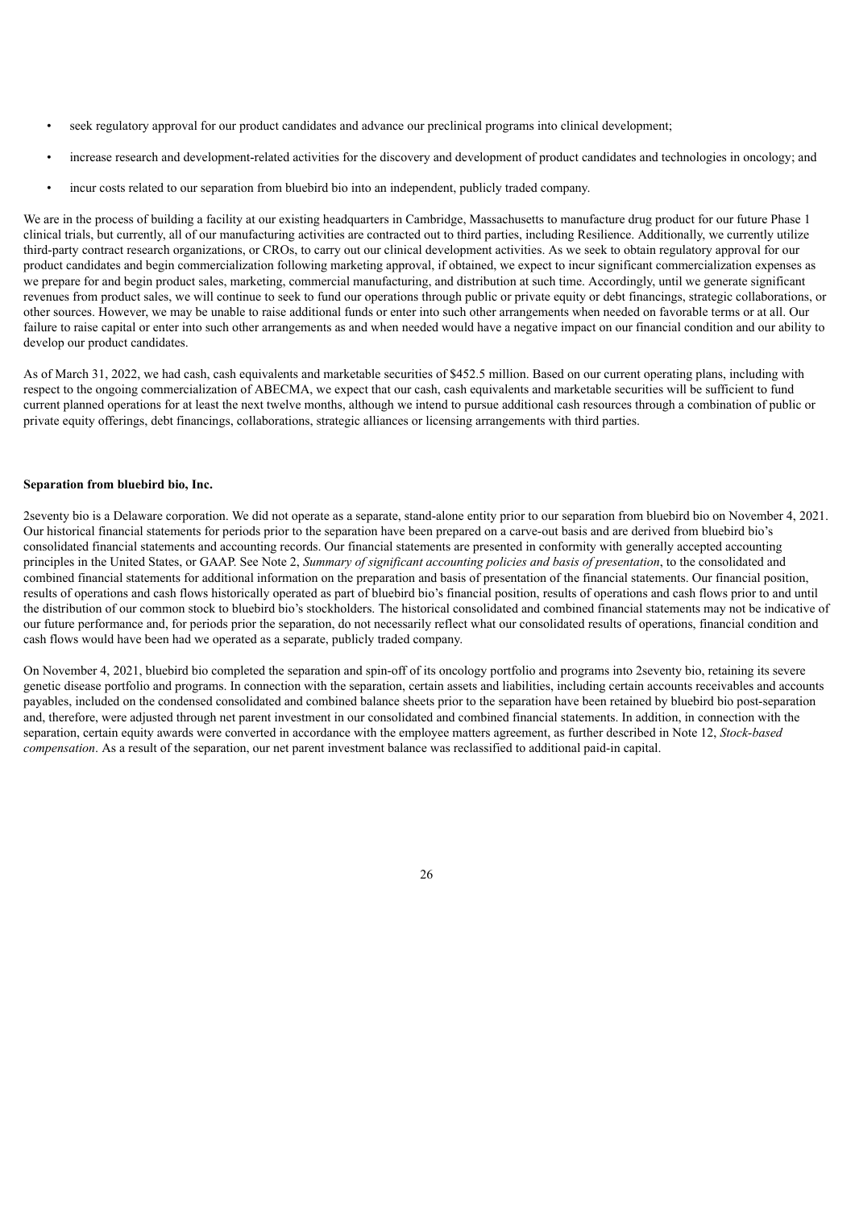- seek regulatory approval for our product candidates and advance our preclinical programs into clinical development;
- increase research and development-related activities for the discovery and development of product candidates and technologies in oncology; and
- incur costs related to our separation from bluebird bio into an independent, publicly traded company.

We are in the process of building a facility at our existing headquarters in Cambridge, Massachusetts to manufacture drug product for our future Phase 1 clinical trials, but currently, all of our manufacturing activities are contracted out to third parties, including Resilience. Additionally, we currently utilize third-party contract research organizations, or CROs, to carry out our clinical development activities. As we seek to obtain regulatory approval for our product candidates and begin commercialization following marketing approval, if obtained, we expect to incur significant commercialization expenses as we prepare for and begin product sales, marketing, commercial manufacturing, and distribution at such time. Accordingly, until we generate significant revenues from product sales, we will continue to seek to fund our operations through public or private equity or debt financings, strategic collaborations, or other sources. However, we may be unable to raise additional funds or enter into such other arrangements when needed on favorable terms or at all. Our failure to raise capital or enter into such other arrangements as and when needed would have a negative impact on our financial condition and our ability to develop our product candidates.

As of March 31, 2022, we had cash, cash equivalents and marketable securities of $452.5 million. Based on our current operating plans, including with respect to the ongoing commercialization of ABECMA, we expect that our cash, cash equivalents and marketable securities will be sufficient to fund current planned operations for at least the next twelve months, although we intend to pursue additional cash resources through a combination of public or private equity offerings, debt financings, collaborations, strategic alliances or licensing arrangements with third parties.

**Separation from bluebird bio, Inc.**

2seventy bio is a Delaware corporation. We did not operate as a separate, stand-alone entity prior to our separation from bluebird bio on November 4, 2021. Our historical financial statements for periods prior to the separation have been prepared on a carve-out basis and are derived from bluebird bio's consolidated financial statements and accounting records. Our financial statements are presented in conformity with generally accepted accounting principles in the United States, or GAAP. See Note 2, *Summary of significant accounting policies and basis of presentation*, to the consolidated and combined financial statements for additional information on the preparation and basis of presentation of the financial statements. Our financial position, results of operations and cash flows historically operated as part of bluebird bio's financial position, results of operations and cash flows prior to and until the distribution of our common stock to bluebird bio's stockholders. The historical consolidated and combined financial statements may not be indicative of our future performance and, for periods prior the separation, do not necessarily reflect what our consolidated results of operations, financial condition and cash flows would have been had we operated as a separate, publicly traded company.

On November 4, 2021, bluebird bio completed the separation and spin-off of its oncology portfolio and programs into 2seventy bio, retaining its severe genetic disease portfolio and programs. In connection with the separation, certain assets and liabilities, including certain accounts receivables and accounts payables, included on the condensed consolidated and combined balance sheets prior to the separation have been retained by bluebird bio post-separation and, therefore, were adjusted through net parent investment in our consolidated and combined financial statements. In addition, in connection with the separation, certain equity awards were converted in accordance with the employee matters agreement, as further described in Note 12, *Stock-based compensation*. As a result of the separation, our net parent investment balance was reclassified to additional paid-in capital.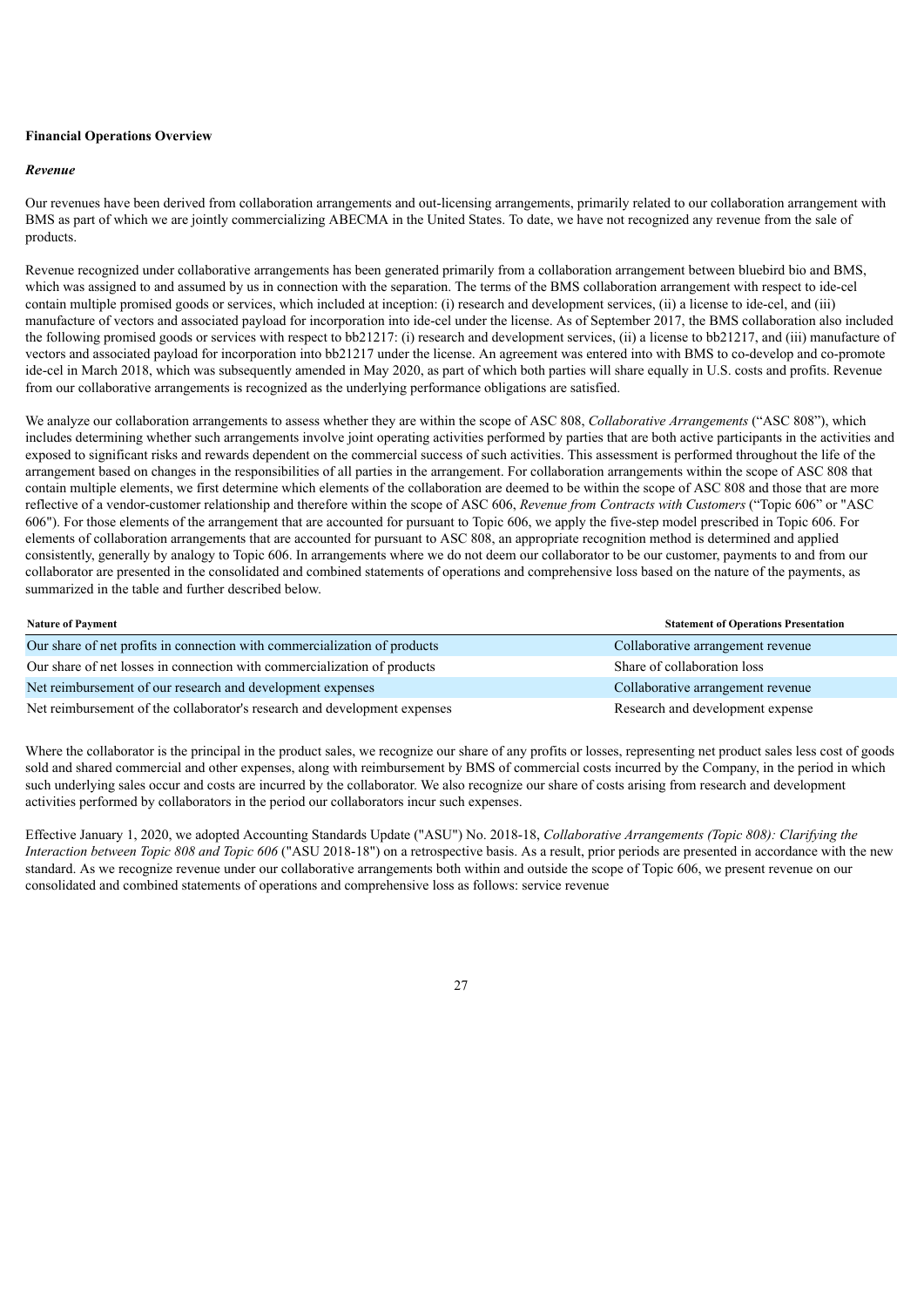**Financial Operations Overview**

***Revenue***

Our revenues have been derived from collaboration arrangements and out-licensing arrangements, primarily related to our collaboration arrangement with BMS as part of which we are jointly commercializing ABECMA in the United States. To date, we have not recognized any revenue from the sale of products.

Revenue recognized under collaborative arrangements has been generated primarily from a collaboration arrangement between bluebird bio and BMS, which was assigned to and assumed by us in connection with the separation. The terms of the BMS collaboration arrangement with respect to ide-cel contain multiple promised goods or services, which included at inception: (i) research and development services, (ii) a license to ide-cel, and (iii) manufacture of vectors and associated payload for incorporation into ide-cel under the license. As of September 2017, the BMS collaboration also included the following promised goods or services with respect to bb21217: (i) research and development services, (ii) a license to bb21217, and (iii) manufacture of vectors and associated payload for incorporation into bb21217 under the license. An agreement was entered into with BMS to co-develop and co-promote ide-cel in March 2018, which was subsequently amended in May 2020, as part of which both parties will share equally in U.S. costs and profits. Revenue from our collaborative arrangements is recognized as the underlying performance obligations are satisfied.

We analyze our collaboration arrangements to assess whether they are within the scope of ASC 808, *Collaborative Arrangements* ("ASC 808"), which includes determining whether such arrangements involve joint operating activities performed by parties that are both active participants in the activities and exposed to significant risks and rewards dependent on the commercial success of such activities. This assessment is performed throughout the life of the arrangement based on changes in the responsibilities of all parties in the arrangement. For collaboration arrangements within the scope of ASC 808 that contain multiple elements, we first determine which elements of the collaboration are deemed to be within the scope of ASC 808 and those that are more reflective of a vendor-customer relationship and therefore within the scope of ASC 606, *Revenue from Contracts with Customers* ("Topic 606" or "ASC 606"). For those elements of the arrangement that are accounted for pursuant to Topic 606, we apply the five-step model prescribed in Topic 606. For elements of collaboration arrangements that are accounted for pursuant to ASC 808, an appropriate recognition method is determined and applied consistently, generally by analogy to Topic 606. In arrangements where we do not deem our collaborator to be our customer, payments to and from our collaborator are presented in the consolidated and combined statements of operations and comprehensive loss based on the nature of the payments, as summarized in the table and further described below.

| Nature of Payment | Statement of Operations Presentation |
|---|---|
| Our share of net profits in connection with commercialization of products | Collaborative arrangement revenue |
| Our share of net losses in connection with commercialization of products | Share of collaboration loss |
| Net reimbursement of our research and development expenses | Collaborative arrangement revenue |
| Net reimbursement of the collaborator's research and development expenses | Research and development expense |

Where the collaborator is the principal in the product sales, we recognize our share of any profits or losses, representing net product sales less cost of goods sold and shared commercial and other expenses, along with reimbursement by BMS of commercial costs incurred by the Company, in the period in which such underlying sales occur and costs are incurred by the collaborator. We also recognize our share of costs arising from research and development activities performed by collaborators in the period our collaborators incur such expenses.

Effective January 1, 2020, we adopted Accounting Standards Update ("ASU") No. 2018-18, *Collaborative Arrangements (Topic 808): Clarifying the Interaction between Topic 808 and Topic 606* ("ASU 2018-18") on a retrospective basis. As a result, prior periods are presented in accordance with the new standard. As we recognize revenue under our collaborative arrangements both within and outside the scope of Topic 606, we present revenue on our consolidated and combined statements of operations and comprehensive loss as follows: service revenue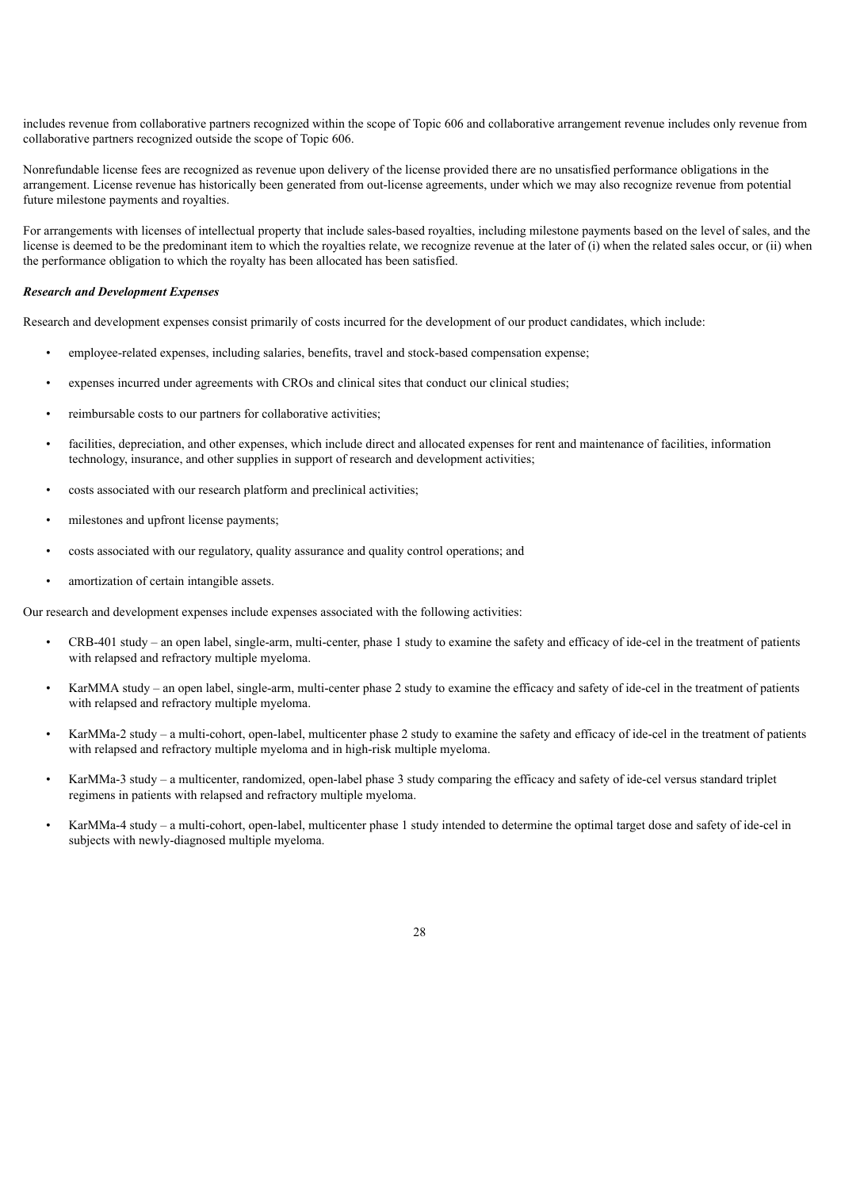includes revenue from collaborative partners recognized within the scope of Topic 606 and collaborative arrangement revenue includes only revenue from collaborative partners recognized outside the scope of Topic 606.

Nonrefundable license fees are recognized as revenue upon delivery of the license provided there are no unsatisfied performance obligations in the arrangement. License revenue has historically been generated from out-license agreements, under which we may also recognize revenue from potential future milestone payments and royalties.

For arrangements with licenses of intellectual property that include sales-based royalties, including milestone payments based on the level of sales, and the license is deemed to be the predominant item to which the royalties relate, we recognize revenue at the later of (i) when the related sales occur, or (ii) when the performance obligation to which the royalty has been allocated has been satisfied.

***Research and Development Expenses***

Research and development expenses consist primarily of costs incurred for the development of our product candidates, which include:

- employee-related expenses, including salaries, benefits, travel and stock-based compensation expense;
- expenses incurred under agreements with CROs and clinical sites that conduct our clinical studies;
- reimbursable costs to our partners for collaborative activities;
- facilities, depreciation, and other expenses, which include direct and allocated expenses for rent and maintenance of facilities, information technology, insurance, and other supplies in support of research and development activities;
- costs associated with our research platform and preclinical activities;
- milestones and upfront license payments;
- costs associated with our regulatory, quality assurance and quality control operations; and
- amortization of certain intangible assets.

Our research and development expenses include expenses associated with the following activities:

- CRB-401 study – an open label, single-arm, multi-center, phase 1 study to examine the safety and efficacy of ide-cel in the treatment of patients with relapsed and refractory multiple myeloma.
- KarMMA study – an open label, single-arm, multi-center phase 2 study to examine the efficacy and safety of ide-cel in the treatment of patients with relapsed and refractory multiple myeloma.
- KarMMa-2 study – a multi-cohort, open-label, multicenter phase 2 study to examine the safety and efficacy of ide-cel in the treatment of patients with relapsed and refractory multiple myeloma and in high-risk multiple myeloma.
- KarMMa-3 study – a multicenter, randomized, open-label phase 3 study comparing the efficacy and safety of ide-cel versus standard triplet regimens in patients with relapsed and refractory multiple myeloma.
- KarMMa-4 study – a multi-cohort, open-label, multicenter phase 1 study intended to determine the optimal target dose and safety of ide-cel in subjects with newly-diagnosed multiple myeloma.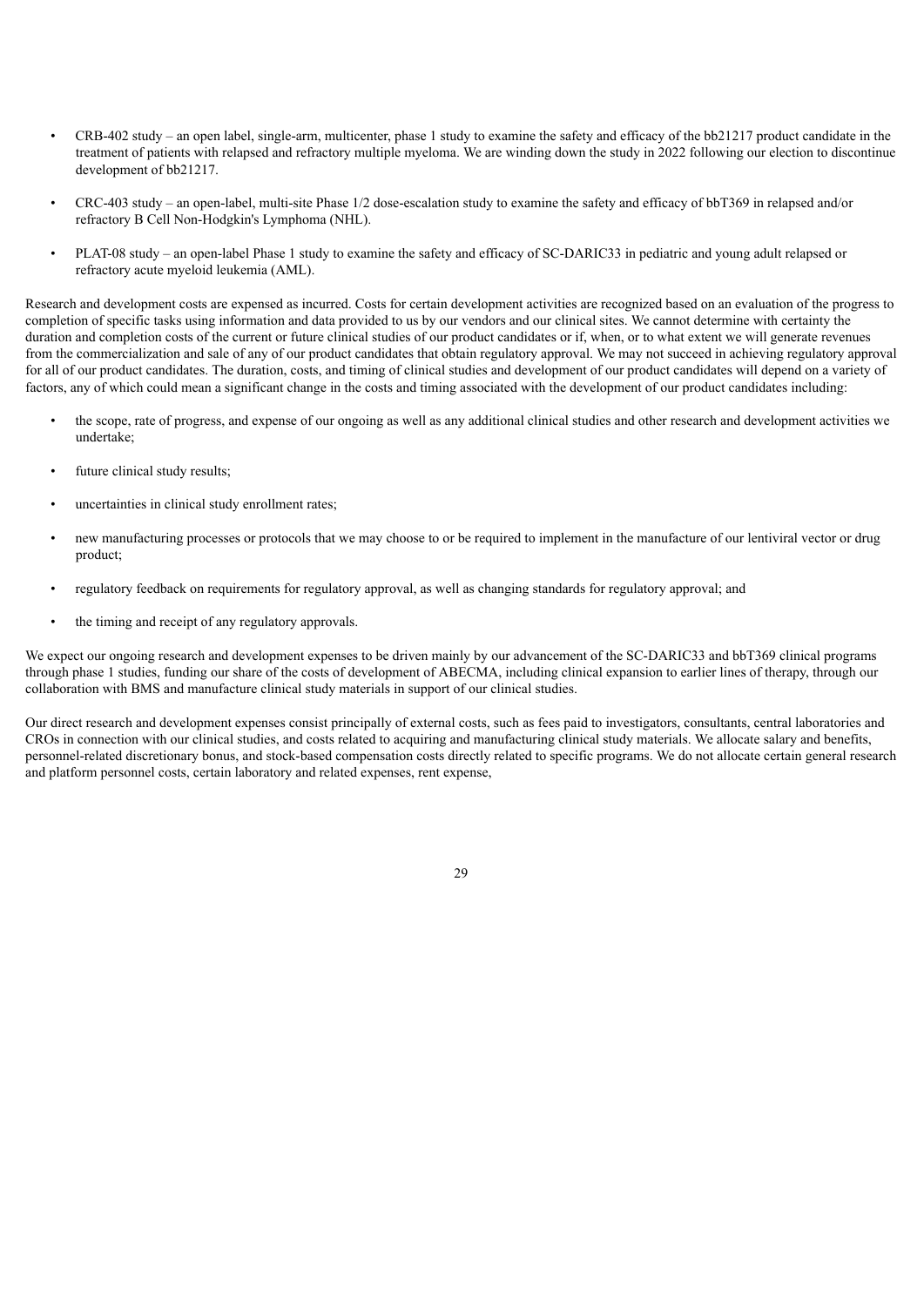- CRB-402 study – an open label, single-arm, multicenter, phase 1 study to examine the safety and efficacy of the bb21217 product candidate in the treatment of patients with relapsed and refractory multiple myeloma. We are winding down the study in 2022 following our election to discontinue development of bb21217.
- CRC-403 study – an open-label, multi-site Phase 1/2 dose-escalation study to examine the safety and efficacy of bbT369 in relapsed and/or refractory B Cell Non-Hodgkin's Lymphoma (NHL).
- PLAT-08 study – an open-label Phase 1 study to examine the safety and efficacy of SC-DARIC33 in pediatric and young adult relapsed or refractory acute myeloid leukemia (AML).

Research and development costs are expensed as incurred. Costs for certain development activities are recognized based on an evaluation of the progress to completion of specific tasks using information and data provided to us by our vendors and our clinical sites. We cannot determine with certainty the duration and completion costs of the current or future clinical studies of our product candidates or if, when, or to what extent we will generate revenues from the commercialization and sale of any of our product candidates that obtain regulatory approval. We may not succeed in achieving regulatory approval for all of our product candidates. The duration, costs, and timing of clinical studies and development of our product candidates will depend on a variety of factors, any of which could mean a significant change in the costs and timing associated with the development of our product candidates including:

- the scope, rate of progress, and expense of our ongoing as well as any additional clinical studies and other research and development activities we undertake;
- future clinical study results;
- uncertainties in clinical study enrollment rates;
- new manufacturing processes or protocols that we may choose to or be required to implement in the manufacture of our lentiviral vector or drug product;
- regulatory feedback on requirements for regulatory approval, as well as changing standards for regulatory approval; and
- the timing and receipt of any regulatory approvals.

We expect our ongoing research and development expenses to be driven mainly by our advancement of the SC-DARIC33 and bbT369 clinical programs through phase 1 studies, funding our share of the costs of development of ABECMA, including clinical expansion to earlier lines of therapy, through our collaboration with BMS and manufacture clinical study materials in support of our clinical studies.

Our direct research and development expenses consist principally of external costs, such as fees paid to investigators, consultants, central laboratories and CROs in connection with our clinical studies, and costs related to acquiring and manufacturing clinical study materials. We allocate salary and benefits, personnel-related discretionary bonus, and stock-based compensation costs directly related to specific programs. We do not allocate certain general research and platform personnel costs, certain laboratory and related expenses, rent expense,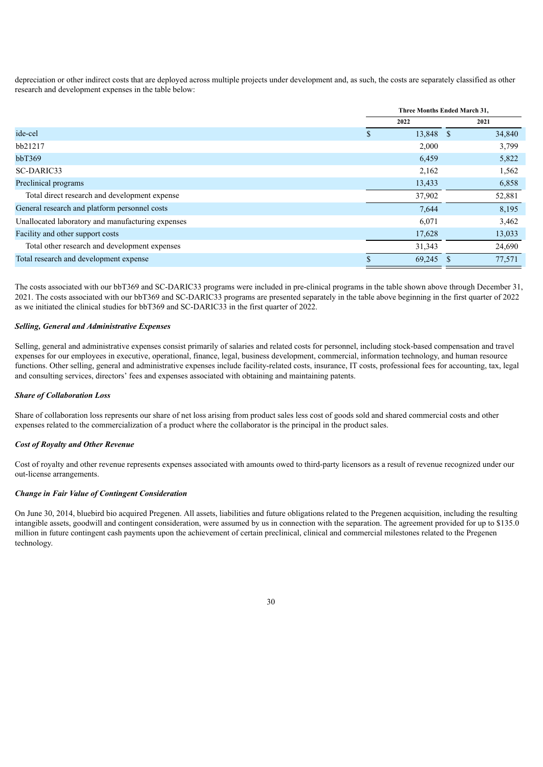depreciation or other indirect costs that are deployed across multiple projects under development and, as such, the costs are separately classified as other research and development expenses in the table below:

| | Three Months Ended March 31, | |
|---|---|---|
| | 2022 | 2021 |
| ide-cel | $ 13,848 | $ 34,840 |
| bb21217 | 2,000 | 3,799 |
| bbT369 | 6,459 | 5,822 |
| SC-DARIC33 | 2,162 | 1,562 |
| Preclinical programs | 13,433 | 6,858 |
| Total direct research and development expense | 37,902 | 52,881 |
| General research and platform personnel costs | 7,644 | 8,195 |
| Unallocated laboratory and manufacturing expenses | 6,071 | 3,462 |
| Facility and other support costs | 17,628 | 13,033 |
| Total other research and development expenses | 31,343 | 24,690 |
| Total research and development expense | $ 69,245 | $ 77,571 |

The costs associated with our bbT369 and SC-DARIC33 programs were included in pre-clinical programs in the table shown above through December 31, 2021. The costs associated with our bbT369 and SC-DARIC33 programs are presented separately in the table above beginning in the first quarter of 2022 as we initiated the clinical studies for bbT369 and SC-DARIC33 in the first quarter of 2022.

***Selling, General and Administrative Expenses***

Selling, general and administrative expenses consist primarily of salaries and related costs for personnel, including stock-based compensation and travel expenses for our employees in executive, operational, finance, legal, business development, commercial, information technology, and human resource functions. Other selling, general and administrative expenses include facility-related costs, insurance, IT costs, professional fees for accounting, tax, legal and consulting services, directors' fees and expenses associated with obtaining and maintaining patents.

***Share of Collaboration Loss***

Share of collaboration loss represents our share of net loss arising from product sales less cost of goods sold and shared commercial costs and other expenses related to the commercialization of a product where the collaborator is the principal in the product sales.

***Cost of Royalty and Other Revenue***

Cost of royalty and other revenue represents expenses associated with amounts owed to third-party licensors as a result of revenue recognized under our out-license arrangements.

***Change in Fair Value of Contingent Consideration***

On June 30, 2014, bluebird bio acquired Pregenen. All assets, liabilities and future obligations related to the Pregenen acquisition, including the resulting intangible assets, goodwill and contingent consideration, were assumed by us in connection with the separation. The agreement provided for up to $135.0 million in future contingent cash payments upon the achievement of certain preclinical, clinical and commercial milestones related to the Pregenen technology.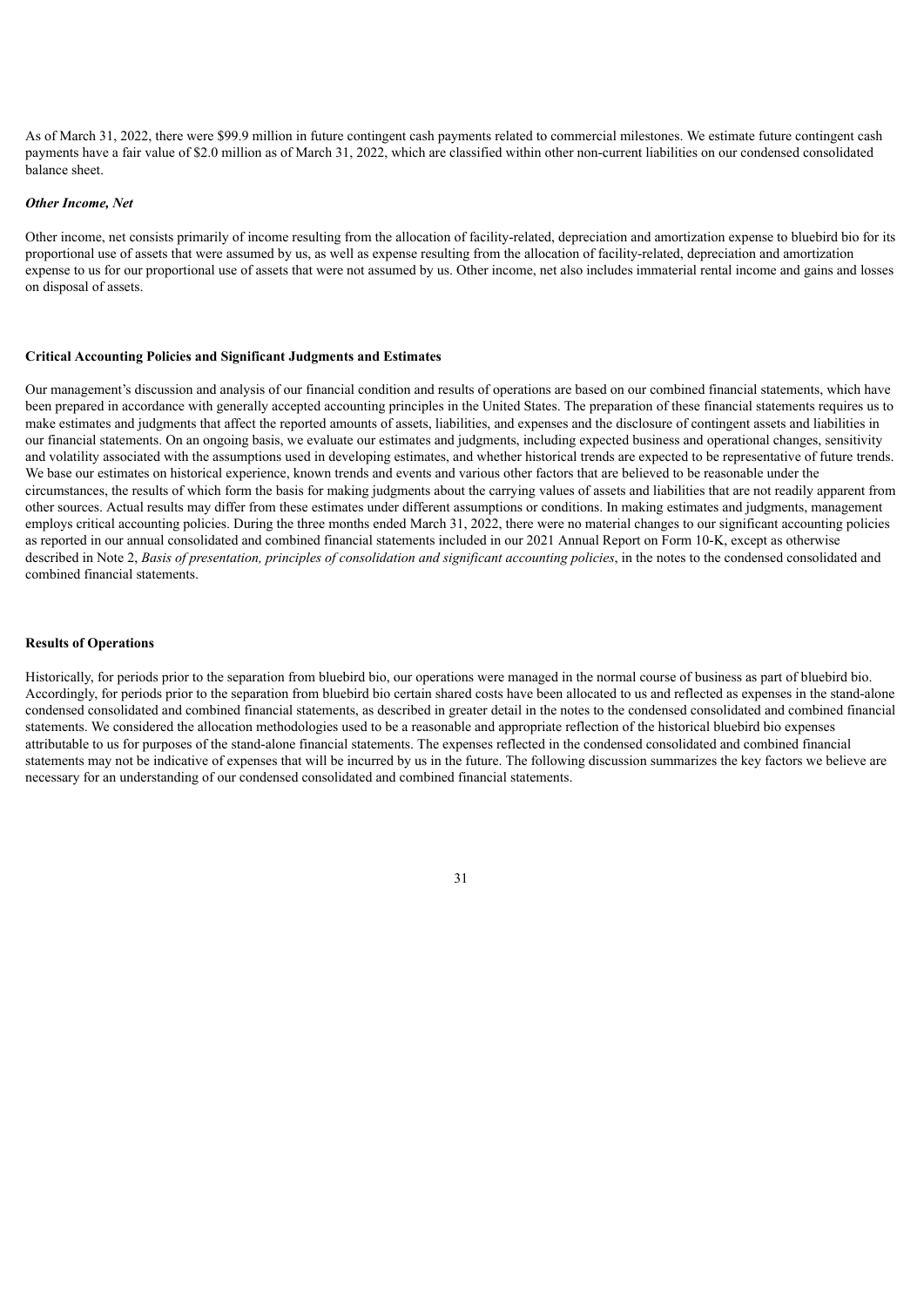As of March 31, 2022, there were $99.9 million in future contingent cash payments related to commercial milestones. We estimate future contingent cash payments have a fair value of $2.0 million as of March 31, 2022, which are classified within other non-current liabilities on our condensed consolidated balance sheet.

### *Other Income, Net*

Other income, net consists primarily of income resulting from the allocation of facility-related, depreciation and amortization expense to bluebird bio for its proportional use of assets that were assumed by us, as well as expense resulting from the allocation of facility-related, depreciation and amortization expense to us for our proportional use of assets that were not assumed by us. Other income, net also includes immaterial rental income and gains and losses on disposal of assets.

## Critical Accounting Policies and Significant Judgments and Estimates

Our management's discussion and analysis of our financial condition and results of operations are based on our combined financial statements, which have been prepared in accordance with generally accepted accounting principles in the United States. The preparation of these financial statements requires us to make estimates and judgments that affect the reported amounts of assets, liabilities, and expenses and the disclosure of contingent assets and liabilities in our financial statements. On an ongoing basis, we evaluate our estimates and judgments, including expected business and operational changes, sensitivity and volatility associated with the assumptions used in developing estimates, and whether historical trends are expected to be representative of future trends. We base our estimates on historical experience, known trends and events and various other factors that are believed to be reasonable under the circumstances, the results of which form the basis for making judgments about the carrying values of assets and liabilities that are not readily apparent from other sources. Actual results may differ from these estimates under different assumptions or conditions. In making estimates and judgments, management employs critical accounting policies. During the three months ended March 31, 2022, there were no material changes to our significant accounting policies as reported in our annual consolidated and combined financial statements included in our 2021 Annual Report on Form 10-K, except as otherwise described in Note 2, *Basis of presentation, principles of consolidation and significant accounting policies*, in the notes to the condensed consolidated and combined financial statements.

## Results of Operations

Historically, for periods prior to the separation from bluebird bio, our operations were managed in the normal course of business as part of bluebird bio. Accordingly, for periods prior to the separation from bluebird bio certain shared costs have been allocated to us and reflected as expenses in the stand-alone condensed consolidated and combined financial statements, as described in greater detail in the notes to the condensed consolidated and combined financial statements. We considered the allocation methodologies used to be a reasonable and appropriate reflection of the historical bluebird bio expenses attributable to us for purposes of the stand-alone financial statements. The expenses reflected in the condensed consolidated and combined financial statements may not be indicative of expenses that will be incurred by us in the future. The following discussion summarizes the key factors we believe are necessary for an understanding of our condensed consolidated and combined financial statements.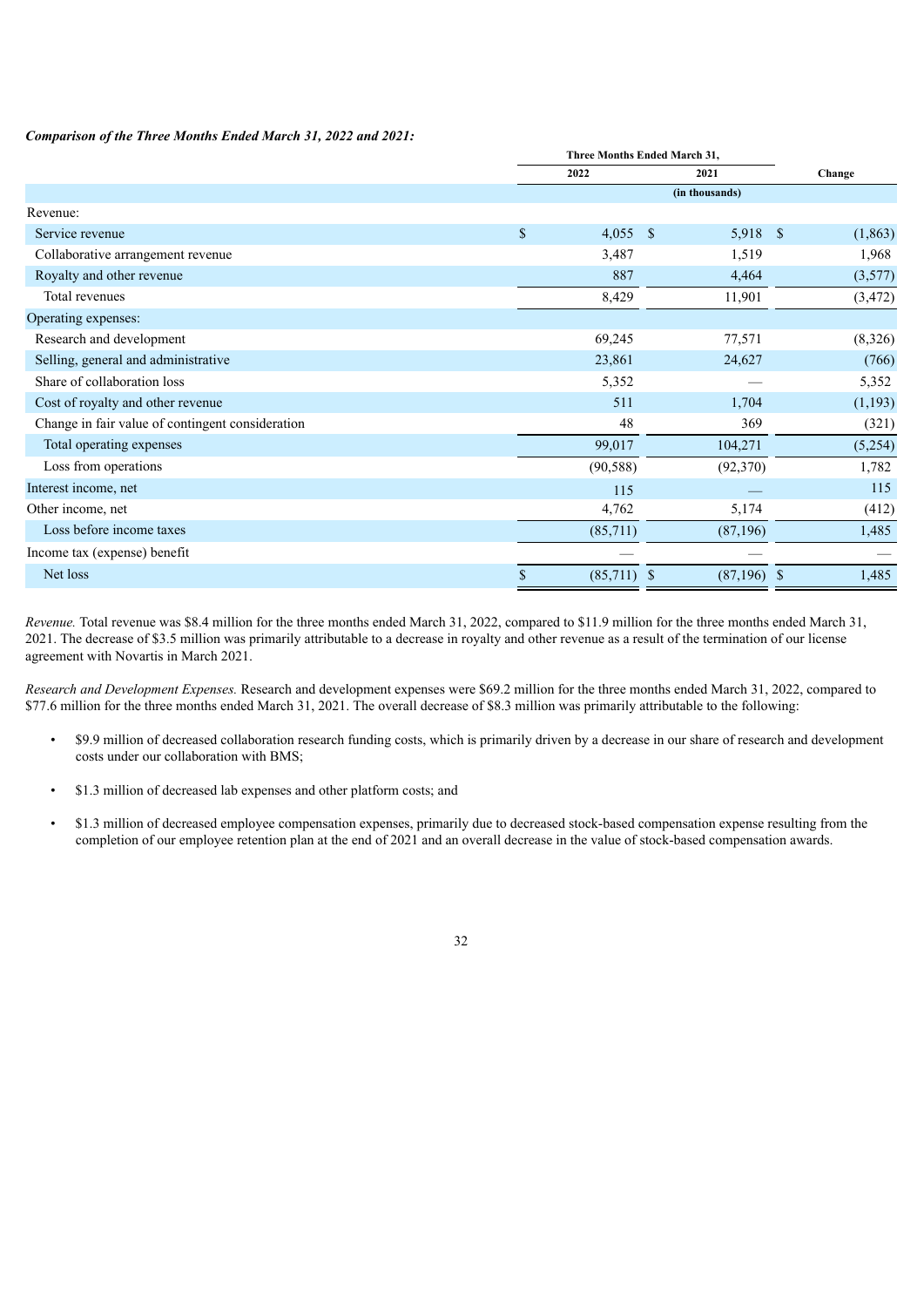***Comparison of the Three Months Ended March 31, 2022 and 2021:***

| | Three Months Ended March 31, | | |
|---|---|---|---|
| | 2022 | 2021 | Change |
| | (in thousands) | | |
| Revenue: | | | |
| Service revenue | $ 4,055 | $ 5,918 | $ (1,863) |
| Collaborative arrangement revenue | 3,487 | 1,519 | 1,968 |
| Royalty and other revenue | 887 | 4,464 | (3,577) |
| Total revenues | 8,429 | 11,901 | (3,472) |
| Operating expenses: | | | |
| Research and development | 69,245 | 77,571 | (8,326) |
| Selling, general and administrative | 23,861 | 24,627 | (766) |
| Share of collaboration loss | 5,352 | — | 5,352 |
| Cost of royalty and other revenue | 511 | 1,704 | (1,193) |
| Change in fair value of contingent consideration | 48 | 369 | (321) |
| Total operating expenses | 99,017 | 104,271 | (5,254) |
| Loss from operations | (90,588) | (92,370) | 1,782 |
| Interest income, net | 115 | — | 115 |
| Other income, net | 4,762 | 5,174 | (412) |
| Loss before income taxes | (85,711) | (87,196) | 1,485 |
| Income tax (expense) benefit | — | — | — |
| Net loss | $ (85,711) | $ (87,196) | $ 1,485 |

*Revenue.* Total revenue was $8.4 million for the three months ended March 31, 2022, compared to $11.9 million for the three months ended March 31, 2021. The decrease of $3.5 million was primarily attributable to a decrease in royalty and other revenue as a result of the termination of our license agreement with Novartis in March 2021.

*Research and Development Expenses.* Research and development expenses were $69.2 million for the three months ended March 31, 2022, compared to $77.6 million for the three months ended March 31, 2021. The overall decrease of $8.3 million was primarily attributable to the following:

- $9.9 million of decreased collaboration research funding costs, which is primarily driven by a decrease in our share of research and development costs under our collaboration with BMS;
- $1.3 million of decreased lab expenses and other platform costs; and
- $1.3 million of decreased employee compensation expenses, primarily due to decreased stock-based compensation expense resulting from the completion of our employee retention plan at the end of 2021 and an overall decrease in the value of stock-based compensation awards.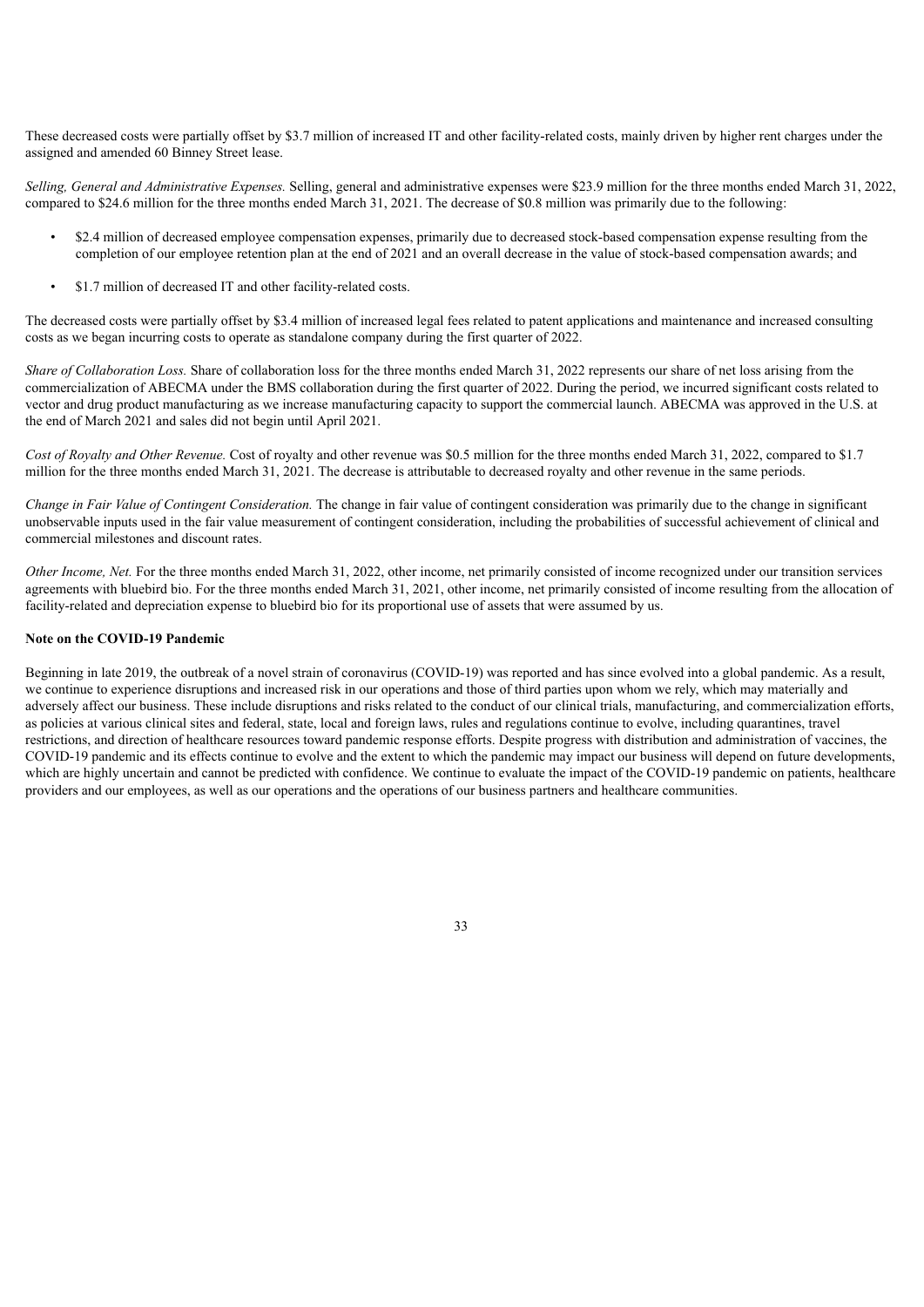These decreased costs were partially offset by $3.7 million of increased IT and other facility-related costs, mainly driven by higher rent charges under the assigned and amended 60 Binney Street lease.

*Selling, General and Administrative Expenses.* Selling, general and administrative expenses were $23.9 million for the three months ended March 31, 2022, compared to $24.6 million for the three months ended March 31, 2021. The decrease of $0.8 million was primarily due to the following:

- $2.4 million of decreased employee compensation expenses, primarily due to decreased stock-based compensation expense resulting from the completion of our employee retention plan at the end of 2021 and an overall decrease in the value of stock-based compensation awards; and
- $1.7 million of decreased IT and other facility-related costs.

The decreased costs were partially offset by $3.4 million of increased legal fees related to patent applications and maintenance and increased consulting costs as we began incurring costs to operate as standalone company during the first quarter of 2022.

*Share of Collaboration Loss.* Share of collaboration loss for the three months ended March 31, 2022 represents our share of net loss arising from the commercialization of ABECMA under the BMS collaboration during the first quarter of 2022. During the period, we incurred significant costs related to vector and drug product manufacturing as we increase manufacturing capacity to support the commercial launch. ABECMA was approved in the U.S. at the end of March 2021 and sales did not begin until April 2021.

*Cost of Royalty and Other Revenue.* Cost of royalty and other revenue was $0.5 million for the three months ended March 31, 2022, compared to $1.7 million for the three months ended March 31, 2021. The decrease is attributable to decreased royalty and other revenue in the same periods.

*Change in Fair Value of Contingent Consideration.* The change in fair value of contingent consideration was primarily due to the change in significant unobservable inputs used in the fair value measurement of contingent consideration, including the probabilities of successful achievement of clinical and commercial milestones and discount rates.

*Other Income, Net.* For the three months ended March 31, 2022, other income, net primarily consisted of income recognized under our transition services agreements with bluebird bio. For the three months ended March 31, 2021, other income, net primarily consisted of income resulting from the allocation of facility-related and depreciation expense to bluebird bio for its proportional use of assets that were assumed by us.

**Note on the COVID-19 Pandemic**

Beginning in late 2019, the outbreak of a novel strain of coronavirus (COVID-19) was reported and has since evolved into a global pandemic. As a result, we continue to experience disruptions and increased risk in our operations and those of third parties upon whom we rely, which may materially and adversely affect our business. These include disruptions and risks related to the conduct of our clinical trials, manufacturing, and commercialization efforts, as policies at various clinical sites and federal, state, local and foreign laws, rules and regulations continue to evolve, including quarantines, travel restrictions, and direction of healthcare resources toward pandemic response efforts. Despite progress with distribution and administration of vaccines, the COVID-19 pandemic and its effects continue to evolve and the extent to which the pandemic may impact our business will depend on future developments, which are highly uncertain and cannot be predicted with confidence. We continue to evaluate the impact of the COVID-19 pandemic on patients, healthcare providers and our employees, as well as our operations and the operations of our business partners and healthcare communities.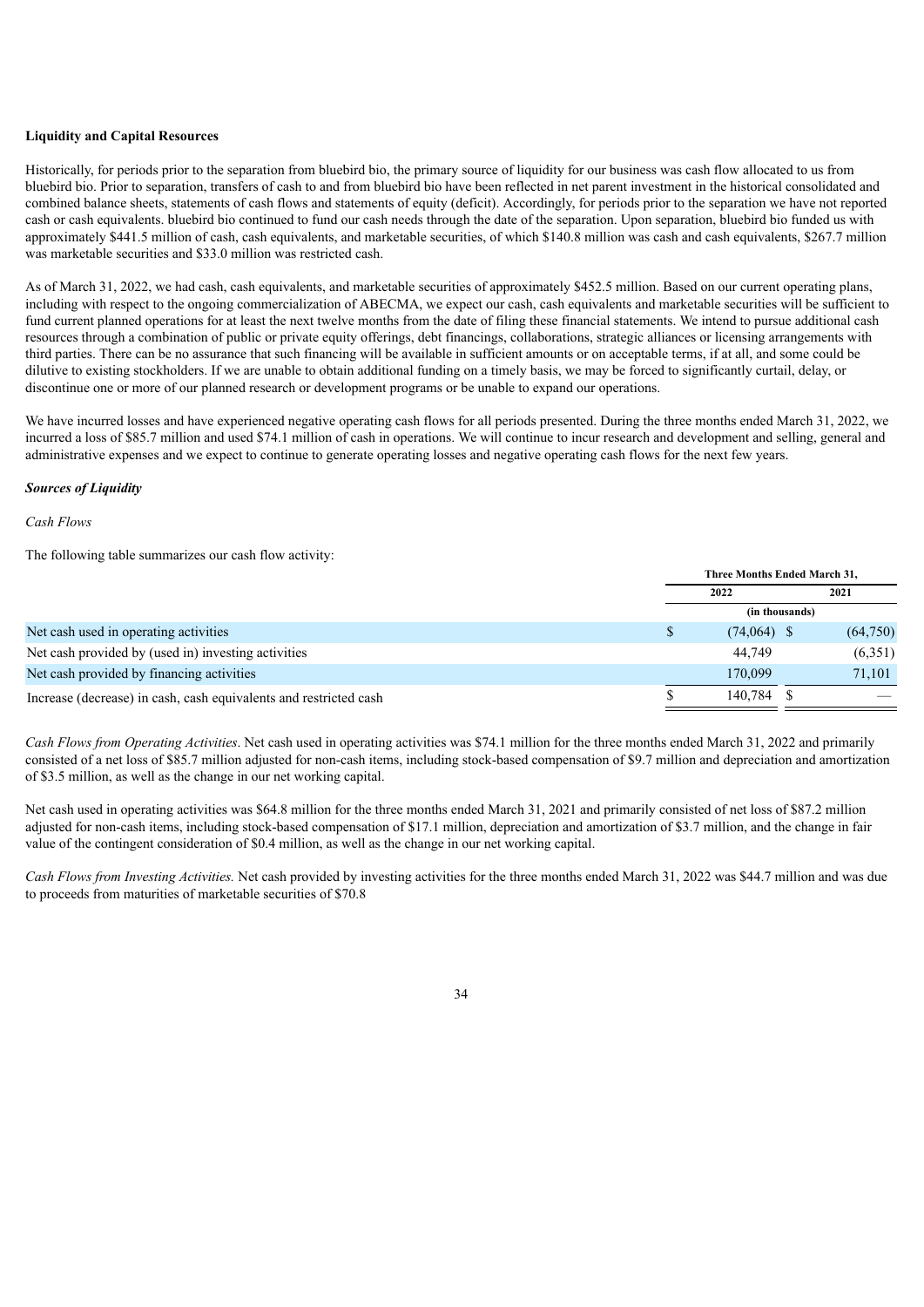**Liquidity and Capital Resources**

Historically, for periods prior to the separation from bluebird bio, the primary source of liquidity for our business was cash flow allocated to us from bluebird bio. Prior to separation, transfers of cash to and from bluebird bio have been reflected in net parent investment in the historical consolidated and combined balance sheets, statements of cash flows and statements of equity (deficit). Accordingly, for periods prior to the separation we have not reported cash or cash equivalents. bluebird bio continued to fund our cash needs through the date of the separation. Upon separation, bluebird bio funded us with approximately $441.5 million of cash, cash equivalents, and marketable securities, of which $140.8 million was cash and cash equivalents, $267.7 million was marketable securities and $33.0 million was restricted cash.

As of March 31, 2022, we had cash, cash equivalents, and marketable securities of approximately $452.5 million. Based on our current operating plans, including with respect to the ongoing commercialization of ABECMA, we expect our cash, cash equivalents and marketable securities will be sufficient to fund current planned operations for at least the next twelve months from the date of filing these financial statements. We intend to pursue additional cash resources through a combination of public or private equity offerings, debt financings, collaborations, strategic alliances or licensing arrangements with third parties. There can be no assurance that such financing will be available in sufficient amounts or on acceptable terms, if at all, and some could be dilutive to existing stockholders. If we are unable to obtain additional funding on a timely basis, we may be forced to significantly curtail, delay, or discontinue one or more of our planned research or development programs or be unable to expand our operations.

We have incurred losses and have experienced negative operating cash flows for all periods presented. During the three months ended March 31, 2022, we incurred a loss of $85.7 million and used $74.1 million of cash in operations. We will continue to incur research and development and selling, general and administrative expenses and we expect to continue to generate operating losses and negative operating cash flows for the next few years.

***Sources of Liquidity***

*Cash Flows*

The following table summarizes our cash flow activity:

| | Three Months Ended March 31, | |
|---|---|---|
| | 2022 | 2021 |
| | (in thousands) | |
| Net cash used in operating activities | $ (74,064) | $ (64,750) |
| Net cash provided by (used in) investing activities | 44,749 | (6,351) |
| Net cash provided by financing activities | 170,099 | 71,101 |
| Increase (decrease) in cash, cash equivalents and restricted cash | $ 140,784 | $ — |

*Cash Flows from Operating Activities*. Net cash used in operating activities was $74.1 million for the three months ended March 31, 2022 and primarily consisted of a net loss of $85.7 million adjusted for non-cash items, including stock-based compensation of $9.7 million and depreciation and amortization of $3.5 million, as well as the change in our net working capital.

Net cash used in operating activities was $64.8 million for the three months ended March 31, 2021 and primarily consisted of net loss of $87.2 million adjusted for non-cash items, including stock-based compensation of $17.1 million, depreciation and amortization of $3.7 million, and the change in fair value of the contingent consideration of $0.4 million, as well as the change in our net working capital.

*Cash Flows from Investing Activities.* Net cash provided by investing activities for the three months ended March 31, 2022 was $44.7 million and was due to proceeds from maturities of marketable securities of $70.8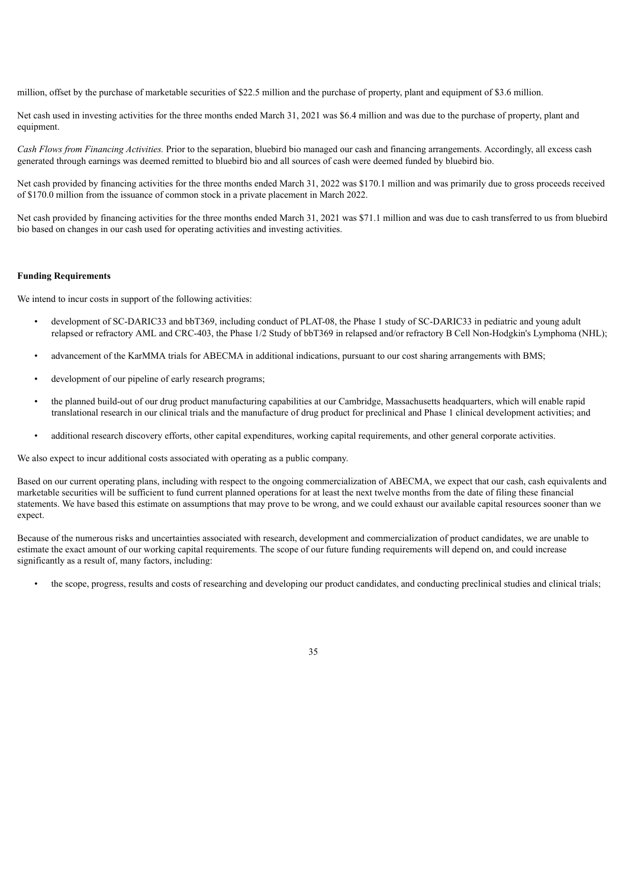million, offset by the purchase of marketable securities of $22.5 million and the purchase of property, plant and equipment of $3.6 million.

Net cash used in investing activities for the three months ended March 31, 2021 was $6.4 million and was due to the purchase of property, plant and equipment.

*Cash Flows from Financing Activities.* Prior to the separation, bluebird bio managed our cash and financing arrangements. Accordingly, all excess cash generated through earnings was deemed remitted to bluebird bio and all sources of cash were deemed funded by bluebird bio.

Net cash provided by financing activities for the three months ended March 31, 2022 was $170.1 million and was primarily due to gross proceeds received of $170.0 million from the issuance of common stock in a private placement in March 2022.

Net cash provided by financing activities for the three months ended March 31, 2021 was $71.1 million and was due to cash transferred to us from bluebird bio based on changes in our cash used for operating activities and investing activities.

**Funding Requirements**

We intend to incur costs in support of the following activities:

- development of SC-DARIC33 and bbT369, including conduct of PLAT-08, the Phase 1 study of SC-DARIC33 in pediatric and young adult relapsed or refractory AML and CRC-403, the Phase 1/2 Study of bbT369 in relapsed and/or refractory B Cell Non-Hodgkin's Lymphoma (NHL);
- advancement of the KarMMA trials for ABECMA in additional indications, pursuant to our cost sharing arrangements with BMS;
- development of our pipeline of early research programs;
- the planned build-out of our drug product manufacturing capabilities at our Cambridge, Massachusetts headquarters, which will enable rapid translational research in our clinical trials and the manufacture of drug product for preclinical and Phase 1 clinical development activities; and
- additional research discovery efforts, other capital expenditures, working capital requirements, and other general corporate activities.

We also expect to incur additional costs associated with operating as a public company.

Based on our current operating plans, including with respect to the ongoing commercialization of ABECMA, we expect that our cash, cash equivalents and marketable securities will be sufficient to fund current planned operations for at least the next twelve months from the date of filing these financial statements. We have based this estimate on assumptions that may prove to be wrong, and we could exhaust our available capital resources sooner than we expect.

Because of the numerous risks and uncertainties associated with research, development and commercialization of product candidates, we are unable to estimate the exact amount of our working capital requirements. The scope of our future funding requirements will depend on, and could increase significantly as a result of, many factors, including:

- the scope, progress, results and costs of researching and developing our product candidates, and conducting preclinical studies and clinical trials;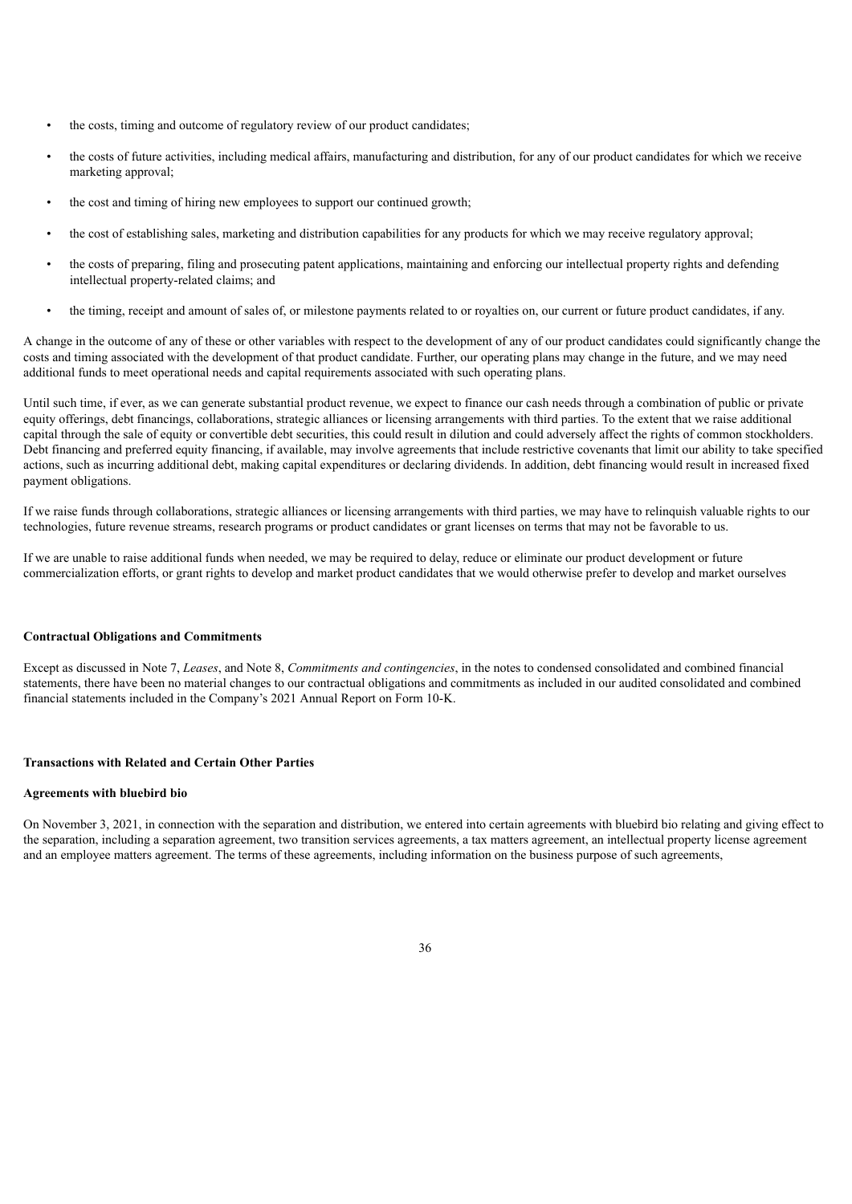- the costs, timing and outcome of regulatory review of our product candidates;
- the costs of future activities, including medical affairs, manufacturing and distribution, for any of our product candidates for which we receive marketing approval;
- the cost and timing of hiring new employees to support our continued growth;
- the cost of establishing sales, marketing and distribution capabilities for any products for which we may receive regulatory approval;
- the costs of preparing, filing and prosecuting patent applications, maintaining and enforcing our intellectual property rights and defending intellectual property-related claims; and
- the timing, receipt and amount of sales of, or milestone payments related to or royalties on, our current or future product candidates, if any.

A change in the outcome of any of these or other variables with respect to the development of any of our product candidates could significantly change the costs and timing associated with the development of that product candidate. Further, our operating plans may change in the future, and we may need additional funds to meet operational needs and capital requirements associated with such operating plans.

Until such time, if ever, as we can generate substantial product revenue, we expect to finance our cash needs through a combination of public or private equity offerings, debt financings, collaborations, strategic alliances or licensing arrangements with third parties. To the extent that we raise additional capital through the sale of equity or convertible debt securities, this could result in dilution and could adversely affect the rights of common stockholders. Debt financing and preferred equity financing, if available, may involve agreements that include restrictive covenants that limit our ability to take specified actions, such as incurring additional debt, making capital expenditures or declaring dividends. In addition, debt financing would result in increased fixed payment obligations.

If we raise funds through collaborations, strategic alliances or licensing arrangements with third parties, we may have to relinquish valuable rights to our technologies, future revenue streams, research programs or product candidates or grant licenses on terms that may not be favorable to us.

If we are unable to raise additional funds when needed, we may be required to delay, reduce or eliminate our product development or future commercialization efforts, or grant rights to develop and market product candidates that we would otherwise prefer to develop and market ourselves

**Contractual Obligations and Commitments**

Except as discussed in Note 7, *Leases*, and Note 8, *Commitments and contingencies*, in the notes to condensed consolidated and combined financial statements, there have been no material changes to our contractual obligations and commitments as included in our audited consolidated and combined financial statements included in the Company's 2021 Annual Report on Form 10-K.

**Transactions with Related and Certain Other Parties**

**Agreements with bluebird bio**

On November 3, 2021, in connection with the separation and distribution, we entered into certain agreements with bluebird bio relating and giving effect to the separation, including a separation agreement, two transition services agreements, a tax matters agreement, an intellectual property license agreement and an employee matters agreement. The terms of these agreements, including information on the business purpose of such agreements,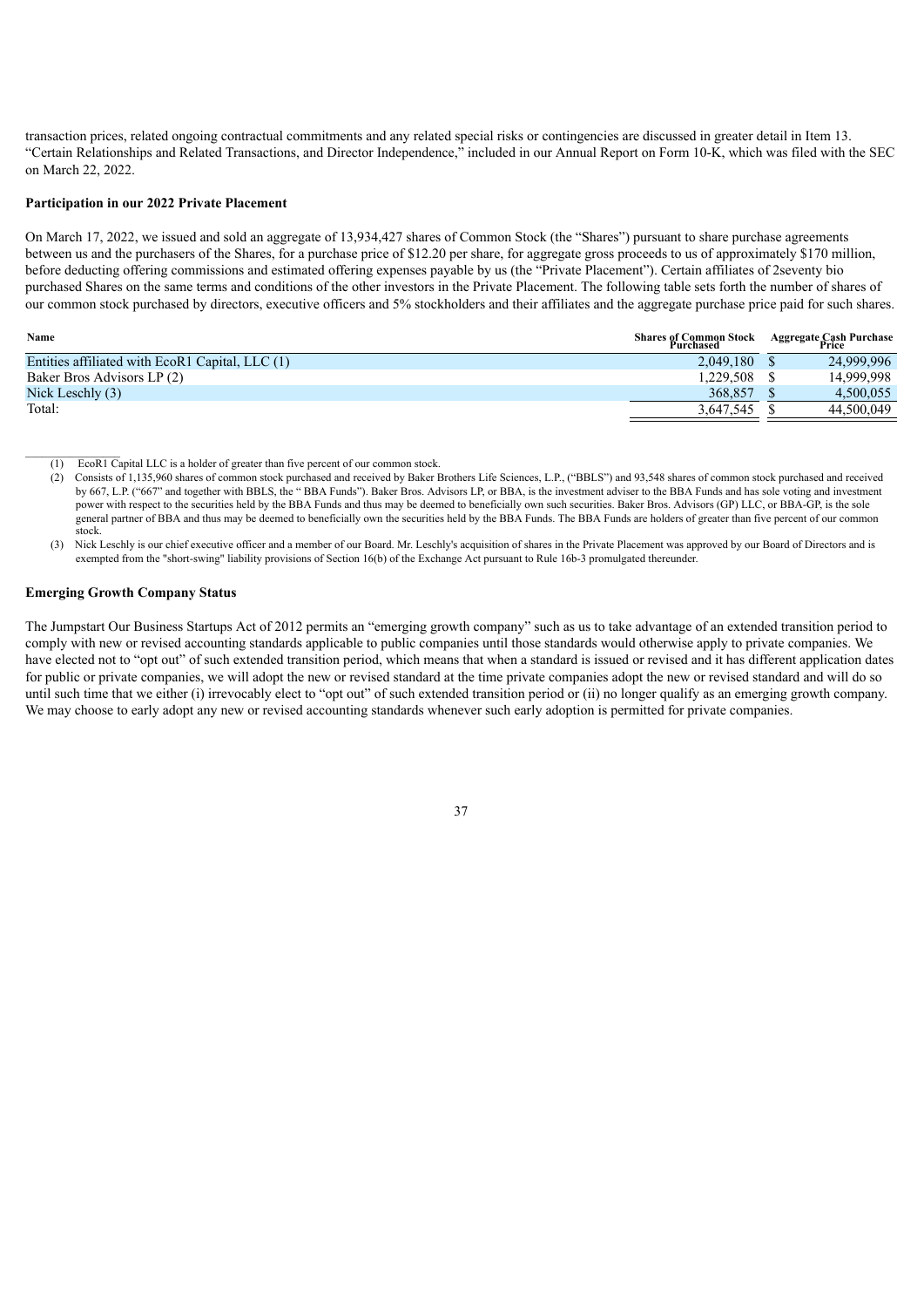transaction prices, related ongoing contractual commitments and any related special risks or contingencies are discussed in greater detail in Item 13. "Certain Relationships and Related Transactions, and Director Independence," included in our Annual Report on Form 10-K, which was filed with the SEC on March 22, 2022.

**Participation in our 2022 Private Placement**

On March 17, 2022, we issued and sold an aggregate of 13,934,427 shares of Common Stock (the "Shares") pursuant to share purchase agreements between us and the purchasers of the Shares, for a purchase price of $12.20 per share, for aggregate gross proceeds to us of approximately $170 million, before deducting offering commissions and estimated offering expenses payable by us (the "Private Placement"). Certain affiliates of 2seventy bio purchased Shares on the same terms and conditions of the other investors in the Private Placement. The following table sets forth the number of shares of our common stock purchased by directors, executive officers and 5% stockholders and their affiliates and the aggregate purchase price paid for such shares.

| Name | Shares of Common Stock Purchased | Aggregate Cash Purchase Price |
|---|---|---|
| Entities affiliated with EcoR1 Capital, LLC (1) | 2,049,180 | $ 24,999,996 |
| Baker Bros Advisors LP (2) | 1,229,508 | $ 14,999,998 |
| Nick Leschly (3) | 368,857 | $ 4,500,055 |
| Total: | 3,647,545 | $ 44,500,049 |

(1) EcoR1 Capital LLC is a holder of greater than five percent of our common stock.

(2) Consists of 1,135,960 shares of common stock purchased and received by Baker Brothers Life Sciences, L.P., ("BBLS") and 93,548 shares of common stock purchased and received by 667, L.P. ("667" and together with BBLS, the " BBA Funds"). Baker Bros. Advisors LP, or BBA, is the investment adviser to the BBA Funds and has sole voting and investment power with respect to the securities held by the BBA Funds and thus may be deemed to beneficially own such securities. Baker Bros. Advisors (GP) LLC, or BBA-GP, is the sole general partner of BBA and thus may be deemed to beneficially own the securities held by the BBA Funds. The BBA Funds are holders of greater than five percent of our common stock.

(3) Nick Leschly is our chief executive officer and a member of our Board. Mr. Leschly's acquisition of shares in the Private Placement was approved by our Board of Directors and is exempted from the "short-swing" liability provisions of Section 16(b) of the Exchange Act pursuant to Rule 16b-3 promulgated thereunder.

**Emerging Growth Company Status**

The Jumpstart Our Business Startups Act of 2012 permits an "emerging growth company" such as us to take advantage of an extended transition period to comply with new or revised accounting standards applicable to public companies until those standards would otherwise apply to private companies. We have elected not to "opt out" of such extended transition period, which means that when a standard is issued or revised and it has different application dates for public or private companies, we will adopt the new or revised standard at the time private companies adopt the new or revised standard and will do so until such time that we either (i) irrevocably elect to "opt out" of such extended transition period or (ii) no longer qualify as an emerging growth company. We may choose to early adopt any new or revised accounting standards whenever such early adoption is permitted for private companies.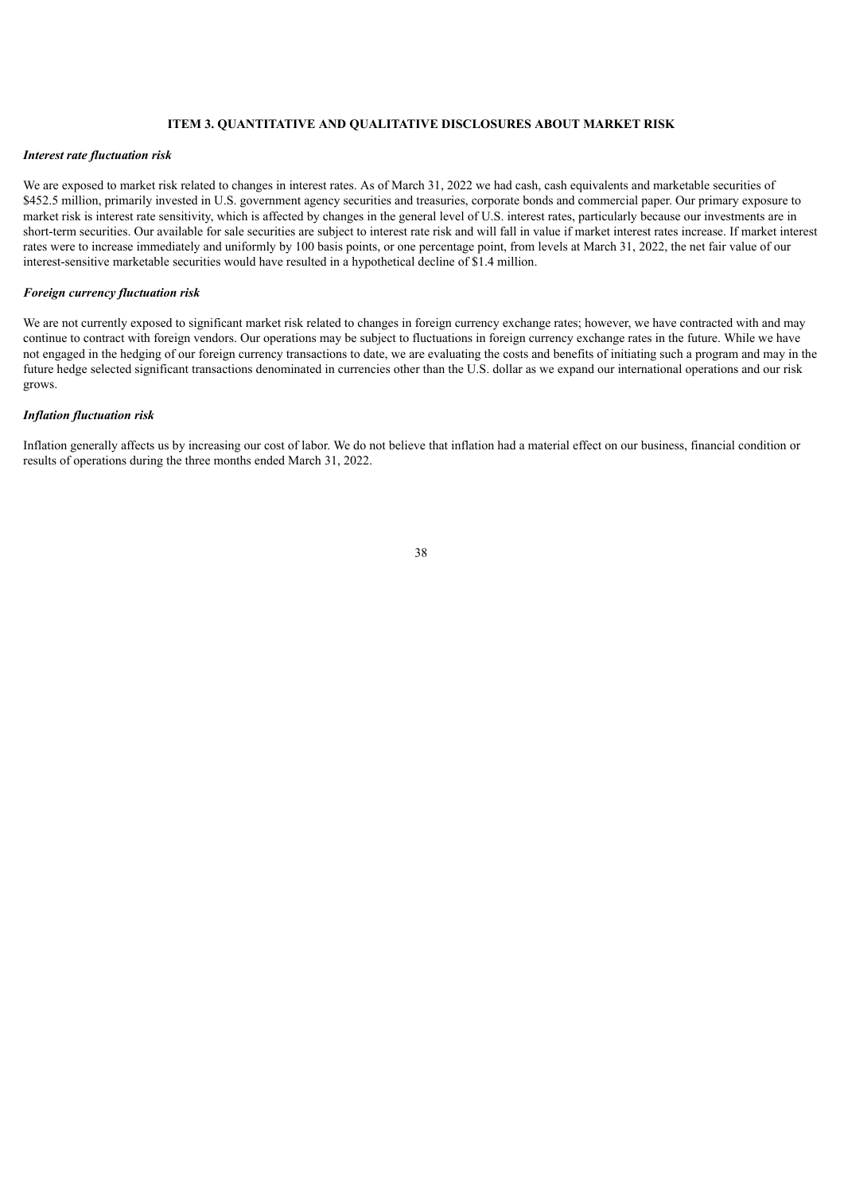## ITEM 3. QUANTITATIVE AND QUALITATIVE DISCLOSURES ABOUT MARKET RISK

***Interest rate fluctuation risk***

We are exposed to market risk related to changes in interest rates. As of March 31, 2022 we had cash, cash equivalents and marketable securities of $452.5 million, primarily invested in U.S. government agency securities and treasuries, corporate bonds and commercial paper. Our primary exposure to market risk is interest rate sensitivity, which is affected by changes in the general level of U.S. interest rates, particularly because our investments are in short-term securities. Our available for sale securities are subject to interest rate risk and will fall in value if market interest rates increase. If market interest rates were to increase immediately and uniformly by 100 basis points, or one percentage point, from levels at March 31, 2022, the net fair value of our interest-sensitive marketable securities would have resulted in a hypothetical decline of $1.4 million.

***Foreign currency fluctuation risk***

We are not currently exposed to significant market risk related to changes in foreign currency exchange rates; however, we have contracted with and may continue to contract with foreign vendors. Our operations may be subject to fluctuations in foreign currency exchange rates in the future. While we have not engaged in the hedging of our foreign currency transactions to date, we are evaluating the costs and benefits of initiating such a program and may in the future hedge selected significant transactions denominated in currencies other than the U.S. dollar as we expand our international operations and our risk grows.

***Inflation fluctuation risk***

Inflation generally affects us by increasing our cost of labor. We do not believe that inflation had a material effect on our business, financial condition or results of operations during the three months ended March 31, 2022.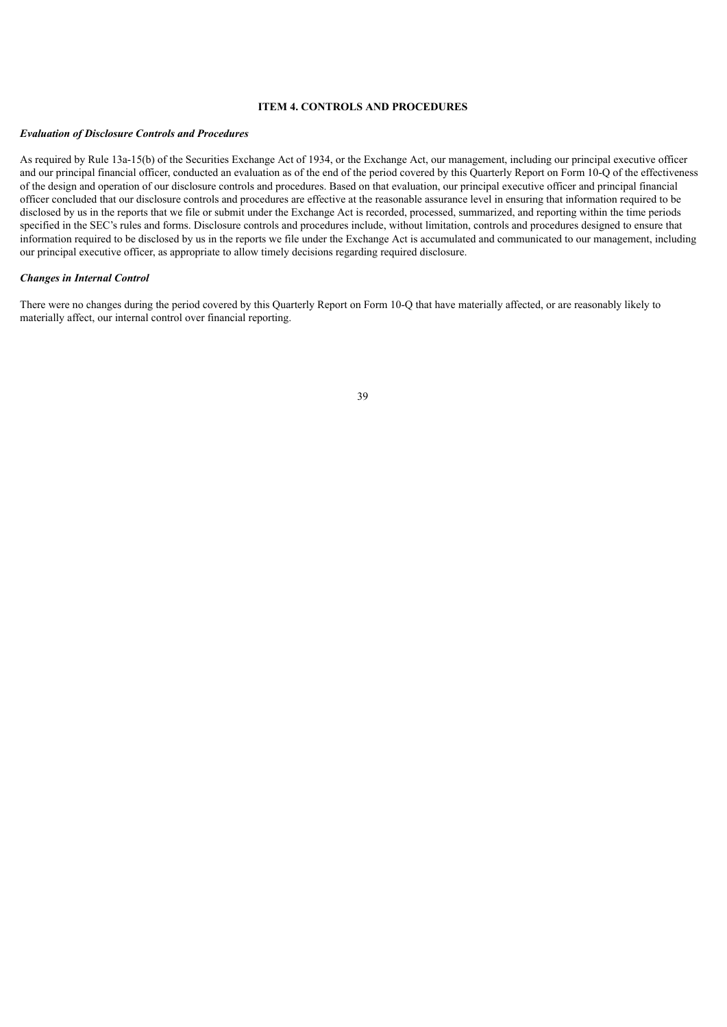## ITEM 4. CONTROLS AND PROCEDURES

***Evaluation of Disclosure Controls and Procedures***

As required by Rule 13a-15(b) of the Securities Exchange Act of 1934, or the Exchange Act, our management, including our principal executive officer and our principal financial officer, conducted an evaluation as of the end of the period covered by this Quarterly Report on Form 10-Q of the effectiveness of the design and operation of our disclosure controls and procedures. Based on that evaluation, our principal executive officer and principal financial officer concluded that our disclosure controls and procedures are effective at the reasonable assurance level in ensuring that information required to be disclosed by us in the reports that we file or submit under the Exchange Act is recorded, processed, summarized, and reporting within the time periods specified in the SEC's rules and forms. Disclosure controls and procedures include, without limitation, controls and procedures designed to ensure that information required to be disclosed by us in the reports we file under the Exchange Act is accumulated and communicated to our management, including our principal executive officer, as appropriate to allow timely decisions regarding required disclosure.

***Changes in Internal Control***

There were no changes during the period covered by this Quarterly Report on Form 10-Q that have materially affected, or are reasonably likely to materially affect, our internal control over financial reporting.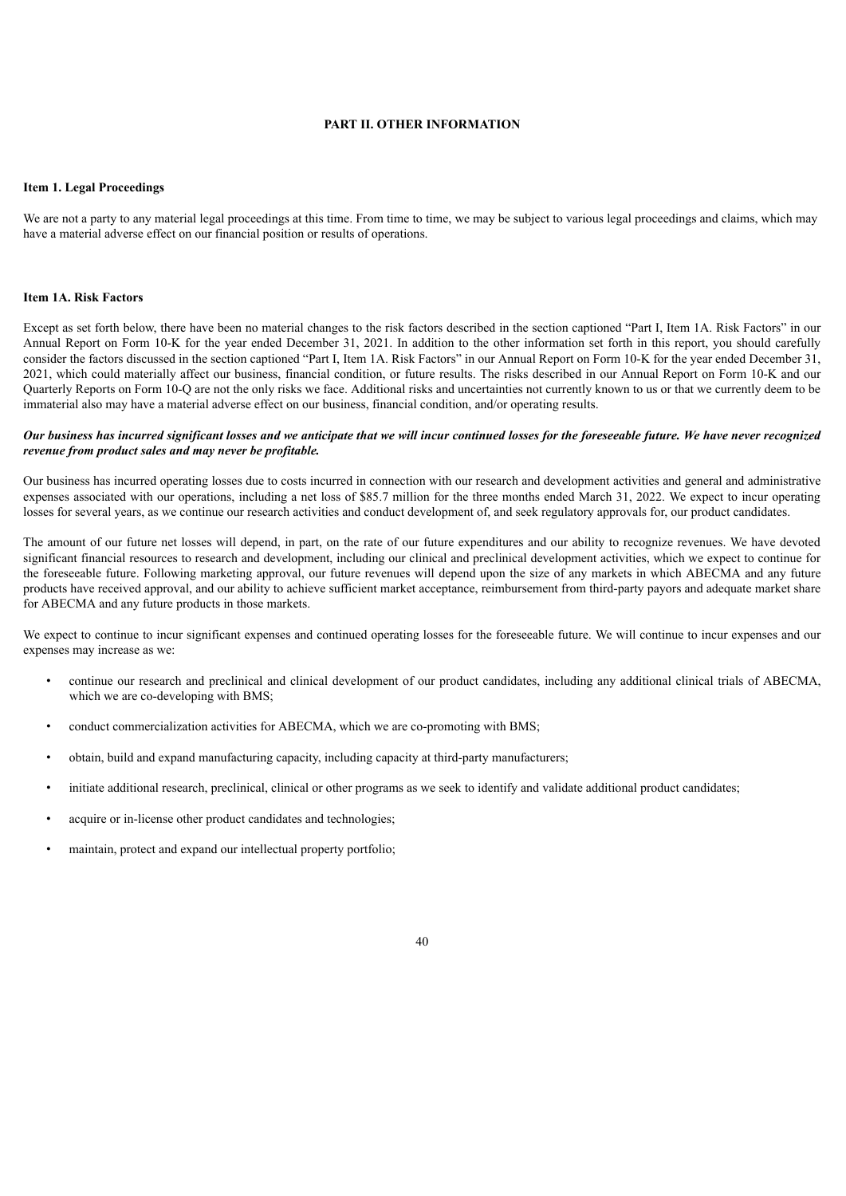# PART II. OTHER INFORMATION

## Item 1. Legal Proceedings

We are not a party to any material legal proceedings at this time. From time to time, we may be subject to various legal proceedings and claims, which may have a material adverse effect on our financial position or results of operations.

## Item 1A. Risk Factors

Except as set forth below, there have been no material changes to the risk factors described in the section captioned "Part I, Item 1A. Risk Factors" in our Annual Report on Form 10-K for the year ended December 31, 2021. In addition to the other information set forth in this report, you should carefully consider the factors discussed in the section captioned "Part I, Item 1A. Risk Factors" in our Annual Report on Form 10-K for the year ended December 31, 2021, which could materially affect our business, financial condition, or future results. The risks described in our Annual Report on Form 10-K and our Quarterly Reports on Form 10-Q are not the only risks we face. Additional risks and uncertainties not currently known to us or that we currently deem to be immaterial also may have a material adverse effect on our business, financial condition, and/or operating results.

***Our business has incurred significant losses and we anticipate that we will incur continued losses for the foreseeable future. We have never recognized revenue from product sales and may never be profitable.***

Our business has incurred operating losses due to costs incurred in connection with our research and development activities and general and administrative expenses associated with our operations, including a net loss of $85.7 million for the three months ended March 31, 2022. We expect to incur operating losses for several years, as we continue our research activities and conduct development of, and seek regulatory approvals for, our product candidates.

The amount of our future net losses will depend, in part, on the rate of our future expenditures and our ability to recognize revenues. We have devoted significant financial resources to research and development, including our clinical and preclinical development activities, which we expect to continue for the foreseeable future. Following marketing approval, our future revenues will depend upon the size of any markets in which ABECMA and any future products have received approval, and our ability to achieve sufficient market acceptance, reimbursement from third-party payors and adequate market share for ABECMA and any future products in those markets.

We expect to continue to incur significant expenses and continued operating losses for the foreseeable future. We will continue to incur expenses and our expenses may increase as we:

- continue our research and preclinical and clinical development of our product candidates, including any additional clinical trials of ABECMA, which we are co-developing with BMS;
- conduct commercialization activities for ABECMA, which we are co-promoting with BMS;
- obtain, build and expand manufacturing capacity, including capacity at third-party manufacturers;
- initiate additional research, preclinical, clinical or other programs as we seek to identify and validate additional product candidates;
- acquire or in-license other product candidates and technologies;
- maintain, protect and expand our intellectual property portfolio;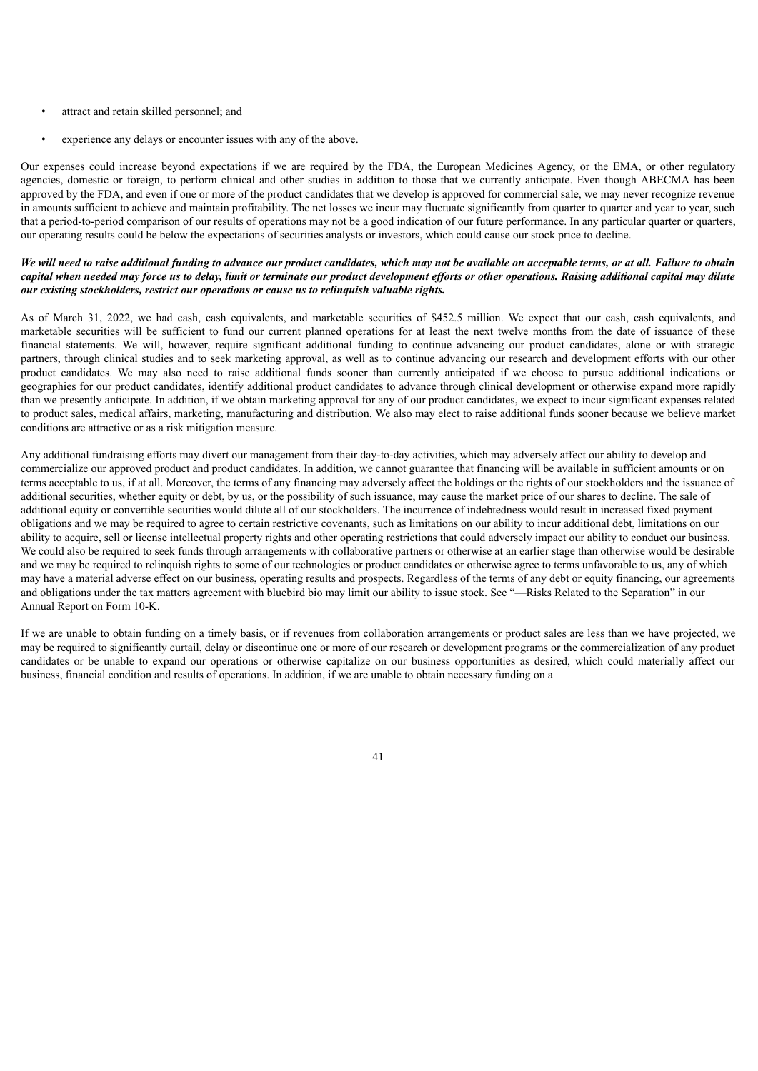- attract and retain skilled personnel; and
- experience any delays or encounter issues with any of the above.

Our expenses could increase beyond expectations if we are required by the FDA, the European Medicines Agency, or the EMA, or other regulatory agencies, domestic or foreign, to perform clinical and other studies in addition to those that we currently anticipate. Even though ABECMA has been approved by the FDA, and even if one or more of the product candidates that we develop is approved for commercial sale, we may never recognize revenue in amounts sufficient to achieve and maintain profitability. The net losses we incur may fluctuate significantly from quarter to quarter and year to year, such that a period-to-period comparison of our results of operations may not be a good indication of our future performance. In any particular quarter or quarters, our operating results could be below the expectations of securities analysts or investors, which could cause our stock price to decline.

***We will need to raise additional funding to advance our product candidates, which may not be available on acceptable terms, or at all. Failure to obtain capital when needed may force us to delay, limit or terminate our product development efforts or other operations. Raising additional capital may dilute our existing stockholders, restrict our operations or cause us to relinquish valuable rights.***

As of March 31, 2022, we had cash, cash equivalents, and marketable securities of $452.5 million. We expect that our cash, cash equivalents, and marketable securities will be sufficient to fund our current planned operations for at least the next twelve months from the date of issuance of these financial statements. We will, however, require significant additional funding to continue advancing our product candidates, alone or with strategic partners, through clinical studies and to seek marketing approval, as well as to continue advancing our research and development efforts with our other product candidates. We may also need to raise additional funds sooner than currently anticipated if we choose to pursue additional indications or geographies for our product candidates, identify additional product candidates to advance through clinical development or otherwise expand more rapidly than we presently anticipate. In addition, if we obtain marketing approval for any of our product candidates, we expect to incur significant expenses related to product sales, medical affairs, marketing, manufacturing and distribution. We also may elect to raise additional funds sooner because we believe market conditions are attractive or as a risk mitigation measure.

Any additional fundraising efforts may divert our management from their day-to-day activities, which may adversely affect our ability to develop and commercialize our approved product and product candidates. In addition, we cannot guarantee that financing will be available in sufficient amounts or on terms acceptable to us, if at all. Moreover, the terms of any financing may adversely affect the holdings or the rights of our stockholders and the issuance of additional securities, whether equity or debt, by us, or the possibility of such issuance, may cause the market price of our shares to decline. The sale of additional equity or convertible securities would dilute all of our stockholders. The incurrence of indebtedness would result in increased fixed payment obligations and we may be required to agree to certain restrictive covenants, such as limitations on our ability to incur additional debt, limitations on our ability to acquire, sell or license intellectual property rights and other operating restrictions that could adversely impact our ability to conduct our business. We could also be required to seek funds through arrangements with collaborative partners or otherwise at an earlier stage than otherwise would be desirable and we may be required to relinquish rights to some of our technologies or product candidates or otherwise agree to terms unfavorable to us, any of which may have a material adverse effect on our business, operating results and prospects. Regardless of the terms of any debt or equity financing, our agreements and obligations under the tax matters agreement with bluebird bio may limit our ability to issue stock. See "—Risks Related to the Separation" in our Annual Report on Form 10-K.

If we are unable to obtain funding on a timely basis, or if revenues from collaboration arrangements or product sales are less than we have projected, we may be required to significantly curtail, delay or discontinue one or more of our research or development programs or the commercialization of any product candidates or be unable to expand our operations or otherwise capitalize on our business opportunities as desired, which could materially affect our business, financial condition and results of operations. In addition, if we are unable to obtain necessary funding on a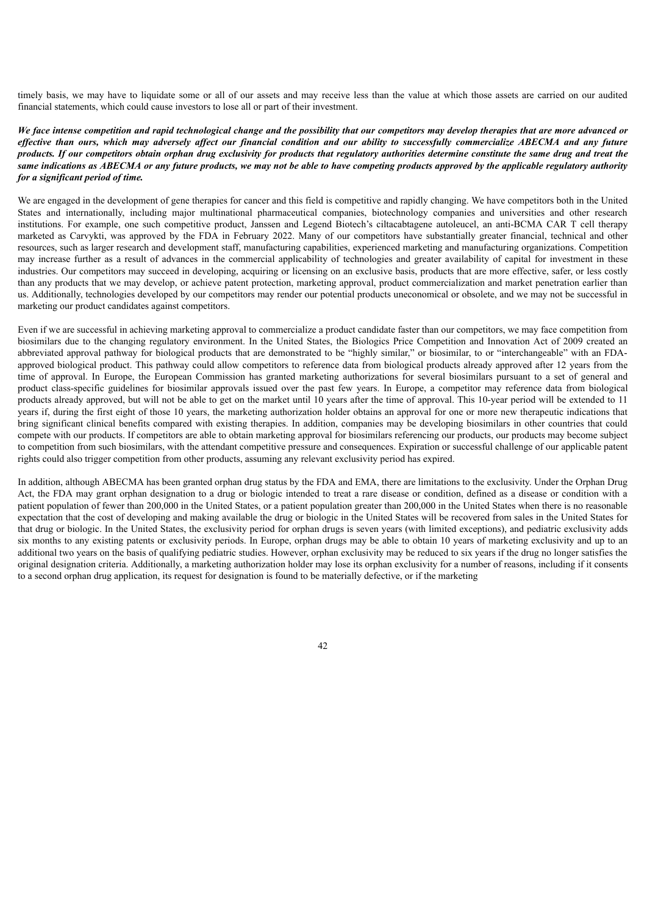timely basis, we may have to liquidate some or all of our assets and may receive less than the value at which those assets are carried on our audited financial statements, which could cause investors to lose all or part of their investment.

***We face intense competition and rapid technological change and the possibility that our competitors may develop therapies that are more advanced or effective than ours, which may adversely affect our financial condition and our ability to successfully commercialize ABECMA and any future products. If our competitors obtain orphan drug exclusivity for products that regulatory authorities determine constitute the same drug and treat the same indications as ABECMA or any future products, we may not be able to have competing products approved by the applicable regulatory authority for a significant period of time.***

We are engaged in the development of gene therapies for cancer and this field is competitive and rapidly changing. We have competitors both in the United States and internationally, including major multinational pharmaceutical companies, biotechnology companies and universities and other research institutions. For example, one such competitive product, Janssen and Legend Biotech's ciltacabtagene autoleucel, an anti-BCMA CAR T cell therapy marketed as Carvykti, was approved by the FDA in February 2022. Many of our competitors have substantially greater financial, technical and other resources, such as larger research and development staff, manufacturing capabilities, experienced marketing and manufacturing organizations. Competition may increase further as a result of advances in the commercial applicability of technologies and greater availability of capital for investment in these industries. Our competitors may succeed in developing, acquiring or licensing on an exclusive basis, products that are more effective, safer, or less costly than any products that we may develop, or achieve patent protection, marketing approval, product commercialization and market penetration earlier than us. Additionally, technologies developed by our competitors may render our potential products uneconomical or obsolete, and we may not be successful in marketing our product candidates against competitors.

Even if we are successful in achieving marketing approval to commercialize a product candidate faster than our competitors, we may face competition from biosimilars due to the changing regulatory environment. In the United States, the Biologics Price Competition and Innovation Act of 2009 created an abbreviated approval pathway for biological products that are demonstrated to be "highly similar," or biosimilar, to or "interchangeable" with an FDA-approved biological product. This pathway could allow competitors to reference data from biological products already approved after 12 years from the time of approval. In Europe, the European Commission has granted marketing authorizations for several biosimilars pursuant to a set of general and product class-specific guidelines for biosimilar approvals issued over the past few years. In Europe, a competitor may reference data from biological products already approved, but will not be able to get on the market until 10 years after the time of approval. This 10-year period will be extended to 11 years if, during the first eight of those 10 years, the marketing authorization holder obtains an approval for one or more new therapeutic indications that bring significant clinical benefits compared with existing therapies. In addition, companies may be developing biosimilars in other countries that could compete with our products. If competitors are able to obtain marketing approval for biosimilars referencing our products, our products may become subject to competition from such biosimilars, with the attendant competitive pressure and consequences. Expiration or successful challenge of our applicable patent rights could also trigger competition from other products, assuming any relevant exclusivity period has expired.

In addition, although ABECMA has been granted orphan drug status by the FDA and EMA, there are limitations to the exclusivity. Under the Orphan Drug Act, the FDA may grant orphan designation to a drug or biologic intended to treat a rare disease or condition, defined as a disease or condition with a patient population of fewer than 200,000 in the United States, or a patient population greater than 200,000 in the United States when there is no reasonable expectation that the cost of developing and making available the drug or biologic in the United States will be recovered from sales in the United States for that drug or biologic. In the United States, the exclusivity period for orphan drugs is seven years (with limited exceptions), and pediatric exclusivity adds six months to any existing patents or exclusivity periods. In Europe, orphan drugs may be able to obtain 10 years of marketing exclusivity and up to an additional two years on the basis of qualifying pediatric studies. However, orphan exclusivity may be reduced to six years if the drug no longer satisfies the original designation criteria. Additionally, a marketing authorization holder may lose its orphan exclusivity for a number of reasons, including if it consents to a second orphan drug application, its request for designation is found to be materially defective, or if the marketing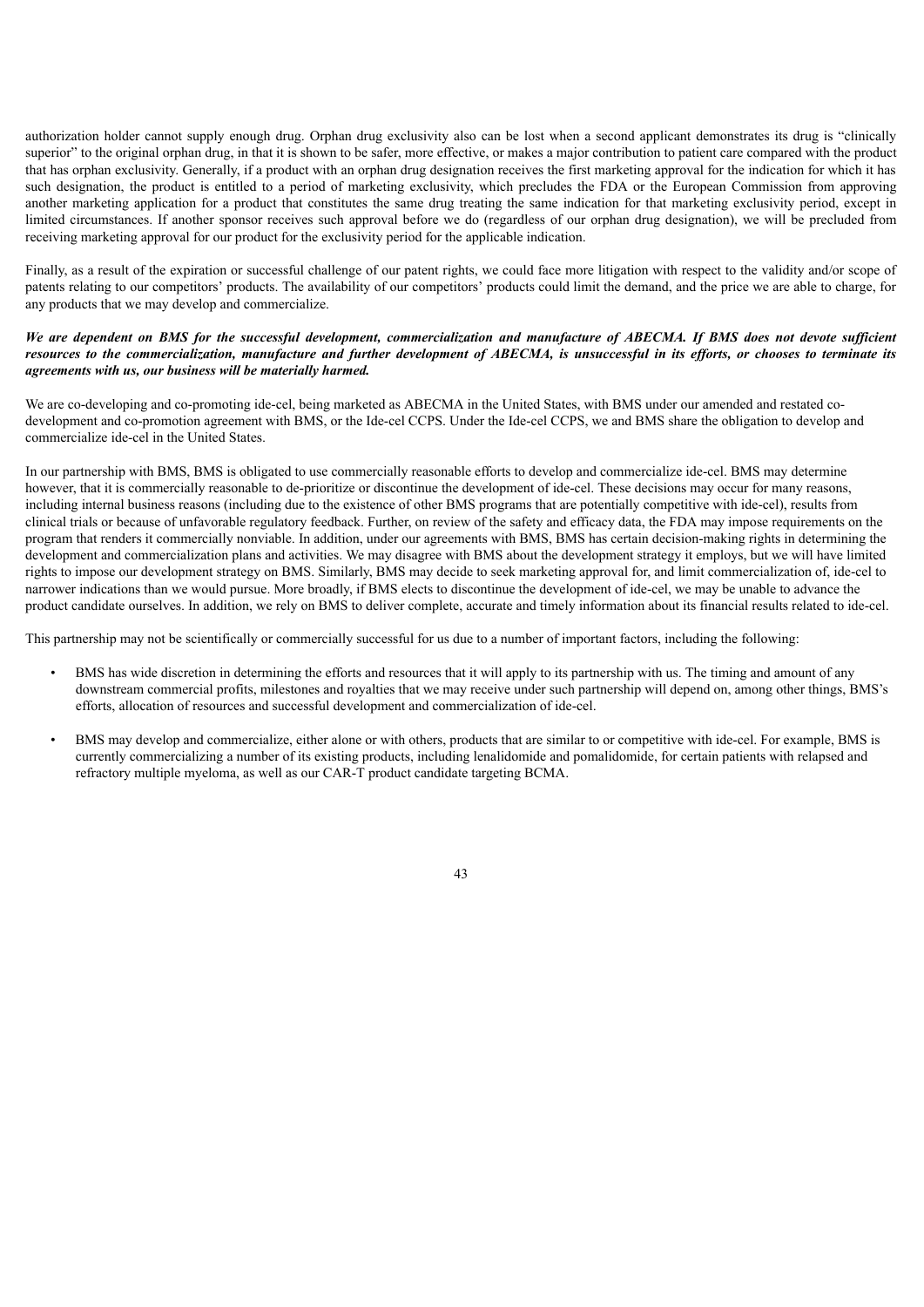authorization holder cannot supply enough drug. Orphan drug exclusivity also can be lost when a second applicant demonstrates its drug is "clinically superior" to the original orphan drug, in that it is shown to be safer, more effective, or makes a major contribution to patient care compared with the product that has orphan exclusivity. Generally, if a product with an orphan drug designation receives the first marketing approval for the indication for which it has such designation, the product is entitled to a period of marketing exclusivity, which precludes the FDA or the European Commission from approving another marketing application for a product that constitutes the same drug treating the same indication for that marketing exclusivity period, except in limited circumstances. If another sponsor receives such approval before we do (regardless of our orphan drug designation), we will be precluded from receiving marketing approval for our product for the exclusivity period for the applicable indication.

Finally, as a result of the expiration or successful challenge of our patent rights, we could face more litigation with respect to the validity and/or scope of patents relating to our competitors' products. The availability of our competitors' products could limit the demand, and the price we are able to charge, for any products that we may develop and commercialize.

***We are dependent on BMS for the successful development, commercialization and manufacture of ABECMA. If BMS does not devote sufficient resources to the commercialization, manufacture and further development of ABECMA, is unsuccessful in its efforts, or chooses to terminate its agreements with us, our business will be materially harmed.***

We are co-developing and co-promoting ide-cel, being marketed as ABECMA in the United States, with BMS under our amended and restated co-development and co-promotion agreement with BMS, or the Ide-cel CCPS. Under the Ide-cel CCPS, we and BMS share the obligation to develop and commercialize ide-cel in the United States.

In our partnership with BMS, BMS is obligated to use commercially reasonable efforts to develop and commercialize ide-cel. BMS may determine however, that it is commercially reasonable to de-prioritize or discontinue the development of ide-cel. These decisions may occur for many reasons, including internal business reasons (including due to the existence of other BMS programs that are potentially competitive with ide-cel), results from clinical trials or because of unfavorable regulatory feedback. Further, on review of the safety and efficacy data, the FDA may impose requirements on the program that renders it commercially nonviable. In addition, under our agreements with BMS, BMS has certain decision-making rights in determining the development and commercialization plans and activities. We may disagree with BMS about the development strategy it employs, but we will have limited rights to impose our development strategy on BMS. Similarly, BMS may decide to seek marketing approval for, and limit commercialization of, ide-cel to narrower indications than we would pursue. More broadly, if BMS elects to discontinue the development of ide-cel, we may be unable to advance the product candidate ourselves. In addition, we rely on BMS to deliver complete, accurate and timely information about its financial results related to ide-cel.

This partnership may not be scientifically or commercially successful for us due to a number of important factors, including the following:

- BMS has wide discretion in determining the efforts and resources that it will apply to its partnership with us. The timing and amount of any downstream commercial profits, milestones and royalties that we may receive under such partnership will depend on, among other things, BMS's efforts, allocation of resources and successful development and commercialization of ide-cel.
- BMS may develop and commercialize, either alone or with others, products that are similar to or competitive with ide-cel. For example, BMS is currently commercializing a number of its existing products, including lenalidomide and pomalidomide, for certain patients with relapsed and refractory multiple myeloma, as well as our CAR-T product candidate targeting BCMA.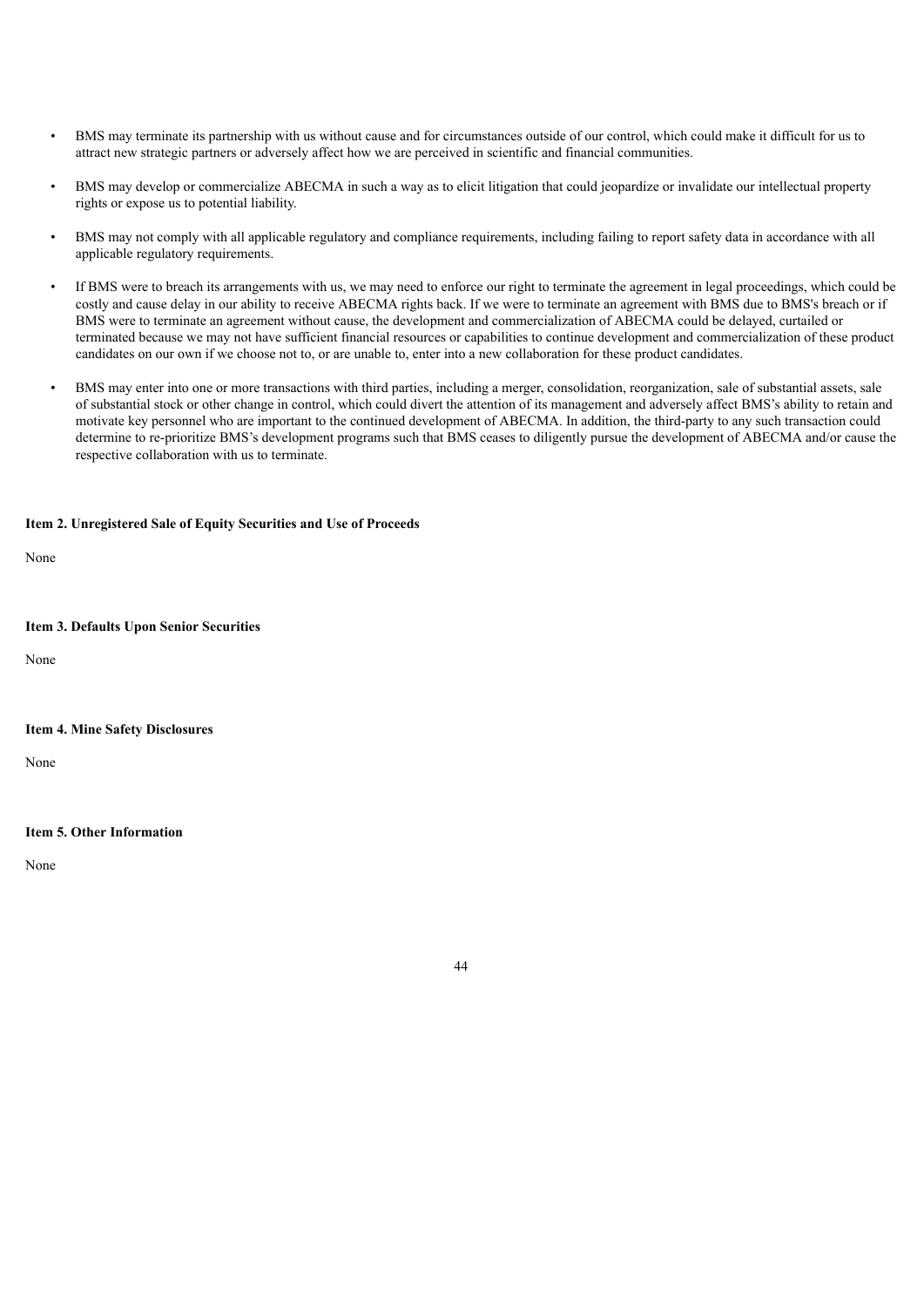- BMS may terminate its partnership with us without cause and for circumstances outside of our control, which could make it difficult for us to attract new strategic partners or adversely affect how we are perceived in scientific and financial communities.
- BMS may develop or commercialize ABECMA in such a way as to elicit litigation that could jeopardize or invalidate our intellectual property rights or expose us to potential liability.
- BMS may not comply with all applicable regulatory and compliance requirements, including failing to report safety data in accordance with all applicable regulatory requirements.
- If BMS were to breach its arrangements with us, we may need to enforce our right to terminate the agreement in legal proceedings, which could be costly and cause delay in our ability to receive ABECMA rights back. If we were to terminate an agreement with BMS due to BMS's breach or if BMS were to terminate an agreement without cause, the development and commercialization of ABECMA could be delayed, curtailed or terminated because we may not have sufficient financial resources or capabilities to continue development and commercialization of these product candidates on our own if we choose not to, or are unable to, enter into a new collaboration for these product candidates.
- BMS may enter into one or more transactions with third parties, including a merger, consolidation, reorganization, sale of substantial assets, sale of substantial stock or other change in control, which could divert the attention of its management and adversely affect BMS's ability to retain and motivate key personnel who are important to the continued development of ABECMA. In addition, the third-party to any such transaction could determine to re-prioritize BMS's development programs such that BMS ceases to diligently pursue the development of ABECMA and/or cause the respective collaboration with us to terminate.

**Item 2. Unregistered Sale of Equity Securities and Use of Proceeds**

None

**Item 3. Defaults Upon Senior Securities**

None

**Item 4. Mine Safety Disclosures**

None

**Item 5. Other Information**

None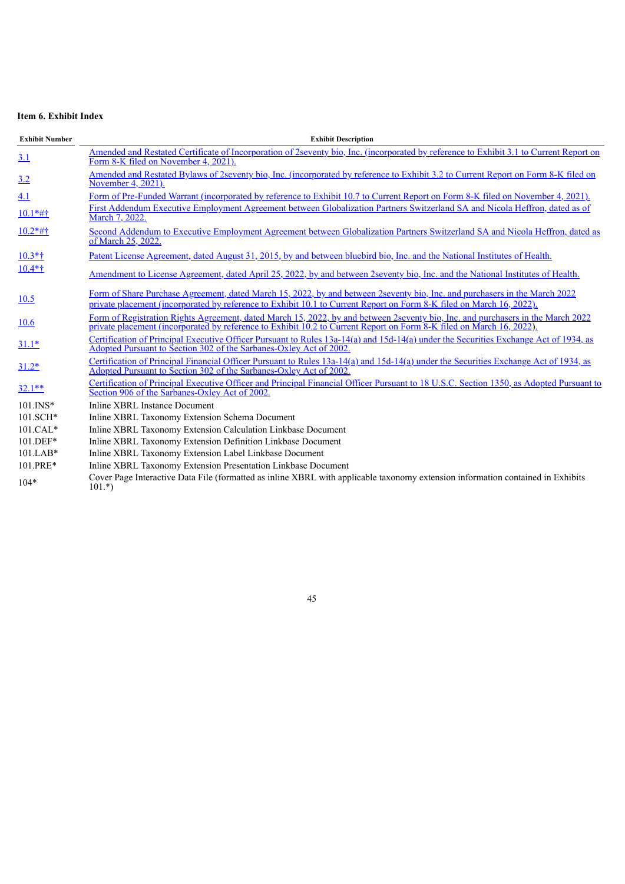**Item 6. Exhibit Index**

| Exhibit Number | Exhibit Description |
|---|---|
| 3.1 | Amended and Restated Certificate of Incorporation of 2seventy bio, Inc. (incorporated by reference to Exhibit 3.1 to Current Report on Form 8-K filed on November 4, 2021). |
| 3.2 | Amended and Restated Bylaws of 2seventy bio, Inc. (incorporated by reference to Exhibit 3.2 to Current Report on Form 8-K filed on November 4, 2021). |
| 4.1 | Form of Pre-Funded Warrant (incorporated by reference to Exhibit 10.7 to Current Report on Form 8-K filed on November 4, 2021). |
| 10.1*#† | First Addendum Executive Employment Agreement between Globalization Partners Switzerland SA and Nicola Heffron, dated as of March 7, 2022. |
| 10.2*#† | Second Addendum to Executive Employment Agreement between Globalization Partners Switzerland SA and Nicola Heffron, dated as of March 25, 2022. |
| 10.3*† | Patent License Agreement, dated August 31, 2015, by and between bluebird bio, Inc. and the National Institutes of Health. |
| 10.4*† | Amendment to License Agreement, dated April 25, 2022, by and between 2seventy bio, Inc. and the National Institutes of Health. |
| 10.5 | Form of Share Purchase Agreement, dated March 15, 2022, by and between 2seventy bio, Inc. and purchasers in the March 2022 private placement (incorporated by reference to Exhibit 10.1 to Current Report on Form 8-K filed on March 16, 2022). |
| 10.6 | Form of Registration Rights Agreement, dated March 15, 2022, by and between 2seventy bio, Inc. and purchasers in the March 2022 private placement (incorporated by reference to Exhibit 10.2 to Current Report on Form 8-K filed on March 16, 2022). |
| 31.1* | Certification of Principal Executive Officer Pursuant to Rules 13a-14(a) and 15d-14(a) under the Securities Exchange Act of 1934, as Adopted Pursuant to Section 302 of the Sarbanes-Oxley Act of 2002. |
| 31.2* | Certification of Principal Financial Officer Pursuant to Rules 13a-14(a) and 15d-14(a) under the Securities Exchange Act of 1934, as Adopted Pursuant to Section 302 of the Sarbanes-Oxley Act of 2002. |
| 32.1** | Certification of Principal Executive Officer and Principal Financial Officer Pursuant to 18 U.S.C. Section 1350, as Adopted Pursuant to Section 906 of the Sarbanes-Oxley Act of 2002. |
| 101.INS* | Inline XBRL Instance Document |
| 101.SCH* | Inline XBRL Taxonomy Extension Schema Document |
| 101.CAL* | Inline XBRL Taxonomy Extension Calculation Linkbase Document |
| 101.DEF* | Inline XBRL Taxonomy Extension Definition Linkbase Document |
| 101.LAB* | Inline XBRL Taxonomy Extension Label Linkbase Document |
| 101.PRE* | Inline XBRL Taxonomy Extension Presentation Linkbase Document |
| 104* | Cover Page Interactive Data File (formatted as inline XBRL with applicable taxonomy extension information contained in Exhibits 101.*) |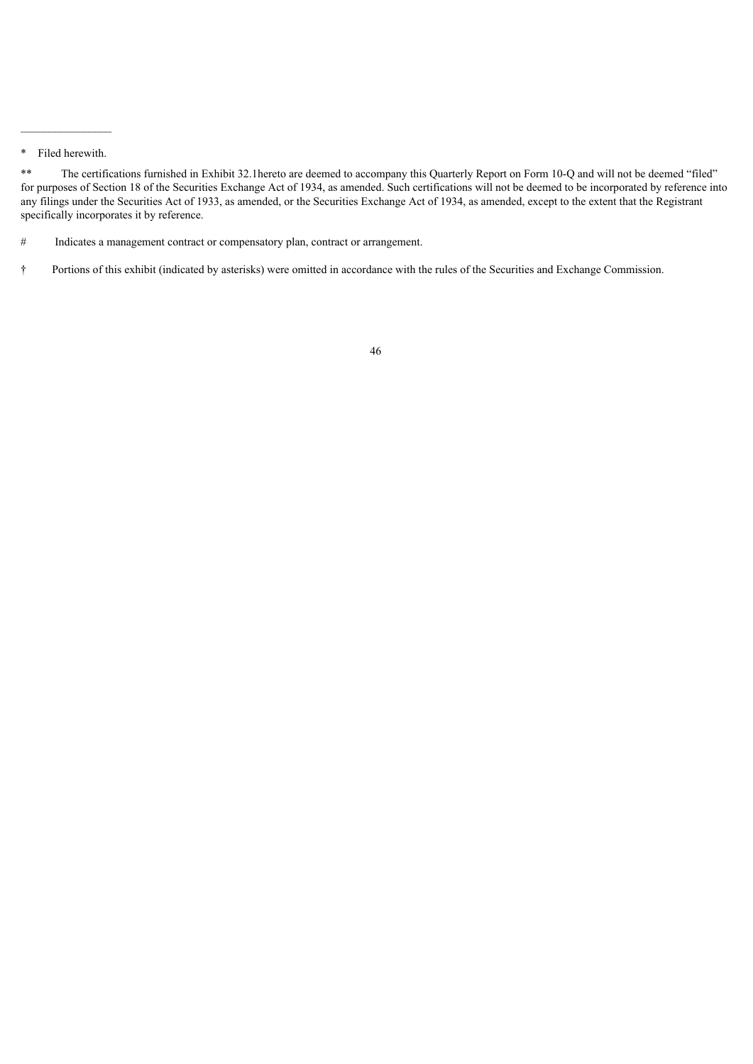---

\* Filed herewith.

\*\* The certifications furnished in Exhibit 32.1hereto are deemed to accompany this Quarterly Report on Form 10-Q and will not be deemed “filed” for purposes of Section 18 of the Securities Exchange Act of 1934, as amended. Such certifications will not be deemed to be incorporated by reference into any filings under the Securities Act of 1933, as amended, or the Securities Exchange Act of 1934, as amended, except to the extent that the Registrant specifically incorporates it by reference.

\# Indicates a management contract or compensatory plan, contract or arrangement.

† Portions of this exhibit (indicated by asterisks) were omitted in accordance with the rules of the Securities and Exchange Commission.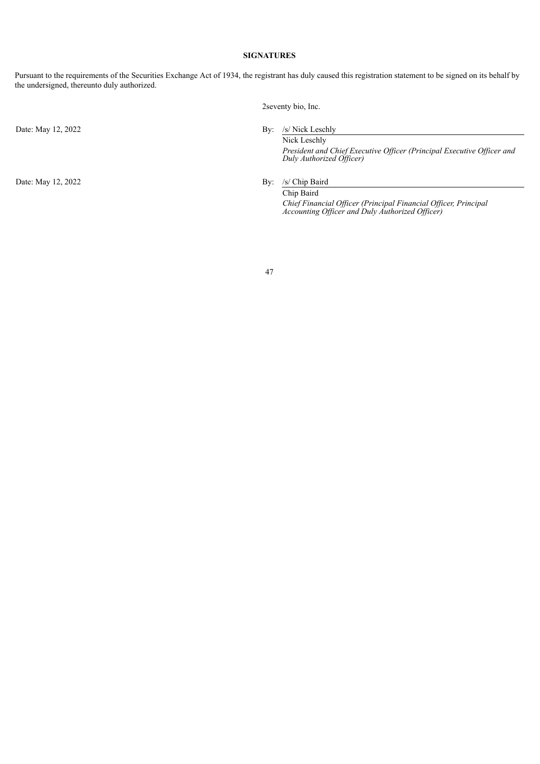## SIGNATURES

Pursuant to the requirements of the Securities Exchange Act of 1934, the registrant has duly caused this registration statement to be signed on its behalf by the undersigned, thereunto duly authorized.

2seventy bio, Inc.

Date: May 12, 2022

By: /s/ Nick Leschly

Nick Leschly

*President and Chief Executive Officer (Principal Executive Officer and Duly Authorized Officer)*

Date: May 12, 2022

By: /s/ Chip Baird

Chip Baird

*Chief Financial Officer (Principal Financial Officer, Principal Accounting Officer and Duly Authorized Officer)*